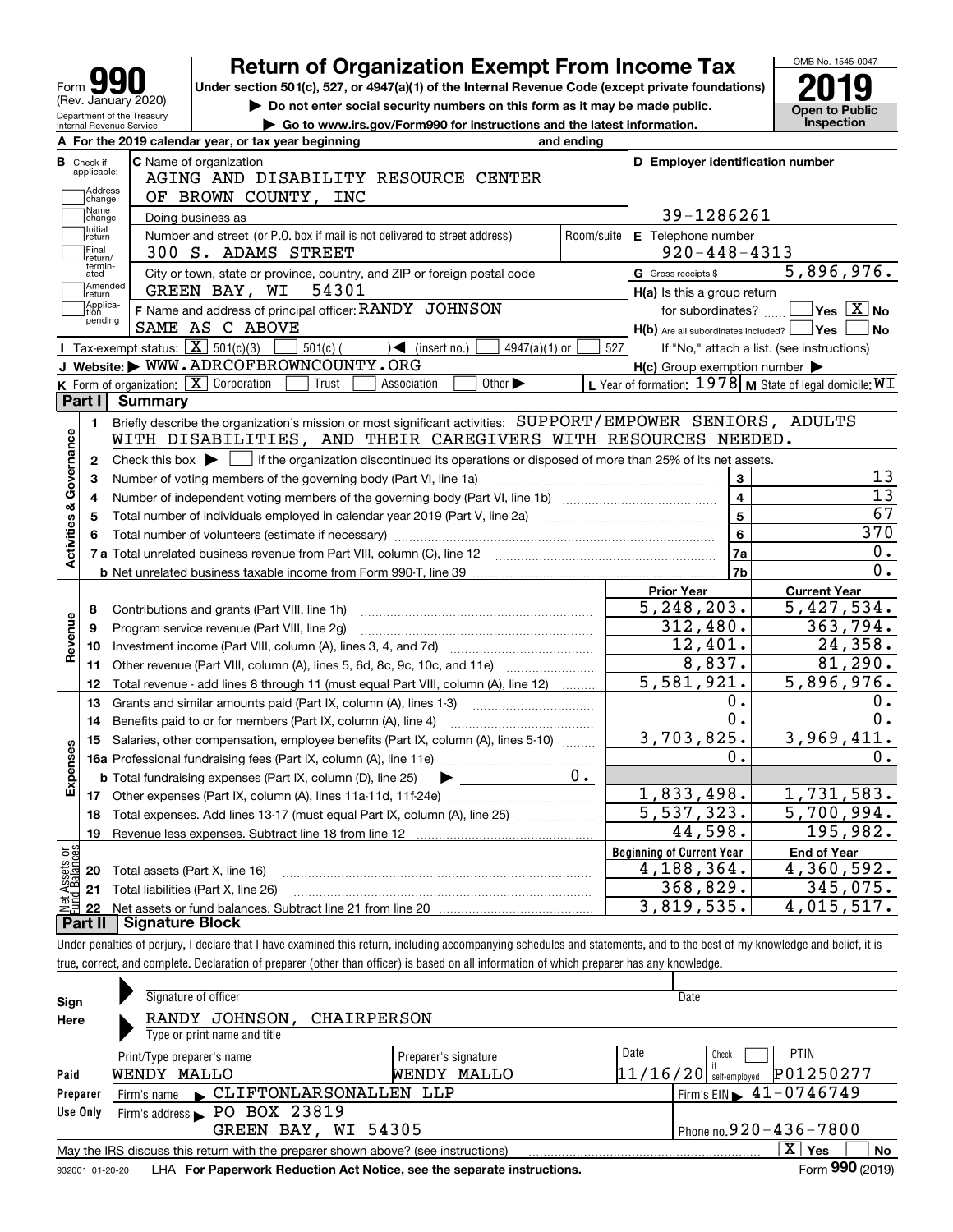# Form 990 — Return of Organization Exempt From Income Tax (2019)

Form **990** (Rev. January 2020)

Department of the Treasury
Internal Revenue Service

**Return of Organization Exempt From Income Tax**

Under section 501(c), 527, or 4947(a)(1) of the Internal Revenue Code (except private foundations)

▶ Do not enter social security numbers on this form as it may be made public.

▶ Go to www.irs.gov/Form990 for instructions and the latest information.

OMB No. 1545-0047

**2019**

**Open to Public Inspection**

**A** For the 2019 calendar year, or tax year beginning and ending

**B** Check if applicable: Address change / Name change / Initial return / Final return/terminated / Amended return / Application pending

**C** Name of organization: AGING AND DISABILITY RESOURCE CENTER OF BROWN COUNTY, INC

Doing business as

Number and street (or P.O. box if mail is not delivered to street address): 300 S. ADAMS STREET — Room/suite

City or town, state or province, country, and ZIP or foreign postal code: GREEN BAY, WI 54301

**D** Employer identification number: 39-1286261

**E** Telephone number: 920-448-4313

**G** Gross receipts $ 5,896,976.

**F** Name and address of principal officer: RANDY JOHNSON, SAME AS C ABOVE

**H(a)** Is this a group return for subordinates? ☐ Yes ☒ No

**H(b)** Are all subordinates included? ☐ Yes ☐ No — If "No," attach a list. (see instructions)

**H(c)** Group exemption number ▶

**I** Tax-exempt status: ☒ 501(c)(3) ☐ 501(c) ( ) ◀ (insert no.) ☐ 4947(a)(1) or ☐ 527

**J** Website: ▶ WWW.ADRCOFBROWNCOUNTY.ORG

**K** Form of organization: ☒ Corporation ☐ Trust ☐ Association ☐ Other ▶

**L** Year of formation: 1978 **M** State of legal domicile: WI

## Part I Summary

**Activities & Governance**

1 Briefly describe the organization's mission or most significant activities: SUPPORT/EMPOWER SENIORS, ADULTS WITH DISABILITIES, AND THEIR CAREGIVERS WITH RESOURCES NEEDED.

2 Check this box ▶ ☐ if the organization discontinued its operations or disposed of more than 25% of its net assets.

| | | | |
|---|---|---|---|
| 3 | Number of voting members of the governing body (Part VI, line 1a) | 3 | 13 |
| 4 | Number of independent voting members of the governing body (Part VI, line 1b) | 4 | 13 |
| 5 | Total number of individuals employed in calendar year 2019 (Part V, line 2a) | 5 | 67 |
| 6 | Total number of volunteers (estimate if necessary) | 6 | 370 |
| 7a | Total unrelated business revenue from Part VIII, column (C), line 12 | 7a | 0. |
| b | Net unrelated business taxable income from Form 990-T, line 39 | 7b | 0. |

| | | Prior Year | Current Year |
|---|---|---|---|
| **Revenue** | | | |
| 8 | Contributions and grants (Part VIII, line 1h) | 5,248,203. | 5,427,534. |
| 9 | Program service revenue (Part VIII, line 2g) | 312,480. | 363,794. |
| 10 | Investment income (Part VIII, column (A), lines 3, 4, and 7d) | 12,401. | 24,358. |
| 11 | Other revenue (Part VIII, column (A), lines 5, 6d, 8c, 9c, 10c, and 11e) | 8,837. | 81,290. |
| 12 | Total revenue - add lines 8 through 11 (must equal Part VIII, column (A), line 12) | 5,581,921. | 5,896,976. |
| **Expenses** | | | |
| 13 | Grants and similar amounts paid (Part IX, column (A), lines 1-3) | 0. | 0. |
| 14 | Benefits paid to or for members (Part IX, column (A), line 4) | 0. | 0. |
| 15 | Salaries, other compensation, employee benefits (Part IX, column (A), lines 5-10) | 3,703,825. | 3,969,411. |
| 16a | Professional fundraising fees (Part IX, column (A), line 11e) | 0. | 0. |
| b | Total fundraising expenses (Part IX, column (D), line 25) ▶ 0. | | |
| 17 | Other expenses (Part IX, column (A), lines 11a-11d, 11f-24e) | 1,833,498. | 1,731,583. |
| 18 | Total expenses. Add lines 13-17 (must equal Part IX, column (A), line 25) | 5,537,323. | 5,700,994. |
| 19 | Revenue less expenses. Subtract line 18 from line 12 | 44,598. | 195,982. |
| **Net Assets or Fund Balances** | | **Beginning of Current Year** | **End of Year** |
| 20 | Total assets (Part X, line 16) | 4,188,364. | 4,360,592. |
| 21 | Total liabilities (Part X, line 26) | 368,829. | 345,075. |
| 22 | Net assets or fund balances. Subtract line 21 from line 20 | 3,819,535. | 4,015,517. |

## Part II Signature Block

Under penalties of perjury, I declare that I have examined this return, including accompanying schedules and statements, and to the best of my knowledge and belief, it is true, correct, and complete. Declaration of preparer (other than officer) is based on all information of which preparer has any knowledge.

**Sign Here**

Signature of officer — Date

RANDY JOHNSON, CHAIRPERSON

Type or print name and title

**Paid Preparer Use Only**

| Print/Type preparer's name | Preparer's signature | Date | Check ☐ if self-employed | PTIN |
|---|---|---|---|---|
| WENDY MALLO | WENDY MALLO | 11/16/20 | | P01250277 |

Firm's name ▶ CLIFTONLARSONALLEN LLP — Firm's EIN ▶ 41-0746749

Firm's address ▶ PO BOX 23819, GREEN BAY, WI 54305 — Phone no. 920-436-7800

May the IRS discuss this return with the preparer shown above? (see instructions) ☒ Yes ☐ No

932001 01-20-20 LHA For Paperwork Reduction Act Notice, see the separate instructions. Form **990** (2019)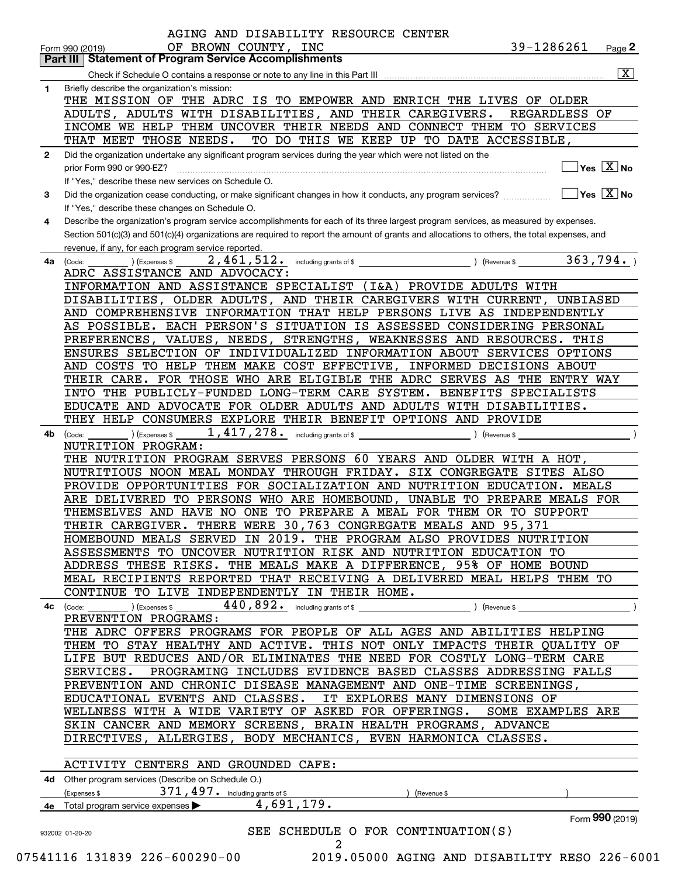AGING AND DISABILITY RESOURCE CENTER OF BROWN COUNTY, INC — 39-1286261

Form 990 (2019) Page 2

**Part III | Statement of Program Service Accomplishments**

Check if Schedule O contains a response or note to any line in this Part III ..... [X]

**1** Briefly describe the organization's mission:

THE MISSION OF THE ADRC IS TO EMPOWER AND ENRICH THE LIVES OF OLDER ADULTS, ADULTS WITH DISABILITIES, AND THEIR CAREGIVERS. REGARDLESS OF INCOME WE HELP THEM UNCOVER THEIR NEEDS AND CONNECT THEM TO SERVICES THAT MEET THOSE NEEDS. TO DO THIS WE KEEP UP TO DATE ACCESSIBLE,

**2** Did the organization undertake any significant program services during the year which were not listed on the prior Form 990 or 990-EZ? ..... [ ] Yes [X] No

If "Yes," describe these new services on Schedule O.

**3** Did the organization cease conducting, or make significant changes in how it conducts, any program services? ..... [ ] Yes [X] No

If "Yes," describe these changes on Schedule O.

**4** Describe the organization's program service accomplishments for each of its three largest program services, as measured by expenses. Section 501(c)(3) and 501(c)(4) organizations are required to report the amount of grants and allocations to others, the total expenses, and revenue, if any, for each program service reported.

**4a** (Code: ) (Expenses $ 2,461,512. including grants of $ ) (Revenue $ 363,794. )

ADRC ASSISTANCE AND ADVOCACY:
INFORMATION AND ASSISTANCE SPECIALIST (I&A) PROVIDE ADULTS WITH DISABILITIES, OLDER ADULTS, AND THEIR CAREGIVERS WITH CURRENT, UNBIASED AND COMPREHENSIVE INFORMATION THAT HELP PERSONS LIVE AS INDEPENDENTLY AS POSSIBLE. EACH PERSON'S SITUATION IS ASSESSED CONSIDERING PERSONAL PREFERENCES, VALUES, NEEDS, STRENGTHS, WEAKNESSES AND RESOURCES. THIS ENSURES SELECTION OF INDIVIDUALIZED INFORMATION ABOUT SERVICES OPTIONS AND COSTS TO HELP THEM MAKE COST EFFECTIVE, INFORMED DECISIONS ABOUT THEIR CARE. FOR THOSE WHO ARE ELIGIBLE THE ADRC SERVES AS THE ENTRY WAY INTO THE PUBLICLY-FUNDED LONG-TERM CARE SYSTEM. BENEFITS SPECIALISTS EDUCATE AND ADVOCATE FOR OLDER ADULTS AND ADULTS WITH DISABILITIES. THEY HELP CONSUMERS EXPLORE THEIR BENEFIT OPTIONS AND PROVIDE

**4b** (Code: ) (Expenses $ 1,417,278. including grants of $ ) (Revenue $ )

NUTRITION PROGRAM:
THE NUTRITION PROGRAM SERVES PERSONS 60 YEARS AND OLDER WITH A HOT, NUTRITIOUS NOON MEAL MONDAY THROUGH FRIDAY. SIX CONGREGATE SITES ALSO PROVIDE OPPORTUNITIES FOR SOCIALIZATION AND NUTRITION EDUCATION. MEALS ARE DELIVERED TO PERSONS WHO ARE HOMEBOUND, UNABLE TO PREPARE MEALS FOR THEMSELVES AND HAVE NO ONE TO PREPARE A MEAL FOR THEM OR TO SUPPORT THEIR CAREGIVER. THERE WERE 30,763 CONGREGATE MEALS AND 95,371 HOMEBOUND MEALS SERVED IN 2019. THE PROGRAM ALSO PROVIDES NUTRITION ASSESSMENTS TO UNCOVER NUTRITION RISK AND NUTRITION EDUCATION TO ADDRESS THESE RISKS. THE MEALS MAKE A DIFFERENCE, 95% OF HOME BOUND MEAL RECIPIENTS REPORTED THAT RECEIVING A DELIVERED MEAL HELPS THEM TO CONTINUE TO LIVE INDEPENDENTLY IN THEIR HOME.

**4c** (Code: ) (Expenses $ 440,892. including grants of $ ) (Revenue $ )

PREVENTION PROGRAMS:
THE ADRC OFFERS PROGRAMS FOR PEOPLE OF ALL AGES AND ABILITIES HELPING THEM TO STAY HEALTHY AND ACTIVE. THIS NOT ONLY IMPACTS THEIR QUALITY OF LIFE BUT REDUCES AND/OR ELIMINATES THE NEED FOR COSTLY LONG-TERM CARE SERVICES. PROGRAMING INCLUDES EVIDENCE BASED CLASSES ADDRESSING FALLS PREVENTION AND CHRONIC DISEASE MANAGEMENT AND ONE-TIME SCREENINGS, EDUCATIONAL EVENTS AND CLASSES. IT EXPLORES MANY DIMENSIONS OF WELLNESS WITH A WIDE VARIETY OF ASKED FOR OFFERINGS. SOME EXAMPLES ARE SKIN CANCER AND MEMORY SCREENS, BRAIN HEALTH PROGRAMS, ADVANCE DIRECTIVES, ALLERGIES, BODY MECHANICS, EVEN HARMONICA CLASSES.

ACTIVITY CENTERS AND GROUNDED CAFE:

**4d** Other program services (Describe on Schedule O.)
(Expenses $ 371,497. including grants of $ ) (Revenue $ )

**4e** Total program service expenses ▶ 4,691,179.

SEE SCHEDULE O FOR CONTINUATION(S)

Form **990** (2019)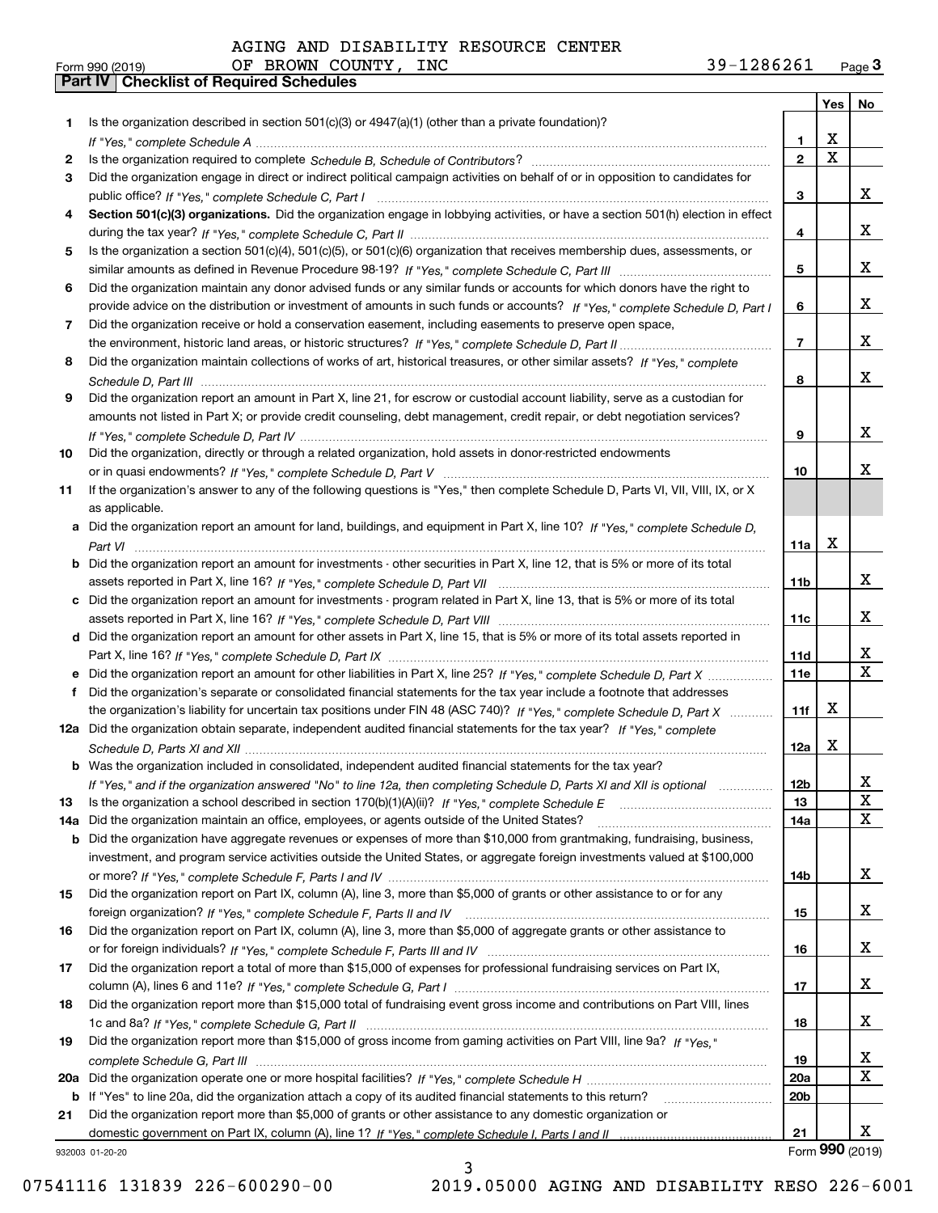AGING AND DISABILITY RESOURCE CENTER
Form 990 (2019) OF BROWN COUNTY, INC 39-1286261 Page 3

**Part IV Checklist of Required Schedules**

| | | | Yes | No |
|---|---|---|---|---|
| 1 | Is the organization described in section 501(c)(3) or 4947(a)(1) (other than a private foundation)? *If "Yes," complete Schedule A* | 1 | X | |
| 2 | Is the organization required to complete *Schedule B, Schedule of Contributors*? | 2 | X | |
| 3 | Did the organization engage in direct or indirect political campaign activities on behalf of or in opposition to candidates for public office? *If "Yes," complete Schedule C, Part I* | 3 | | X |
| 4 | **Section 501(c)(3) organizations.** Did the organization engage in lobbying activities, or have a section 501(h) election in effect during the tax year? *If "Yes," complete Schedule C, Part II* | 4 | | X |
| 5 | Is the organization a section 501(c)(4), 501(c)(5), or 501(c)(6) organization that receives membership dues, assessments, or similar amounts as defined in Revenue Procedure 98-19? *If "Yes," complete Schedule C, Part III* | 5 | | X |
| 6 | Did the organization maintain any donor advised funds or any similar funds or accounts for which donors have the right to provide advice on the distribution or investment of amounts in such funds or accounts? *If "Yes," complete Schedule D, Part I* | 6 | | X |
| 7 | Did the organization receive or hold a conservation easement, including easements to preserve open space, the environment, historic land areas, or historic structures? *If "Yes," complete Schedule D, Part II* | 7 | | X |
| 8 | Did the organization maintain collections of works of art, historical treasures, or other similar assets? *If "Yes," complete Schedule D, Part III* | 8 | | X |
| 9 | Did the organization report an amount in Part X, line 21, for escrow or custodial account liability, serve as a custodian for amounts not listed in Part X; or provide credit counseling, debt management, credit repair, or debt negotiation services? *If "Yes," complete Schedule D, Part IV* | 9 | | X |
| 10 | Did the organization, directly or through a related organization, hold assets in donor-restricted endowments or in quasi endowments? *If "Yes," complete Schedule D, Part V* | 10 | | X |
| 11 | If the organization's answer to any of the following questions is "Yes," then complete Schedule D, Parts VI, VII, VIII, IX, or X as applicable. | | | |
| a | Did the organization report an amount for land, buildings, and equipment in Part X, line 10? *If "Yes," complete Schedule D, Part VI* | 11a | X | |
| b | Did the organization report an amount for investments - other securities in Part X, line 12, that is 5% or more of its total assets reported in Part X, line 16? *If "Yes," complete Schedule D, Part VII* | 11b | | X |
| c | Did the organization report an amount for investments - program related in Part X, line 13, that is 5% or more of its total assets reported in Part X, line 16? *If "Yes," complete Schedule D, Part VIII* | 11c | | X |
| d | Did the organization report an amount for other assets in Part X, line 15, that is 5% or more of its total assets reported in Part X, line 16? *If "Yes," complete Schedule D, Part IX* | 11d | | X |
| e | Did the organization report an amount for other liabilities in Part X, line 25? *If "Yes," complete Schedule D, Part X* | 11e | | X |
| f | Did the organization's separate or consolidated financial statements for the tax year include a footnote that addresses the organization's liability for uncertain tax positions under FIN 48 (ASC 740)? *If "Yes," complete Schedule D, Part X* | 11f | X | |
| 12a | Did the organization obtain separate, independent audited financial statements for the tax year? *If "Yes," complete Schedule D, Parts XI and XII* | 12a | X | |
| b | Was the organization included in consolidated, independent audited financial statements for the tax year? *If "Yes," and if the organization answered "No" to line 12a, then completing Schedule D, Parts XI and XII is optional* | 12b | | X |
| 13 | Is the organization a school described in section 170(b)(1)(A)(ii)? *If "Yes," complete Schedule E* | 13 | | X |
| 14a | Did the organization maintain an office, employees, or agents outside of the United States? | 14a | | X |
| b | Did the organization have aggregate revenues or expenses of more than $10,000 from grantmaking, fundraising, business, investment, and program service activities outside the United States, or aggregate foreign investments valued at $100,000 or more? *If "Yes," complete Schedule F, Parts I and IV* | 14b | | X |
| 15 | Did the organization report on Part IX, column (A), line 3, more than $5,000 of grants or other assistance to or for any foreign organization? *If "Yes," complete Schedule F, Parts II and IV* | 15 | | X |
| 16 | Did the organization report on Part IX, column (A), line 3, more than $5,000 of aggregate grants or other assistance to or for foreign individuals? *If "Yes," complete Schedule F, Parts III and IV* | 16 | | X |
| 17 | Did the organization report a total of more than $15,000 of expenses for professional fundraising services on Part IX, column (A), lines 6 and 11e? *If "Yes," complete Schedule G, Part I* | 17 | | X |
| 18 | Did the organization report more than $15,000 total of fundraising event gross income and contributions on Part VIII, lines 1c and 8a? *If "Yes," complete Schedule G, Part II* | 18 | | X |
| 19 | Did the organization report more than $15,000 of gross income from gaming activities on Part VIII, line 9a? *If "Yes," complete Schedule G, Part III* | 19 | | X |
| 20a | Did the organization operate one or more hospital facilities? *If "Yes," complete Schedule H* | 20a | | X |
| b | If "Yes" to line 20a, did the organization attach a copy of its audited financial statements to this return? | 20b | | |
| 21 | Did the organization report more than $5,000 of grants or other assistance to any domestic organization or domestic government on Part IX, column (A), line 1? *If "Yes," complete Schedule I, Parts I and II* | 21 | | X |

932003 01-20-20 Form 990 (2019)

07541116 131839 226-600290-00 2019.05000 AGING AND DISABILITY RESO 226-6001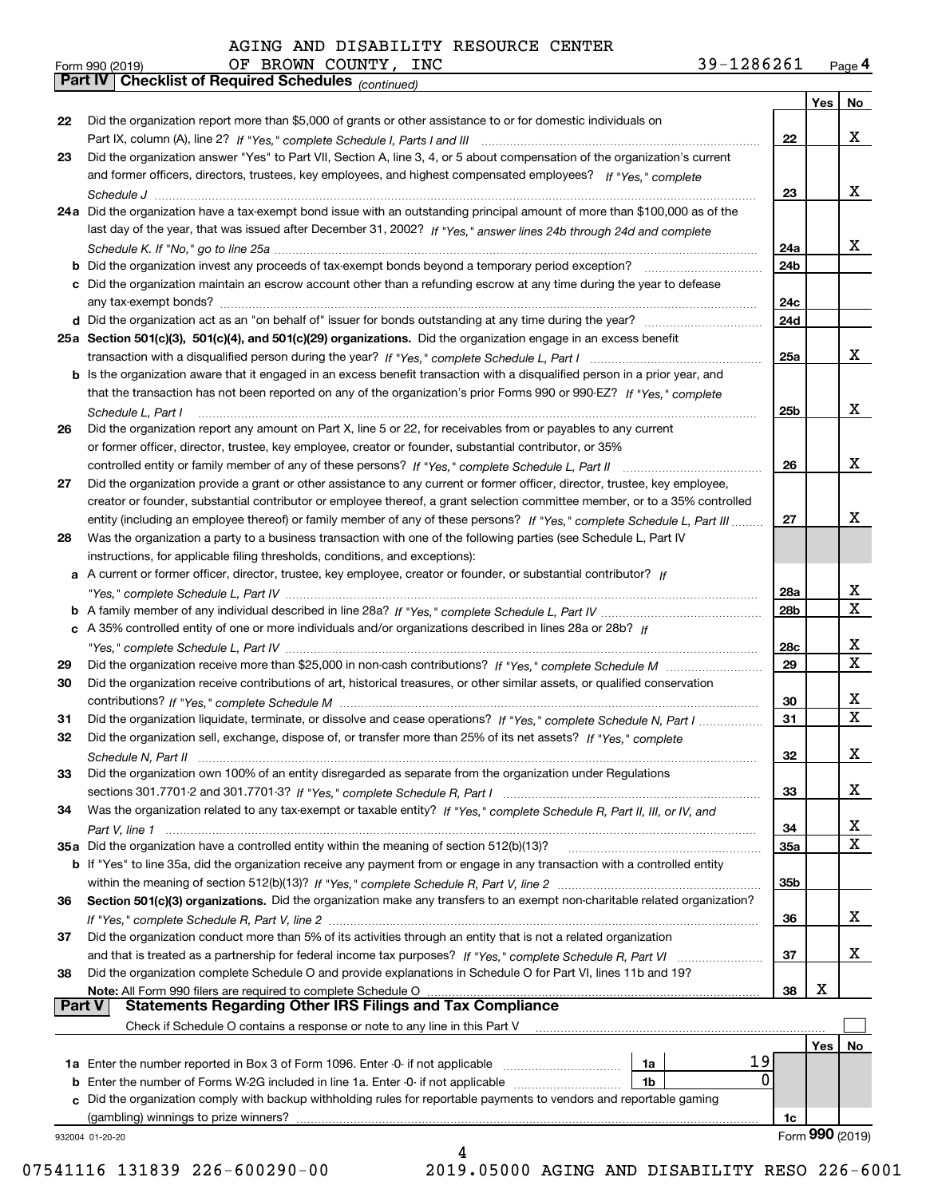AGING AND DISABILITY RESOURCE CENTER
OF BROWN COUNTY, INC 39-1286261

Form 990 (2019) Page 4

**Part IV Checklist of Required Schedules** *(continued)*

| | | | Yes | No |
|---|---|---|---|---|
| 22 | Did the organization report more than $5,000 of grants or other assistance to or for domestic individuals on Part IX, column (A), line 2? *If "Yes," complete Schedule I, Parts I and III* | 22 | | X |
| 23 | Did the organization answer "Yes" to Part VII, Section A, line 3, 4, or 5 about compensation of the organization's current and former officers, directors, trustees, key employees, and highest compensated employees? *If "Yes," complete Schedule J* | 23 | | X |
| 24a | Did the organization have a tax-exempt bond issue with an outstanding principal amount of more than $100,000 as of the last day of the year, that was issued after December 31, 2002? *If "Yes," answer lines 24b through 24d and complete Schedule K. If "No," go to line 25a* | 24a | | X |
| b | Did the organization invest any proceeds of tax-exempt bonds beyond a temporary period exception? | 24b | | |
| c | Did the organization maintain an escrow account other than a refunding escrow at any time during the year to defease any tax-exempt bonds? | 24c | | |
| d | Did the organization act as an "on behalf of" issuer for bonds outstanding at any time during the year? | 24d | | |
| 25a | **Section 501(c)(3), 501(c)(4), and 501(c)(29) organizations.** Did the organization engage in an excess benefit transaction with a disqualified person during the year? *If "Yes," complete Schedule L, Part I* | 25a | | X |
| b | Is the organization aware that it engaged in an excess benefit transaction with a disqualified person in a prior year, and that the transaction has not been reported on any of the organization's prior Forms 990 or 990-EZ? *If "Yes," complete Schedule L, Part I* | 25b | | X |
| 26 | Did the organization report any amount on Part X, line 5 or 22, for receivables from or payables to any current or former officer, director, trustee, key employee, creator or founder, substantial contributor, or 35% controlled entity or family member of any of these persons? *If "Yes," complete Schedule L, Part II* | 26 | | X |
| 27 | Did the organization provide a grant or other assistance to any current or former officer, director, trustee, key employee, creator or founder, substantial contributor or employee thereof, a grant selection committee member, or to a 35% controlled entity (including an employee thereof) or family member of any of these persons? *If "Yes," complete Schedule L, Part III* | 27 | | X |
| 28 | Was the organization a party to a business transaction with one of the following parties (see Schedule L, Part IV instructions, for applicable filing thresholds, conditions, and exceptions): | | | |
| a | A current or former officer, director, trustee, key employee, creator or founder, or substantial contributor? *If "Yes," complete Schedule L, Part IV* | 28a | | X |
| b | A family member of any individual described in line 28a? *If "Yes," complete Schedule L, Part IV* | 28b | | X |
| c | A 35% controlled entity of one or more individuals and/or organizations described in lines 28a or 28b? *If "Yes," complete Schedule L, Part IV* | 28c | | X |
| 29 | Did the organization receive more than $25,000 in non-cash contributions? *If "Yes," complete Schedule M* | 29 | | X |
| 30 | Did the organization receive contributions of art, historical treasures, or other similar assets, or qualified conservation contributions? *If "Yes," complete Schedule M* | 30 | | X |
| 31 | Did the organization liquidate, terminate, or dissolve and cease operations? *If "Yes," complete Schedule N, Part I* | 31 | | X |
| 32 | Did the organization sell, exchange, dispose of, or transfer more than 25% of its net assets? *If "Yes," complete Schedule N, Part II* | 32 | | X |
| 33 | Did the organization own 100% of an entity disregarded as separate from the organization under Regulations sections 301.7701-2 and 301.7701-3? *If "Yes," complete Schedule R, Part I* | 33 | | X |
| 34 | Was the organization related to any tax-exempt or taxable entity? *If "Yes," complete Schedule R, Part II, III, or IV, and Part V, line 1* | 34 | | X |
| 35a | Did the organization have a controlled entity within the meaning of section 512(b)(13)? | 35a | | X |
| b | If "Yes" to line 35a, did the organization receive any payment from or engage in any transaction with a controlled entity within the meaning of section 512(b)(13)? *If "Yes," complete Schedule R, Part V, line 2* | 35b | | |
| 36 | **Section 501(c)(3) organizations.** Did the organization make any transfers to an exempt non-charitable related organization? *If "Yes," complete Schedule R, Part V, line 2* | 36 | | X |
| 37 | Did the organization conduct more than 5% of its activities through an entity that is not a related organization and that is treated as a partnership for federal income tax purposes? *If "Yes," complete Schedule R, Part VI* | 37 | | X |
| 38 | Did the organization complete Schedule O and provide explanations in Schedule O for Part VI, lines 11b and 19? **Note:** All Form 990 filers are required to complete Schedule O | 38 | X | |

**Part V Statements Regarding Other IRS Filings and Tax Compliance**

Check if Schedule O contains a response or note to any line in this Part V ☐

| | | | | | Yes | No |
|---|---|---|---|---|---|---|
| 1a | Enter the number reported in Box 3 of Form 1096. Enter -0- if not applicable | 1a | 19 | | | |
| b | Enter the number of Forms W-2G included in line 1a. Enter -0- if not applicable | 1b | 0 | | | |
| c | Did the organization comply with backup withholding rules for reportable payments to vendors and reportable gaming (gambling) winnings to prize winners? | | | 1c | | |

932004 01-20-20 Form **990** (2019)

07541116 131839 226-600290-00 2019.05000 AGING AND DISABILITY RESO 226-6001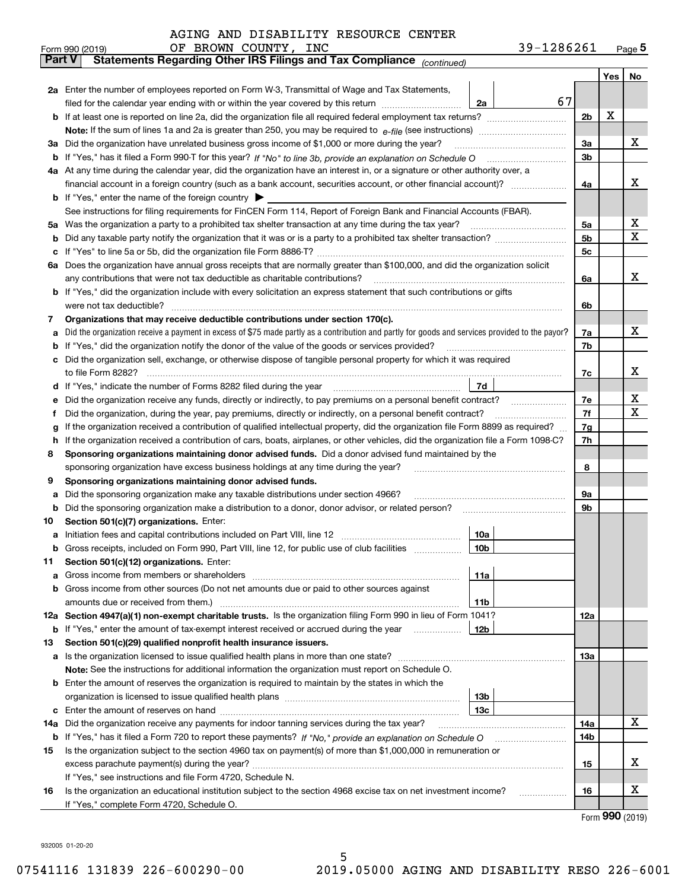AGING AND DISABILITY RESOURCE CENTER
OF BROWN COUNTY, INC 39-1286261

Form 990 (2019) Page **5**

**Part V Statements Regarding Other IRS Filings and Tax Compliance** *(continued)*

| | | | | Yes | No |
|---|---|---|---|---|---|
| **2a** | Enter the number of employees reported on Form W-3, Transmittal of Wage and Tax Statements, filed for the calendar year ending with or within the year covered by this return | 2a | 67 | | |
| **b** | If at least one is reported on line 2a, did the organization file all required federal employment tax returns? | | 2b | X | |
| | **Note:** If the sum of lines 1a and 2a is greater than 250, you may be required to *e-file* (see instructions) | | | | |
| **3a** | Did the organization have unrelated business gross income of $1,000 or more during the year? | | 3a | | X |
| **b** | If "Yes," has it filed a Form 990-T for this year? *If "No" to line 3b, provide an explanation on Schedule O* | | 3b | | |
| **4a** | At any time during the calendar year, did the organization have an interest in, or a signature or other authority over, a financial account in a foreign country (such as a bank account, securities account, or other financial account)? | | 4a | | X |
| **b** | If "Yes," enter the name of the foreign country ▶ | | | | |
| | See instructions for filing requirements for FinCEN Form 114, Report of Foreign Bank and Financial Accounts (FBAR). | | | | |
| **5a** | Was the organization a party to a prohibited tax shelter transaction at any time during the tax year? | | 5a | | X |
| **b** | Did any taxable party notify the organization that it was or is a party to a prohibited tax shelter transaction? | | 5b | | X |
| **c** | If "Yes" to line 5a or 5b, did the organization file Form 8886-T? | | 5c | | |
| **6a** | Does the organization have annual gross receipts that are normally greater than $100,000, and did the organization solicit any contributions that were not tax deductible as charitable contributions? | | 6a | | X |
| **b** | If "Yes," did the organization include with every solicitation an express statement that such contributions or gifts were not tax deductible? | | 6b | | |
| **7** | **Organizations that may receive deductible contributions under section 170(c).** | | | | |
| **a** | Did the organization receive a payment in excess of $75 made partly as a contribution and partly for goods and services provided to the payor? | | 7a | | X |
| **b** | If "Yes," did the organization notify the donor of the value of the goods or services provided? | | 7b | | |
| **c** | Did the organization sell, exchange, or otherwise dispose of tangible personal property for which it was required to file Form 8282? | | 7c | | X |
| **d** | If "Yes," indicate the number of Forms 8282 filed during the year | 7d | | | |
| **e** | Did the organization receive any funds, directly or indirectly, to pay premiums on a personal benefit contract? | | 7e | | X |
| **f** | Did the organization, during the year, pay premiums, directly or indirectly, on a personal benefit contract? | | 7f | | X |
| **g** | If the organization received a contribution of qualified intellectual property, did the organization file Form 8899 as required? | | 7g | | |
| **h** | If the organization received a contribution of cars, boats, airplanes, or other vehicles, did the organization file a Form 1098-C? | | 7h | | |
| **8** | **Sponsoring organizations maintaining donor advised funds.** Did a donor advised fund maintained by the sponsoring organization have excess business holdings at any time during the year? | | 8 | | |
| **9** | **Sponsoring organizations maintaining donor advised funds.** | | | | |
| **a** | Did the sponsoring organization make any taxable distributions under section 4966? | | 9a | | |
| **b** | Did the sponsoring organization make a distribution to a donor, donor advisor, or related person? | | 9b | | |
| **10** | **Section 501(c)(7) organizations.** Enter: | | | | |
| **a** | Initiation fees and capital contributions included on Part VIII, line 12 | 10a | | | |
| **b** | Gross receipts, included on Form 990, Part VIII, line 12, for public use of club facilities | 10b | | | |
| **11** | **Section 501(c)(12) organizations.** Enter: | | | | |
| **a** | Gross income from members or shareholders | 11a | | | |
| **b** | Gross income from other sources (Do not net amounts due or paid to other sources against amounts due or received from them.) | 11b | | | |
| **12a** | **Section 4947(a)(1) non-exempt charitable trusts.** Is the organization filing Form 990 in lieu of Form 1041? | | 12a | | |
| **b** | If "Yes," enter the amount of tax-exempt interest received or accrued during the year | 12b | | | |
| **13** | **Section 501(c)(29) qualified nonprofit health insurance issuers.** | | | | |
| **a** | Is the organization licensed to issue qualified health plans in more than one state? | | 13a | | |
| | **Note:** See the instructions for additional information the organization must report on Schedule O. | | | | |
| **b** | Enter the amount of reserves the organization is required to maintain by the states in which the organization is licensed to issue qualified health plans | 13b | | | |
| **c** | Enter the amount of reserves on hand | 13c | | | |
| **14a** | Did the organization receive any payments for indoor tanning services during the tax year? | | 14a | | X |
| **b** | If "Yes," has it filed a Form 720 to report these payments? *If "No," provide an explanation on Schedule O* | | 14b | | |
| **15** | Is the organization subject to the section 4960 tax on payment(s) of more than $1,000,000 in remuneration or excess parachute payment(s) during the year? | | 15 | | X |
| | If "Yes," see instructions and file Form 4720, Schedule N. | | | | |
| **16** | Is the organization an educational institution subject to the section 4968 excise tax on net investment income? | | 16 | | X |
| | If "Yes," complete Form 4720, Schedule O. | | | | |

Form **990** (2019)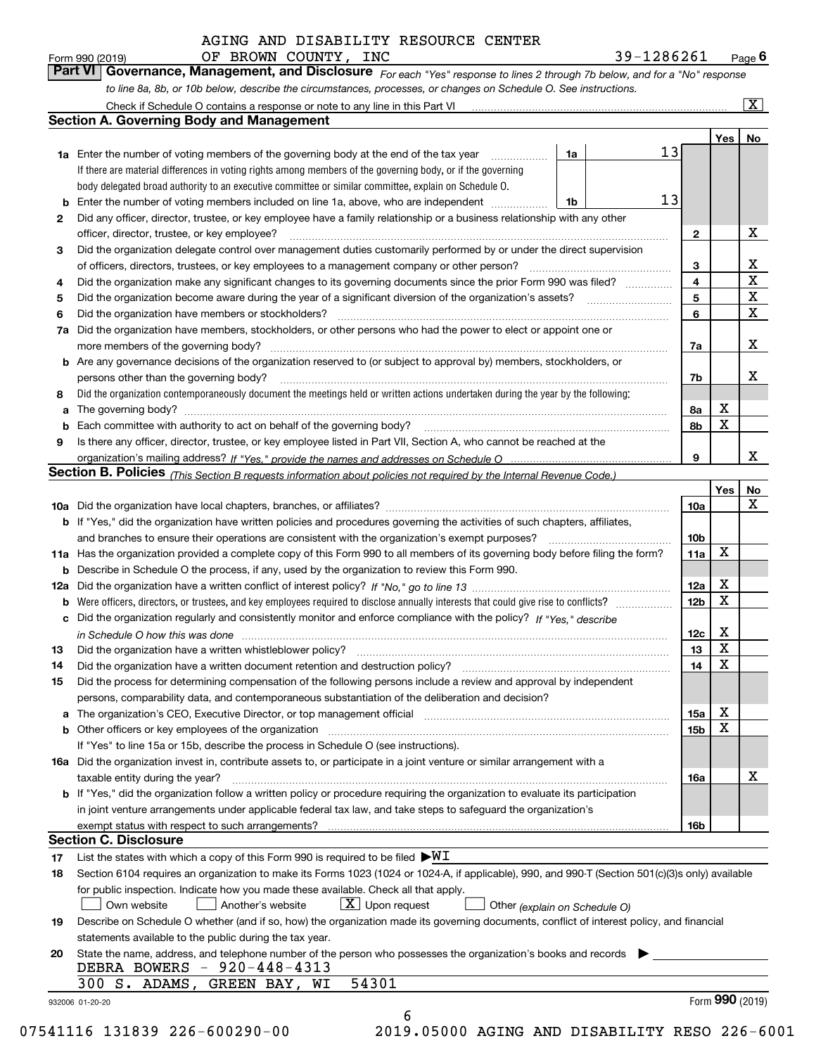AGING AND DISABILITY RESOURCE CENTER
Form 990 (2019) OF BROWN COUNTY, INC 39-1286261 Page 6

## Part VI Governance, Management, and Disclosure

*For each "Yes" response to lines 2 through 7b below, and for a "No" response to line 8a, 8b, or 10b below, describe the circumstances, processes, or changes on Schedule O. See instructions.*

Check if Schedule O contains a response or note to any line in this Part VI .......... [X]

### Section A. Governing Body and Management

| | | | | Yes | No |
|---|---|---|---|---|---|
| **1a** | Enter the number of voting members of the governing body at the end of the tax year ... **1a** 13 | | | | |
| | If there are material differences in voting rights among members of the governing body, or if the governing body delegated broad authority to an executive committee or similar committee, explain on Schedule O. | | | | |
| **b** | Enter the number of voting members included on line 1a, above, who are independent ... **1b** 13 | | | | |
| **2** | Did any officer, director, trustee, or key employee have a family relationship or a business relationship with any other officer, director, trustee, or key employee? | | **2** | | X |
| **3** | Did the organization delegate control over management duties customarily performed by or under the direct supervision of officers, directors, trustees, or key employees to a management company or other person? | | **3** | | X |
| **4** | Did the organization make any significant changes to its governing documents since the prior Form 990 was filed? | | **4** | | X |
| **5** | Did the organization become aware during the year of a significant diversion of the organization's assets? | | **5** | | X |
| **6** | Did the organization have members or stockholders? | | **6** | | X |
| **7a** | Did the organization have members, stockholders, or other persons who had the power to elect or appoint one or more members of the governing body? | | **7a** | | X |
| **b** | Are any governance decisions of the organization reserved to (or subject to approval by) members, stockholders, or persons other than the governing body? | | **7b** | | X |
| **8** | Did the organization contemporaneously document the meetings held or written actions undertaken during the year by the following: | | | | |
| **a** | The governing body? | | **8a** | X | |
| **b** | Each committee with authority to act on behalf of the governing body? | | **8b** | X | |
| **9** | Is there any officer, director, trustee, or key employee listed in Part VII, Section A, who cannot be reached at the organization's mailing address? *If "Yes," provide the names and addresses on Schedule O* | | **9** | | X |

### Section B. Policies *(This Section B requests information about policies not required by the Internal Revenue Code.)*

| | | | Yes | No |
|---|---|---|---|---|
| **10a** | Did the organization have local chapters, branches, or affiliates? | **10a** | | X |
| **b** | If "Yes," did the organization have written policies and procedures governing the activities of such chapters, affiliates, and branches to ensure their operations are consistent with the organization's exempt purposes? | **10b** | | |
| **11a** | Has the organization provided a complete copy of this Form 990 to all members of its governing body before filing the form? | **11a** | X | |
| **b** | Describe in Schedule O the process, if any, used by the organization to review this Form 990. | | | |
| **12a** | Did the organization have a written conflict of interest policy? *If "No," go to line 13* | **12a** | X | |
| **b** | Were officers, directors, or trustees, and key employees required to disclose annually interests that could give rise to conflicts? | **12b** | X | |
| **c** | Did the organization regularly and consistently monitor and enforce compliance with the policy? *If "Yes," describe in Schedule O how this was done* | **12c** | X | |
| **13** | Did the organization have a written whistleblower policy? | **13** | X | |
| **14** | Did the organization have a written document retention and destruction policy? | **14** | X | |
| **15** | Did the process for determining compensation of the following persons include a review and approval by independent persons, comparability data, and contemporaneous substantiation of the deliberation and decision? | | | |
| **a** | The organization's CEO, Executive Director, or top management official | **15a** | X | |
| **b** | Other officers or key employees of the organization | **15b** | X | |
| | If "Yes" to line 15a or 15b, describe the process in Schedule O (see instructions). | | | |
| **16a** | Did the organization invest in, contribute assets to, or participate in a joint venture or similar arrangement with a taxable entity during the year? | **16a** | | X |
| **b** | If "Yes," did the organization follow a written policy or procedure requiring the organization to evaluate its participation in joint venture arrangements under applicable federal tax law, and take steps to safeguard the organization's exempt status with respect to such arrangements? | **16b** | | |

### Section C. Disclosure

**17** List the states with which a copy of this Form 990 is required to be filed ▶WI

**18** Section 6104 requires an organization to make its Forms 1023 (1024 or 1024-A, if applicable), 990, and 990-T (Section 501(c)(3)s only) available for public inspection. Indicate how you made these available. Check all that apply.

[ ] Own website [ ] Another's website [X] Upon request [ ] Other *(explain on Schedule O)*

**19** Describe on Schedule O whether (and if so, how) the organization made its governing documents, conflict of interest policy, and financial statements available to the public during the tax year.

**20** State the name, address, and telephone number of the person who possesses the organization's books and records ▶

DEBRA BOWERS - 920-448-4313
300 S. ADAMS, GREEN BAY, WI 54301

932006 01-20-20 Form **990** (2019)

07541116 131839 226-600290-00 2019.05000 AGING AND DISABILITY RESO 226-6001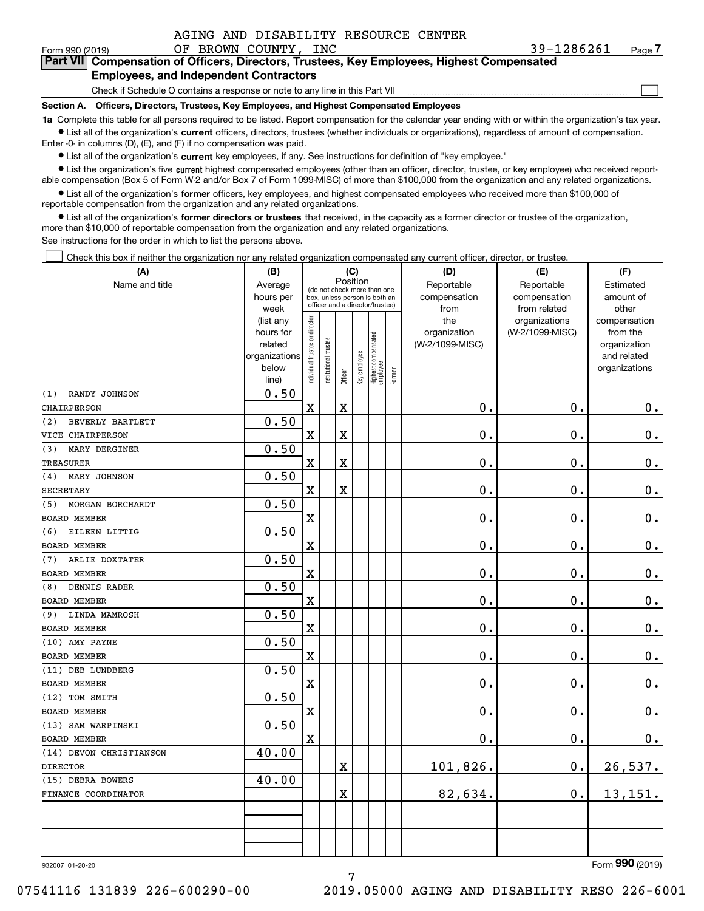AGING AND DISABILITY RESOURCE CENTER

Form 990 (2019) OF BROWN COUNTY, INC 39-1286261 Page **7**

**Part VII Compensation of Officers, Directors, Trustees, Key Employees, Highest Compensated Employees, and Independent Contractors**

Check if Schedule O contains a response or note to any line in this Part VII ☐

**Section A. Officers, Directors, Trustees, Key Employees, and Highest Compensated Employees**

**1a** Complete this table for all persons required to be listed. Report compensation for the calendar year ending with or within the organization's tax year.

- List all of the organization's **current** officers, directors, trustees (whether individuals or organizations), regardless of amount of compensation. Enter -0- in columns (D), (E), and (F) if no compensation was paid.
- List all of the organization's **current** key employees, if any. See instructions for definition of "key employee."
- List the organization's five **current** highest compensated employees (other than an officer, director, trustee, or key employee) who received reportable compensation (Box 5 of Form W-2 and/or Box 7 of Form 1099-MISC) of more than $100,000 from the organization and any related organizations.
- List all of the organization's **former** officers, key employees, and highest compensated employees who received more than $100,000 of reportable compensation from the organization and any related organizations.
- List all of the organization's **former directors or trustees** that received, in the capacity as a former director or trustee of the organization, more than $10,000 of reportable compensation from the organization and any related organizations.

See instructions for the order in which to list the persons above.

☐ Check this box if neither the organization nor any related organization compensated any current officer, director, or trustee.

| (A) Name and title | (B) Average hours per week (list any hours for related organizations below line) | (C) Position: Individual trustee or director | Institutional trustee | Officer | Key employee | Highest compensated employee | Former | (D) Reportable compensation from the organization (W-2/1099-MISC) | (E) Reportable compensation from related organizations (W-2/1099-MISC) | (F) Estimated amount of other compensation from the organization and related organizations |
|---|---|---|---|---|---|---|---|---|---|---|
| (1) RANDY JOHNSON<br>CHAIRPERSON | 0.50 | X | | X | | | | 0. | 0. | 0. |
| (2) BEVERLY BARTLETT<br>VICE CHAIRPERSON | 0.50 | X | | X | | | | 0. | 0. | 0. |
| (3) MARY DERGINER<br>TREASURER | 0.50 | X | | X | | | | 0. | 0. | 0. |
| (4) MARY JOHNSON<br>SECRETARY | 0.50 | X | | X | | | | 0. | 0. | 0. |
| (5) MORGAN BORCHARDT<br>BOARD MEMBER | 0.50 | X | | | | | | 0. | 0. | 0. |
| (6) EILEEN LITTIG<br>BOARD MEMBER | 0.50 | X | | | | | | 0. | 0. | 0. |
| (7) ARLIE DOXTATER<br>BOARD MEMBER | 0.50 | X | | | | | | 0. | 0. | 0. |
| (8) DENNIS RADER<br>BOARD MEMBER | 0.50 | X | | | | | | 0. | 0. | 0. |
| (9) LINDA MAMROSH<br>BOARD MEMBER | 0.50 | X | | | | | | 0. | 0. | 0. |
| (10) AMY PAYNE<br>BOARD MEMBER | 0.50 | X | | | | | | 0. | 0. | 0. |
| (11) DEB LUNDBERG<br>BOARD MEMBER | 0.50 | X | | | | | | 0. | 0. | 0. |
| (12) TOM SMITH<br>BOARD MEMBER | 0.50 | X | | | | | | 0. | 0. | 0. |
| (13) SAM WARPINSKI<br>BOARD MEMBER | 0.50 | X | | | | | | 0. | 0. | 0. |
| (14) DEVON CHRISTIANSON<br>DIRECTOR | 40.00 | | | X | | | | 101,826. | 0. | 26,537. |
| (15) DEBRA BOWERS<br>FINANCE COORDINATOR | 40.00 | | | X | | | | 82,634. | 0. | 13,151. |
| | | | | | | | | | | |

932007 01-20-20 Form **990** (2019)

07541116 131839 226-600290-00 2019.05000 AGING AND DISABILITY RESO 226-6001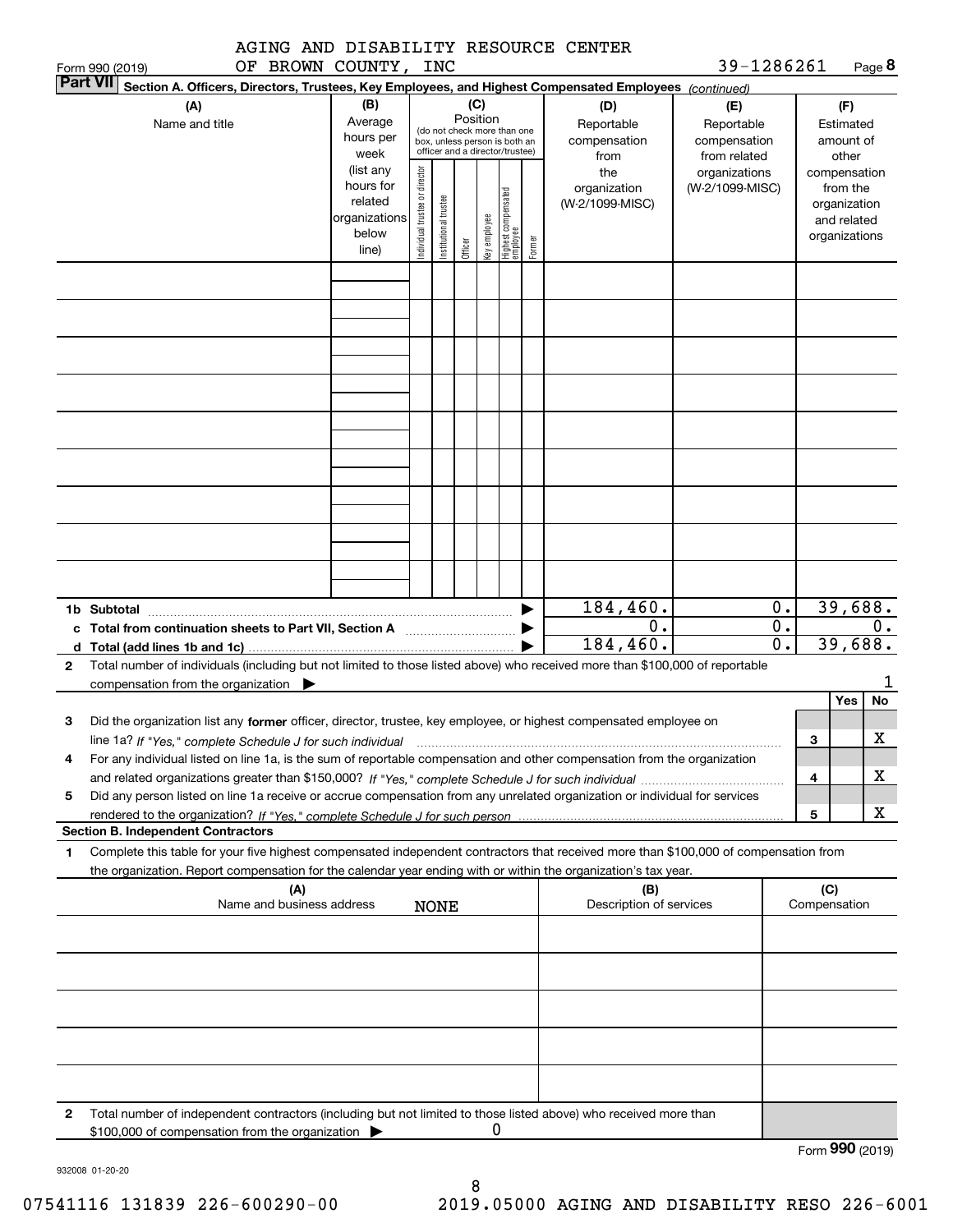AGING AND DISABILITY RESOURCE CENTER
Form 990 (2019) OF BROWN COUNTY, INC 39-1286261 Page **8**

**Part VII** **Section A. Officers, Directors, Trustees, Key Employees, and Highest Compensated Employees** *(continued)*

| (A) Name and title | (B) Average hours per week (list any hours for related organizations below line) | (C) Position (do not check more than one box, unless person is both an officer and a director/trustee): Individual trustee or director | Institutional trustee | Officer | Key employee | Highest compensated employee | Former | (D) Reportable compensation from the organization (W-2/1099-MISC) | (E) Reportable compensation from related organizations (W-2/1099-MISC) | (F) Estimated amount of other compensation from the organization and related organizations |
|---|---|---|---|---|---|---|---|---|---|---|
| | | | | | | | | | | |
| | | | | | | | | | | |
| | | | | | | | | | | |
| | | | | | | | | | | |
| | | | | | | | | | | |
| | | | | | | | | | | |
| | | | | | | | | | | |
| | | | | | | | | | | |
| | | | | | | | | | | |
| **1b Subtotal** | | | | | | | ▶ | 184,460. | 0. | 39,688. |
| **c Total from continuation sheets to Part VII, Section A** | | | | | | | ▶ | 0. | 0. | 0. |
| **d Total (add lines 1b and 1c)** | | | | | | | ▶ | 184,460. | 0. | 39,688. |

**2** Total number of individuals (including but not limited to those listed above) who received more than $100,000 of reportable compensation from the organization ▶ 1

| | | Yes | No |
|---|---|---|---|
| **3** Did the organization list any **former** officer, director, trustee, key employee, or highest compensated employee on line 1a? *If "Yes," complete Schedule J for such individual* | 3 | | X |
| **4** For any individual listed on line 1a, is the sum of reportable compensation and other compensation from the organization and related organizations greater than $150,000? *If "Yes," complete Schedule J for such individual* | 4 | | X |
| **5** Did any person listed on line 1a receive or accrue compensation from any unrelated organization or individual for services rendered to the organization? *If "Yes," complete Schedule J for such person* | 5 | | X |

**Section B. Independent Contractors**

**1** Complete this table for your five highest compensated independent contractors that received more than $100,000 of compensation from the organization. Report compensation for the calendar year ending with or within the organization's tax year.

| (A) Name and business address | (B) Description of services | (C) Compensation |
|---|---|---|
| NONE | | |
| | | |
| | | |
| | | |
| | | |

**2** Total number of independent contractors (including but not limited to those listed above) who received more than $100,000 of compensation from the organization ▶ 0

Form **990** (2019)

932008 01-20-20

07541116 131839 226-600290-00 2019.05000 AGING AND DISABILITY RESO 226-6001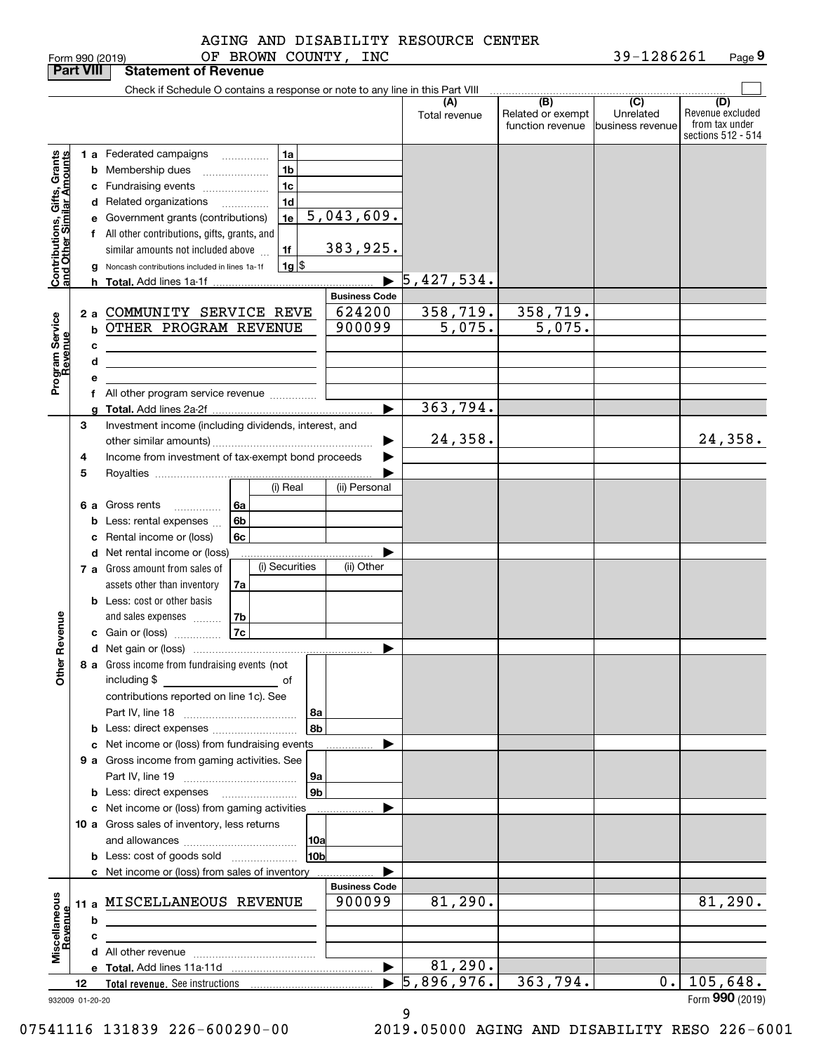AGING AND DISABILITY RESOURCE CENTER
Form 990 (2019) OF BROWN COUNTY, INC 39-1286261 Page 9

**Part VIII Statement of Revenue**

Check if Schedule O contains a response or note to any line in this Part VIII

| | | | | (A) Total revenue | (B) Related or exempt function revenue | (C) Unrelated business revenue | (D) Revenue excluded from tax under sections 512 - 514 |
|---|---|---|---|---|---|---|---|
| **Contributions, Gifts, Grants and Other Similar Amounts** | 1 a Federated campaigns | 1a | | | | | |
| | b Membership dues | 1b | | | | | |
| | c Fundraising events | 1c | | | | | |
| | d Related organizations | 1d | | | | | |
| | e Government grants (contributions) | 1e | 5,043,609. | | | | |
| | f All other contributions, gifts, grants, and similar amounts not included above | 1f | 383,925. | | | | |
| | g Noncash contributions included in lines 1a-1f | 1g | $ | | | | |
| | h **Total.** Add lines 1a-1f | | | 5,427,534. | | | |
| | | | **Business Code** | | | | |
| **Program Service Revenue** | 2 a COMMUNITY SERVICE REVE | | 624200 | 358,719. | 358,719. | | |
| | b OTHER PROGRAM REVENUE | | 900099 | 5,075. | 5,075. | | |
| | c | | | | | | |
| | d | | | | | | |
| | e | | | | | | |
| | f All other program service revenue | | | | | | |
| | g **Total.** Add lines 2a-2f | | | 363,794. | | | |
| **Other Revenue** | 3 Investment income (including dividends, interest, and other similar amounts) | | | 24,358. | | | 24,358. |
| | 4 Income from investment of tax-exempt bond proceeds | | | | | | |
| | 5 Royalties | | | | | | |
| | | | (i) Real / (ii) Personal | | | | |
| | 6 a Gross rents | 6a | | | | | |
| | b Less: rental expenses | 6b | | | | | |
| | c Rental income or (loss) | 6c | | | | | |
| | d Net rental income or (loss) | | | | | | |
| | | | (i) Securities / (ii) Other | | | | |
| | 7 a Gross amount from sales of assets other than inventory | 7a | | | | | |
| | b Less: cost or other basis and sales expenses | 7b | | | | | |
| | c Gain or (loss) | 7c | | | | | |
| | d Net gain or (loss) | | | | | | |
| | 8 a Gross income from fundraising events (not including $ of contributions reported on line 1c). See Part IV, line 18 | 8a | | | | | |
| | b Less: direct expenses | 8b | | | | | |
| | c Net income or (loss) from fundraising events | | | | | | |
| | 9 a Gross income from gaming activities. See Part IV, line 19 | 9a | | | | | |
| | b Less: direct expenses | 9b | | | | | |
| | c Net income or (loss) from gaming activities | | | | | | |
| | 10 a Gross sales of inventory, less returns and allowances | 10a | | | | | |
| | b Less: cost of goods sold | 10b | | | | | |
| | c Net income or (loss) from sales of inventory | | | | | | |
| | | | **Business Code** | | | | |
| **Miscellaneous Revenue** | 11 a MISCELLANEOUS REVENUE | | 900099 | 81,290. | | | 81,290. |
| | b | | | | | | |
| | c | | | | | | |
| | d All other revenue | | | | | | |
| | e **Total.** Add lines 11a-11d | | | 81,290. | | | |
| | 12 **Total revenue.** See instructions | | | 5,896,976. | 363,794. | 0. | 105,648. |

932009 01-20-20 Form **990** (2019)

07541116 131839 226-600290-00 2019.05000 AGING AND DISABILITY RESO 226-6001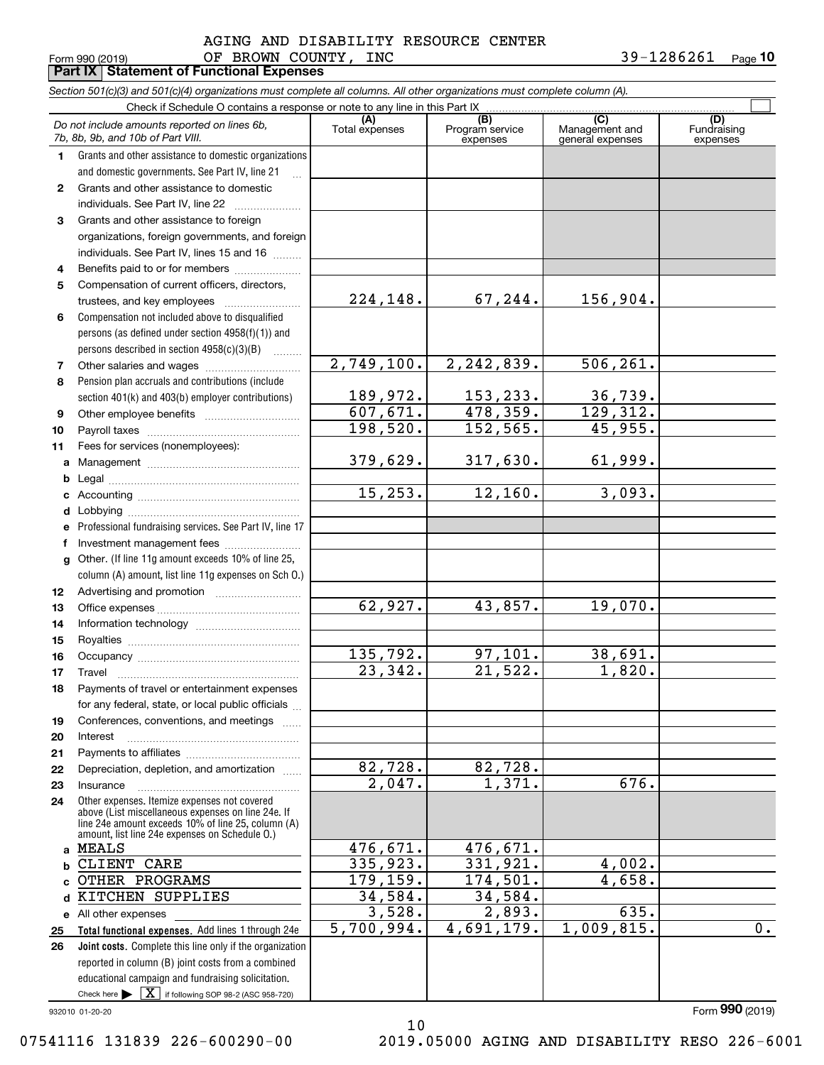AGING AND DISABILITY RESOURCE CENTER

Form 990 (2019) OF BROWN COUNTY, INC 39-1286261 Page **10**

## Part IX Statement of Functional Expenses

*Section 501(c)(3) and 501(c)(4) organizations must complete all columns. All other organizations must complete column (A).*

Check if Schedule O contains a response or note to any line in this Part IX

| *Do not include amounts reported on lines 6b, 7b, 8b, 9b, and 10b of Part VIII.* | (A) Total expenses | (B) Program service expenses | (C) Management and general expenses | (D) Fundraising expenses |
|---|---|---|---|---|
| **1** Grants and other assistance to domestic organizations and domestic governments. See Part IV, line 21 | | | | |
| **2** Grants and other assistance to domestic individuals. See Part IV, line 22 | | | | |
| **3** Grants and other assistance to foreign organizations, foreign governments, and foreign individuals. See Part IV, lines 15 and 16 | | | | |
| **4** Benefits paid to or for members | | | | |
| **5** Compensation of current officers, directors, trustees, and key employees | 224,148. | 67,244. | 156,904. | |
| **6** Compensation not included above to disqualified persons (as defined under section 4958(f)(1)) and persons described in section 4958(c)(3)(B) | | | | |
| **7** Other salaries and wages | 2,749,100. | 2,242,839. | 506,261. | |
| **8** Pension plan accruals and contributions (include section 401(k) and 403(b) employer contributions) | 189,972. | 153,233. | 36,739. | |
| **9** Other employee benefits | 607,671. | 478,359. | 129,312. | |
| **10** Payroll taxes | 198,520. | 152,565. | 45,955. | |
| **11** Fees for services (nonemployees): | | | | |
| **a** Management | 379,629. | 317,630. | 61,999. | |
| **b** Legal | | | | |
| **c** Accounting | 15,253. | 12,160. | 3,093. | |
| **d** Lobbying | | | | |
| **e** Professional fundraising services. See Part IV, line 17 | | | | |
| **f** Investment management fees | | | | |
| **g** Other. (If line 11g amount exceeds 10% of line 25, column (A) amount, list line 11g expenses on Sch O.) | | | | |
| **12** Advertising and promotion | | | | |
| **13** Office expenses | 62,927. | 43,857. | 19,070. | |
| **14** Information technology | | | | |
| **15** Royalties | | | | |
| **16** Occupancy | 135,792. | 97,101. | 38,691. | |
| **17** Travel | 23,342. | 21,522. | 1,820. | |
| **18** Payments of travel or entertainment expenses for any federal, state, or local public officials | | | | |
| **19** Conferences, conventions, and meetings | | | | |
| **20** Interest | | | | |
| **21** Payments to affiliates | | | | |
| **22** Depreciation, depletion, and amortization | 82,728. | 82,728. | | |
| **23** Insurance | 2,047. | 1,371. | 676. | |
| **24** Other expenses. Itemize expenses not covered above (List miscellaneous expenses on line 24e. If line 24e amount exceeds 10% of line 25, column (A) amount, list line 24e expenses on Schedule O.) | | | | |
| **a** MEALS | 476,671. | 476,671. | | |
| **b** CLIENT CARE | 335,923. | 331,921. | 4,002. | |
| **c** OTHER PROGRAMS | 179,159. | 174,501. | 4,658. | |
| **d** KITCHEN SUPPLIES | 34,584. | 34,584. | | |
| **e** All other expenses | 3,528. | 2,893. | 635. | |
| **25** **Total functional expenses.** Add lines 1 through 24e | 5,700,994. | 4,691,179. | 1,009,815. | 0. |
| **26** **Joint costs.** Complete this line only if the organization reported in column (B) joint costs from a combined educational campaign and fundraising solicitation. Check here ▶ [X] if following SOP 98-2 (ASC 958-720) | | | | |

932010 01-20-20 Form **990** (2019)

07541116 131839 226-600290-00 2019.05000 AGING AND DISABILITY RESO 226-6001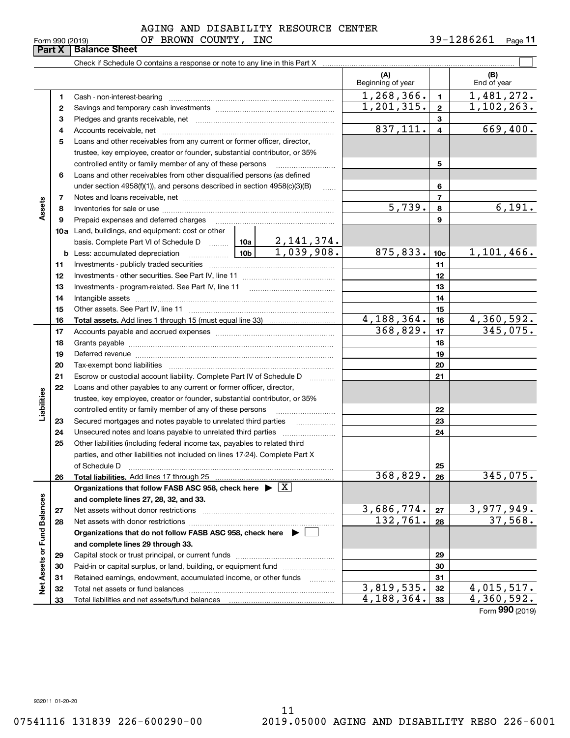AGING AND DISABILITY RESOURCE CENTER
OF BROWN COUNTY, INC

Form 990 (2019) 39-1286261 Page 11

## Part X Balance Sheet

Check if Schedule O contains a response or note to any line in this Part X

| | | | | (A) Beginning of year | | (B) End of year |
|---|---|---|---|---|---|---|
| Assets | 1 | Cash - non-interest-bearing | | 1,268,366. | 1 | 1,481,272. |
| | 2 | Savings and temporary cash investments | | 1,201,315. | 2 | 1,102,263. |
| | 3 | Pledges and grants receivable, net | | | 3 | |
| | 4 | Accounts receivable, net | | 837,111. | 4 | 669,400. |
| | 5 | Loans and other receivables from any current or former officer, director, trustee, key employee, creator or founder, substantial contributor, or 35% controlled entity or family member of any of these persons | | | 5 | |
| | 6 | Loans and other receivables from other disqualified persons (as defined under section 4958(f)(1)), and persons described in section 4958(c)(3)(B) | | | 6 | |
| | 7 | Notes and loans receivable, net | | | 7 | |
| | 8 | Inventories for sale or use | | 5,739. | 8 | 6,191. |
| | 9 | Prepaid expenses and deferred charges | | | 9 | |
| | 10a | Land, buildings, and equipment: cost or other basis. Complete Part VI of Schedule D | 10a 2,141,374. | | | |
| | b | Less: accumulated depreciation | 10b 1,039,908. | 875,833. | 10c | 1,101,466. |
| | 11 | Investments - publicly traded securities | | | 11 | |
| | 12 | Investments - other securities. See Part IV, line 11 | | | 12 | |
| | 13 | Investments - program-related. See Part IV, line 11 | | | 13 | |
| | 14 | Intangible assets | | | 14 | |
| | 15 | Other assets. See Part IV, line 11 | | | 15 | |
| | 16 | **Total assets.** Add lines 1 through 15 (must equal line 33) | | 4,188,364. | 16 | 4,360,592. |
| Liabilities | 17 | Accounts payable and accrued expenses | | 368,829. | 17 | 345,075. |
| | 18 | Grants payable | | | 18 | |
| | 19 | Deferred revenue | | | 19 | |
| | 20 | Tax-exempt bond liabilities | | | 20 | |
| | 21 | Escrow or custodial account liability. Complete Part IV of Schedule D | | | 21 | |
| | 22 | Loans and other payables to any current or former officer, director, trustee, key employee, creator or founder, substantial contributor, or 35% controlled entity or family member of any of these persons | | | 22 | |
| | 23 | Secured mortgages and notes payable to unrelated third parties | | | 23 | |
| | 24 | Unsecured notes and loans payable to unrelated third parties | | | 24 | |
| | 25 | Other liabilities (including federal income tax, payables to related third parties, and other liabilities not included on lines 17-24). Complete Part X of Schedule D | | | 25 | |
| | 26 | **Total liabilities.** Add lines 17 through 25 | | 368,829. | 26 | 345,075. |
| Net Assets or Fund Balances | | **Organizations that follow FASB ASC 958, check here** ▶ [X] **and complete lines 27, 28, 32, and 33.** | | | | |
| | 27 | Net assets without donor restrictions | | 3,686,774. | 27 | 3,977,949. |
| | 28 | Net assets with donor restrictions | | 132,761. | 28 | 37,568. |
| | | **Organizations that do not follow FASB ASC 958, check here** ▶ [ ] **and complete lines 29 through 33.** | | | | |
| | 29 | Capital stock or trust principal, or current funds | | | 29 | |
| | 30 | Paid-in or capital surplus, or land, building, or equipment fund | | | 30 | |
| | 31 | Retained earnings, endowment, accumulated income, or other funds | | | 31 | |
| | 32 | Total net assets or fund balances | | 3,819,535. | 32 | 4,015,517. |
| | 33 | Total liabilities and net assets/fund balances | | 4,188,364. | 33 | 4,360,592. |

Form **990** (2019)

932011 01-20-20

07541116 131839 226-600290-00 2019.05000 AGING AND DISABILITY RESO 226-6001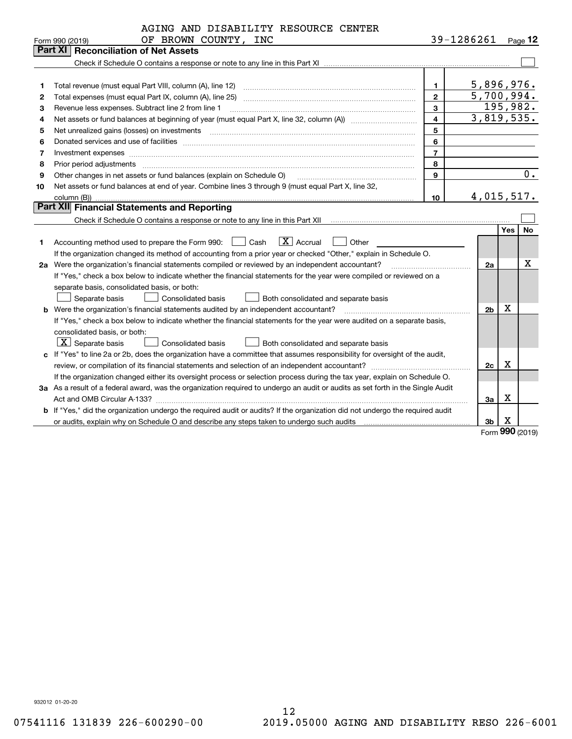AGING AND DISABILITY RESOURCE CENTER OF BROWN COUNTY, INC — 39-1286261

Form 990 (2019)

## Part XI Reconciliation of Net Assets

Check if Schedule O contains a response or note to any line in this Part XI ☐

| | | | |
|---|---|---|---|
| 1 | Total revenue (must equal Part VIII, column (A), line 12) | 1 | 5,896,976. |
| 2 | Total expenses (must equal Part IX, column (A), line 25) | 2 | 5,700,994. |
| 3 | Revenue less expenses. Subtract line 2 from line 1 | 3 | 195,982. |
| 4 | Net assets or fund balances at beginning of year (must equal Part X, line 32, column (A)) | 4 | 3,819,535. |
| 5 | Net unrealized gains (losses) on investments | 5 | |
| 6 | Donated services and use of facilities | 6 | |
| 7 | Investment expenses | 7 | |
| 8 | Prior period adjustments | 8 | |
| 9 | Other changes in net assets or fund balances (explain on Schedule O) | 9 | 0. |
| 10 | Net assets or fund balances at end of year. Combine lines 3 through 9 (must equal Part X, line 32, column (B)) | 10 | 4,015,517. |

## Part XII Financial Statements and Reporting

Check if Schedule O contains a response or note to any line in this Part XII ☐

| | | | Yes | No |
|---|---|---|---|---|
| 1 | Accounting method used to prepare the Form 990: ☐ Cash ☒ Accrual ☐ Other<br>If the organization changed its method of accounting from a prior year or checked "Other," explain in Schedule O. | | | |
| 2a | Were the organization's financial statements compiled or reviewed by an independent accountant?<br>If "Yes," check a box below to indicate whether the financial statements for the year were compiled or reviewed on a separate basis, consolidated basis, or both:<br>☐ Separate basis ☐ Consolidated basis ☐ Both consolidated and separate basis | 2a | | X |
| b | Were the organization's financial statements audited by an independent accountant?<br>If "Yes," check a box below to indicate whether the financial statements for the year were audited on a separate basis, consolidated basis, or both:<br>☒ Separate basis ☐ Consolidated basis ☐ Both consolidated and separate basis | 2b | X | |
| c | If "Yes" to line 2a or 2b, does the organization have a committee that assumes responsibility for oversight of the audit, review, or compilation of its financial statements and selection of an independent accountant?<br>If the organization changed either its oversight process or selection process during the tax year, explain on Schedule O. | 2c | X | |
| 3a | As a result of a federal award, was the organization required to undergo an audit or audits as set forth in the Single Audit Act and OMB Circular A-133? | 3a | X | |
| b | If "Yes," did the organization undergo the required audit or audits? If the organization did not undergo the required audit or audits, explain why on Schedule O and describe any steps taken to undergo such audits | 3b | X | |

Form 990 (2019)

932012 01-20-20

07541116 131839 226-600290-00 2019.05000 AGING AND DISABILITY RESO 226-6001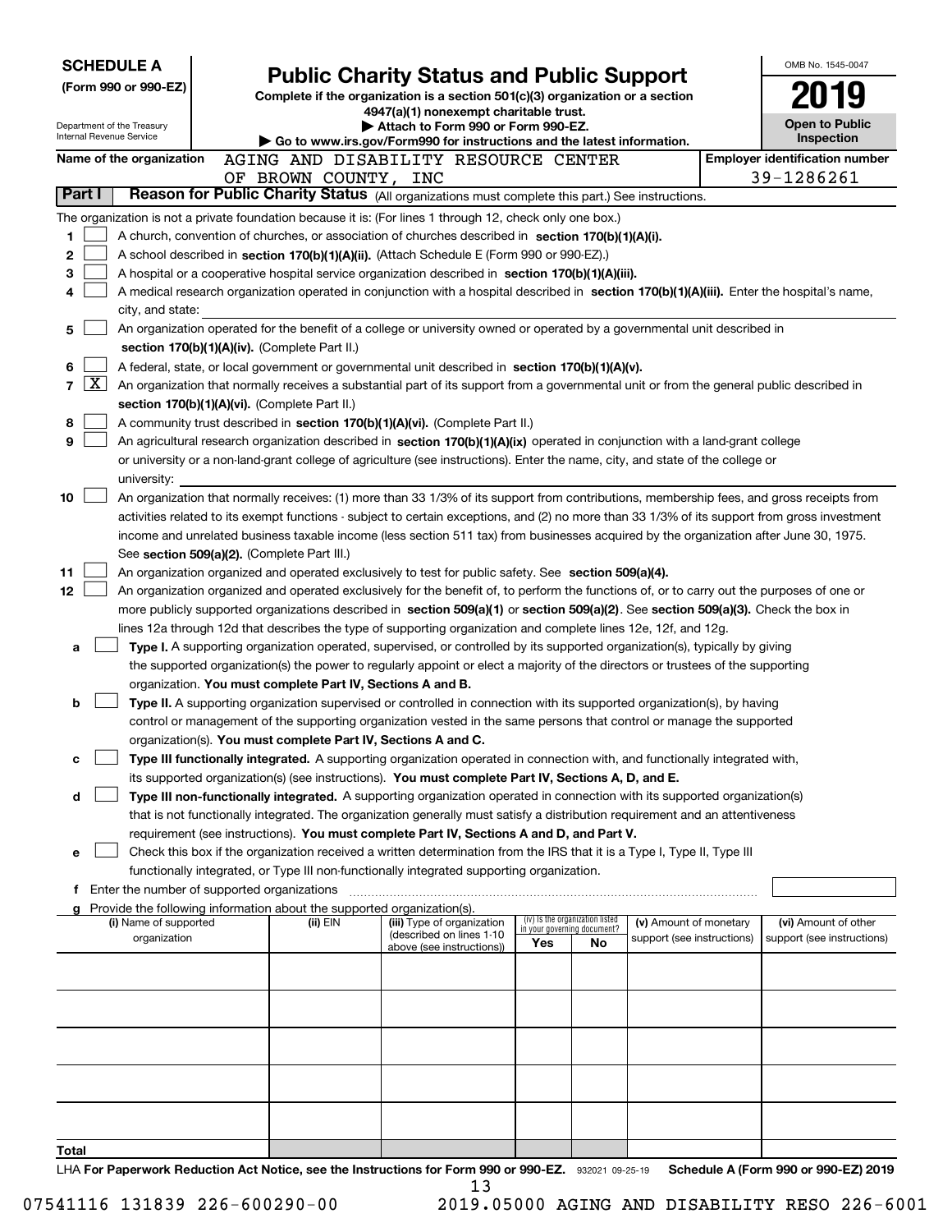**SCHEDULE A**
**(Form 990 or 990-EZ)**

Department of the Treasury
Internal Revenue Service

# Public Charity Status and Public Support

**Complete if the organization is a section 501(c)(3) organization or a section 4947(a)(1) nonexempt charitable trust.**
**▶ Attach to Form 990 or Form 990-EZ.**
**▶ Go to www.irs.gov/Form990 for instructions and the latest information.**

OMB No. 1545-0047

**2019**

**Open to Public Inspection**

**Name of the organization** AGING AND DISABILITY RESOURCE CENTER OF BROWN COUNTY, INC

**Employer identification number** 39-1286261

## Part I Reason for Public Charity Status (All organizations must complete this part.) See instructions.

The organization is not a private foundation because it is: (For lines 1 through 12, check only one box.)

1 ☐ A church, convention of churches, or association of churches described in **section 170(b)(1)(A)(i).**

2 ☐ A school described in **section 170(b)(1)(A)(ii).** (Attach Schedule E (Form 990 or 990-EZ).)

3 ☐ A hospital or a cooperative hospital service organization described in **section 170(b)(1)(A)(iii).**

4 ☐ A medical research organization operated in conjunction with a hospital described in **section 170(b)(1)(A)(iii).** Enter the hospital's name, city, and state:

5 ☐ An organization operated for the benefit of a college or university owned or operated by a governmental unit described in **section 170(b)(1)(A)(iv).** (Complete Part II.)

6 ☐ A federal, state, or local government or governmental unit described in **section 170(b)(1)(A)(v).**

7 ☒ An organization that normally receives a substantial part of its support from a governmental unit or from the general public described in **section 170(b)(1)(A)(vi).** (Complete Part II.)

8 ☐ A community trust described in **section 170(b)(1)(A)(vi).** (Complete Part II.)

9 ☐ An agricultural research organization described in **section 170(b)(1)(A)(ix)** operated in conjunction with a land-grant college or university or a non-land-grant college of agriculture (see instructions). Enter the name, city, and state of the college or university:

10 ☐ An organization that normally receives: (1) more than 33 1/3% of its support from contributions, membership fees, and gross receipts from activities related to its exempt functions - subject to certain exceptions, and (2) no more than 33 1/3% of its support from gross investment income and unrelated business taxable income (less section 511 tax) from businesses acquired by the organization after June 30, 1975. See **section 509(a)(2).** (Complete Part III.)

11 ☐ An organization organized and operated exclusively to test for public safety. See **section 509(a)(4).**

12 ☐ An organization organized and operated exclusively for the benefit of, to perform the functions of, or to carry out the purposes of one or more publicly supported organizations described in **section 509(a)(1)** or **section 509(a)(2)**. See **section 509(a)(3).** Check the box in lines 12a through 12d that describes the type of supporting organization and complete lines 12e, 12f, and 12g.

a ☐ **Type I.** A supporting organization operated, supervised, or controlled by its supported organization(s), typically by giving the supported organization(s) the power to regularly appoint or elect a majority of the directors or trustees of the supporting organization. **You must complete Part IV, Sections A and B.**

b ☐ **Type II.** A supporting organization supervised or controlled in connection with its supported organization(s), by having control or management of the supporting organization vested in the same persons that control or manage the supported organization(s). **You must complete Part IV, Sections A and C.**

c ☐ **Type III functionally integrated.** A supporting organization operated in connection with, and functionally integrated with, its supported organization(s) (see instructions). **You must complete Part IV, Sections A, D, and E.**

d ☐ **Type III non-functionally integrated.** A supporting organization operated in connection with its supported organization(s) that is not functionally integrated. The organization generally must satisfy a distribution requirement and an attentiveness requirement (see instructions). **You must complete Part IV, Sections A and D, and Part V.**

e ☐ Check this box if the organization received a written determination from the IRS that it is a Type I, Type II, Type III functionally integrated, or Type III non-functionally integrated supporting organization.

f Enter the number of supported organizations

g Provide the following information about the supported organization(s).

| (i) Name of supported organization | (ii) EIN | (iii) Type of organization (described on lines 1-10 above (see instructions)) | (iv) Is the organization listed in your governing document? Yes | No | (v) Amount of monetary support (see instructions) | (vi) Amount of other support (see instructions) |
|---|---|---|---|---|---|---|
| | | | | | | |
| | | | | | | |
| | | | | | | |
| | | | | | | |
| | | | | | | |
| **Total** | | | | | | |

LHA **For Paperwork Reduction Act Notice, see the Instructions for Form 990 or 990-EZ.** 932021 09-25-19 **Schedule A (Form 990 or 990-EZ) 2019**

07541116 131839 226-600290-00 2019.05000 AGING AND DISABILITY RESO 226-6001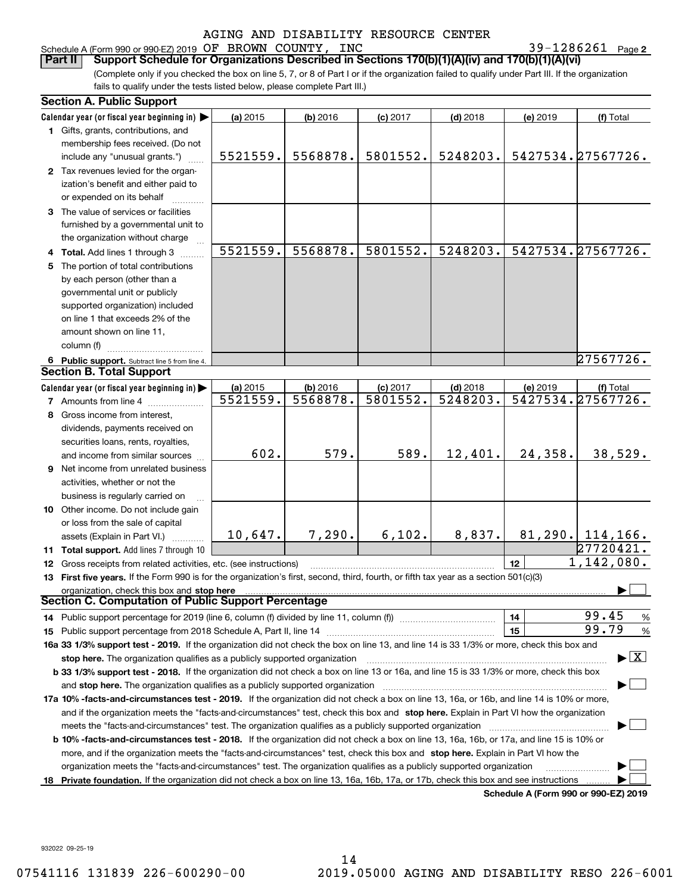AGING AND DISABILITY RESOURCE CENTER

Schedule A (Form 990 or 990-EZ) 2019 OF BROWN COUNTY, INC 39-1286261 Page 2

**Part II Support Schedule for Organizations Described in Sections 170(b)(1)(A)(iv) and 170(b)(1)(A)(vi)**

(Complete only if you checked the box on line 5, 7, or 8 of Part I or if the organization failed to qualify under Part III. If the organization fails to qualify under the tests listed below, please complete Part III.)

**Section A. Public Support**

| Calendar year (or fiscal year beginning in) ▶ | (a) 2015 | (b) 2016 | (c) 2017 | (d) 2018 | (e) 2019 | (f) Total |
|---|---|---|---|---|---|---|
| 1 Gifts, grants, contributions, and membership fees received. (Do not include any "unusual grants.") | 5521559. | 5568878. | 5801552. | 5248203. | 5427534. | 27567726. |
| 2 Tax revenues levied for the organization's benefit and either paid to or expended on its behalf | | | | | | |
| 3 The value of services or facilities furnished by a governmental unit to the organization without charge | | | | | | |
| 4 Total. Add lines 1 through 3 | 5521559. | 5568878. | 5801552. | 5248203. | 5427534. | 27567726. |
| 5 The portion of total contributions by each person (other than a governmental unit or publicly supported organization) included on line 1 that exceeds 2% of the amount shown on line 11, column (f) | | | | | | |
| 6 Public support. Subtract line 5 from line 4. | | | | | | 27567726. |

**Section B. Total Support**

| Calendar year (or fiscal year beginning in) ▶ | (a) 2015 | (b) 2016 | (c) 2017 | (d) 2018 | (e) 2019 | (f) Total |
|---|---|---|---|---|---|---|
| 7 Amounts from line 4 | 5521559. | 5568878. | 5801552. | 5248203. | 5427534. | 27567726. |
| 8 Gross income from interest, dividends, payments received on securities loans, rents, royalties, and income from similar sources | 602. | 579. | 589. | 12,401. | 24,358. | 38,529. |
| 9 Net income from unrelated business activities, whether or not the business is regularly carried on | | | | | | |
| 10 Other income. Do not include gain or loss from the sale of capital assets (Explain in Part VI.) | 10,647. | 7,290. | 6,102. | 8,837. | 81,290. | 114,166. |
| 11 Total support. Add lines 7 through 10 | | | | | | 27720421. |
| 12 Gross receipts from related activities, etc. (see instructions) | | | | | 12 | 1,142,080. |

**13 First five years.** If the Form 990 is for the organization's first, second, third, fourth, or fifth tax year as a section 501(c)(3) organization, check this box and **stop here** ▶ ☐

**Section C. Computation of Public Support Percentage**

14 Public support percentage for 2019 (line 6, column (f) divided by line 11, column (f)) — 14 — 99.45 %

15 Public support percentage from 2018 Schedule A, Part II, line 14 — 15 — 99.79 %

**16a 33 1/3% support test - 2019.** If the organization did not check the box on line 13, and line 14 is 33 1/3% or more, check this box and **stop here.** The organization qualifies as a publicly supported organization ▶ ☒

**b 33 1/3% support test - 2018.** If the organization did not check a box on line 13 or 16a, and line 15 is 33 1/3% or more, check this box and **stop here.** The organization qualifies as a publicly supported organization ▶ ☐

**17a 10% -facts-and-circumstances test - 2019.** If the organization did not check a box on line 13, 16a, or 16b, and line 14 is 10% or more, and if the organization meets the "facts-and-circumstances" test, check this box and **stop here.** Explain in Part VI how the organization meets the "facts-and-circumstances" test. The organization qualifies as a publicly supported organization ▶ ☐

**b 10% -facts-and-circumstances test - 2018.** If the organization did not check a box on line 13, 16a, 16b, or 17a, and line 15 is 10% or more, and if the organization meets the "facts-and-circumstances" test, check this box and **stop here.** Explain in Part VI how the organization meets the "facts-and-circumstances" test. The organization qualifies as a publicly supported organization ▶ ☐

**18 Private foundation.** If the organization did not check a box on line 13, 16a, 16b, 17a, or 17b, check this box and see instructions ▶ ☐

**Schedule A (Form 990 or 990-EZ) 2019**

932022 09-25-19

07541116 131839 226-600290-00 2019.05000 AGING AND DISABILITY RESO 226-6001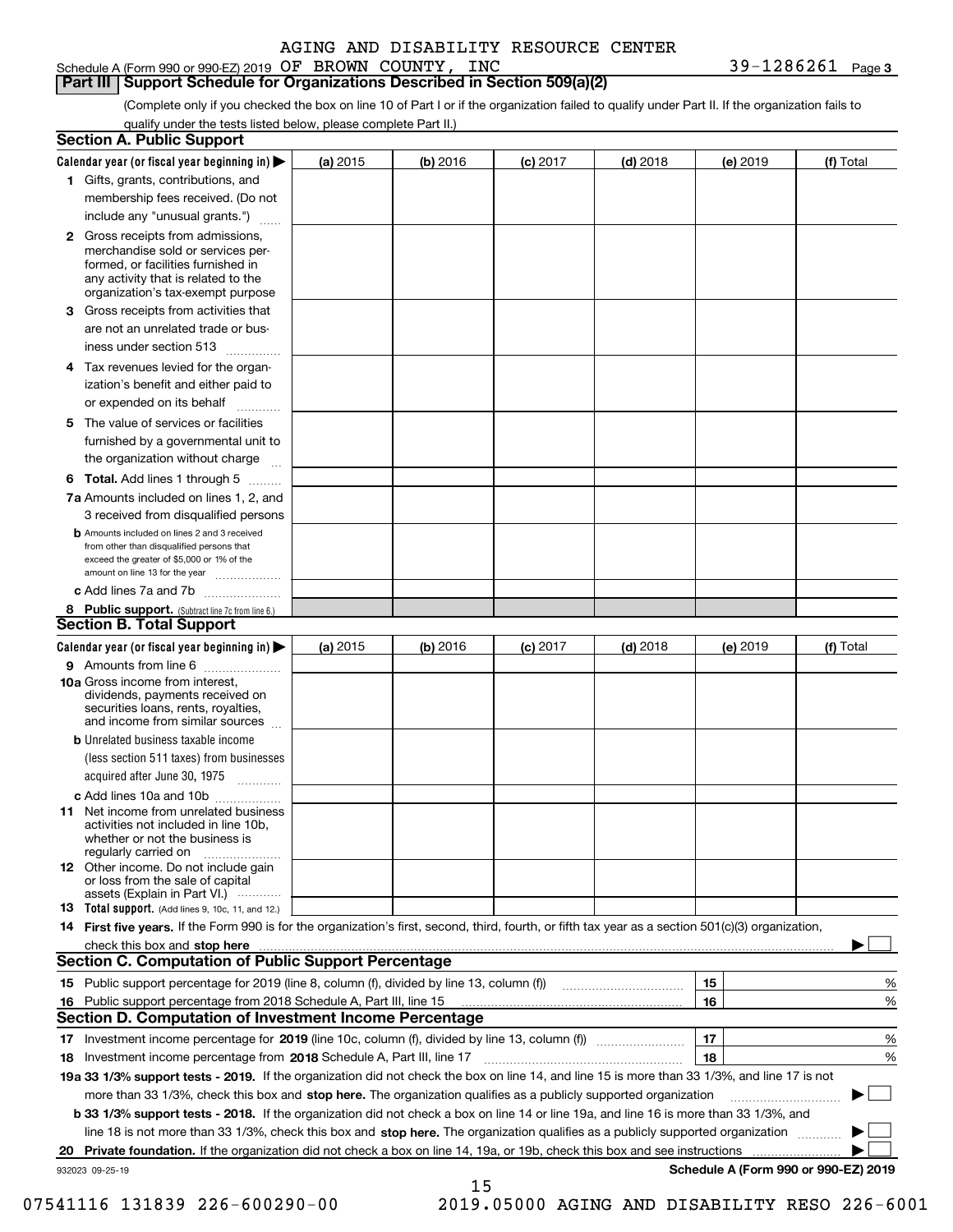AGING AND DISABILITY RESOURCE CENTER

Schedule A (Form 990 or 990-EZ) 2019 OF BROWN COUNTY, INC 39-1286261 Page 3

## Part III Support Schedule for Organizations Described in Section 509(a)(2)

(Complete only if you checked the box on line 10 of Part I or if the organization failed to qualify under Part II. If the organization fails to qualify under the tests listed below, please complete Part II.)

### Section A. Public Support

| Calendar year (or fiscal year beginning in) ▶ | (a) 2015 | (b) 2016 | (c) 2017 | (d) 2018 | (e) 2019 | (f) Total |
|---|---|---|---|---|---|---|
| 1 Gifts, grants, contributions, and membership fees received. (Do not include any "unusual grants.") | | | | | | |
| 2 Gross receipts from admissions, merchandise sold or services performed, or facilities furnished in any activity that is related to the organization's tax-exempt purpose | | | | | | |
| 3 Gross receipts from activities that are not an unrelated trade or business under section 513 | | | | | | |
| 4 Tax revenues levied for the organization's benefit and either paid to or expended on its behalf | | | | | | |
| 5 The value of services or facilities furnished by a governmental unit to the organization without charge | | | | | | |
| 6 Total. Add lines 1 through 5 | | | | | | |
| 7a Amounts included on lines 1, 2, and 3 received from disqualified persons | | | | | | |
| b Amounts included on lines 2 and 3 received from other than disqualified persons that exceed the greater of $5,000 or 1% of the amount on line 13 for the year | | | | | | |
| c Add lines 7a and 7b | | | | | | |
| 8 Public support. (Subtract line 7c from line 6.) | | | | | | |

### Section B. Total Support

| Calendar year (or fiscal year beginning in) ▶ | (a) 2015 | (b) 2016 | (c) 2017 | (d) 2018 | (e) 2019 | (f) Total |
|---|---|---|---|---|---|---|
| 9 Amounts from line 6 | | | | | | |
| 10a Gross income from interest, dividends, payments received on securities loans, rents, royalties, and income from similar sources | | | | | | |
| b Unrelated business taxable income (less section 511 taxes) from businesses acquired after June 30, 1975 | | | | | | |
| c Add lines 10a and 10b | | | | | | |
| 11 Net income from unrelated business activities not included in line 10b, whether or not the business is regularly carried on | | | | | | |
| 12 Other income. Do not include gain or loss from the sale of capital assets (Explain in Part VI.) | | | | | | |
| 13 Total support. (Add lines 9, 10c, 11, and 12.) | | | | | | |

14 First five years. If the Form 990 is for the organization's first, second, third, fourth, or fifth tax year as a section 501(c)(3) organization, check this box and stop here ▶ ☐

### Section C. Computation of Public Support Percentage

| | | | |
|---|---|---|---|
| 15 | Public support percentage for 2019 (line 8, column (f), divided by line 13, column (f)) | 15 | % |
| 16 | Public support percentage from 2018 Schedule A, Part III, line 15 | 16 | % |

### Section D. Computation of Investment Income Percentage

| | | | |
|---|---|---|---|
| 17 | Investment income percentage for 2019 (line 10c, column (f), divided by line 13, column (f)) | 17 | % |
| 18 | Investment income percentage from 2018 Schedule A, Part III, line 17 | 18 | % |

19a 33 1/3% support tests - 2019. If the organization did not check the box on line 14, and line 15 is more than 33 1/3%, and line 17 is not more than 33 1/3%, check this box and stop here. The organization qualifies as a publicly supported organization ▶ ☐

b 33 1/3% support tests - 2018. If the organization did not check a box on line 14 or line 19a, and line 16 is more than 33 1/3%, and line 18 is not more than 33 1/3%, check this box and stop here. The organization qualifies as a publicly supported organization ▶ ☐

20 Private foundation. If the organization did not check a box on line 14, 19a, or 19b, check this box and see instructions ▶ ☐

932023 09-25-19 **Schedule A (Form 990 or 990-EZ) 2019**

07541116 131839 226-600290-00 2019.05000 AGING AND DISABILITY RESO 226-6001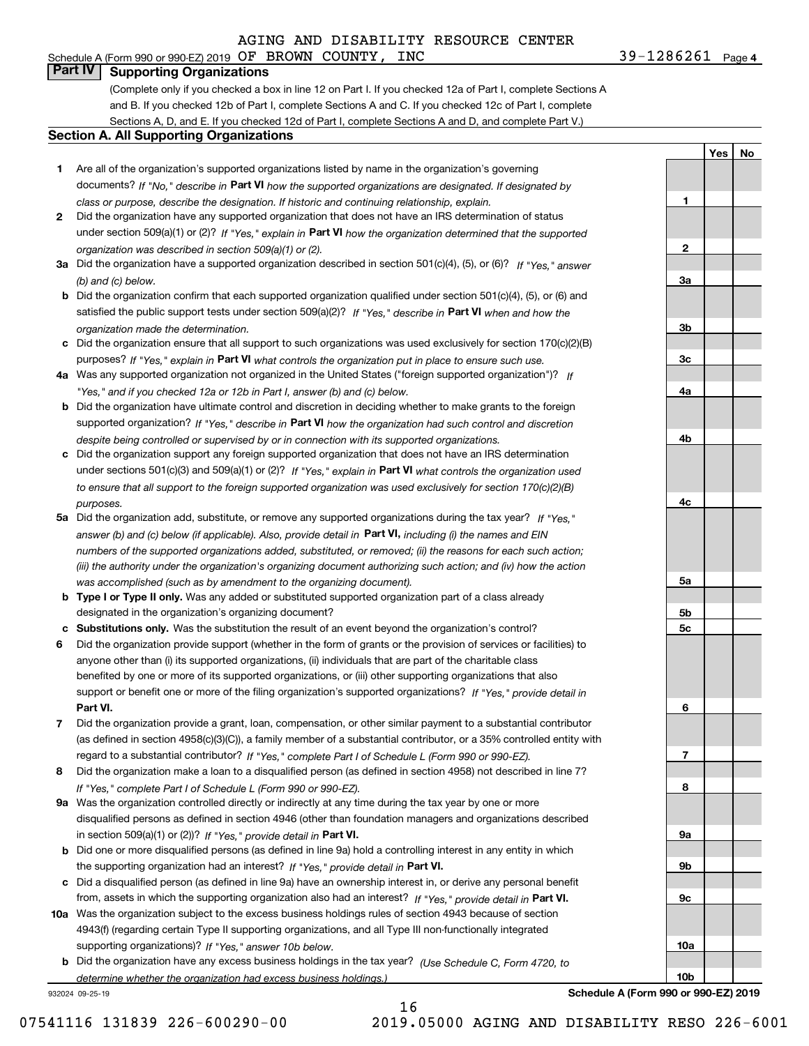AGING AND DISABILITY RESOURCE CENTER

Schedule A (Form 990 or 990-EZ) 2019 OF BROWN COUNTY, INC 39-1286261 Page 4

## Part IV Supporting Organizations

(Complete only if you checked a box in line 12 on Part I. If you checked 12a of Part I, complete Sections A and B. If you checked 12b of Part I, complete Sections A and C. If you checked 12c of Part I, complete Sections A, D, and E. If you checked 12d of Part I, complete Sections A and D, and complete Part V.)

### Section A. All Supporting Organizations

| | | | Yes | No |
|---|---|---|---|---|
| **1** | Are all of the organization's supported organizations listed by name in the organization's governing documents? *If "No," describe in* **Part VI** *how the supported organizations are designated. If designated by class or purpose, describe the designation. If historic and continuing relationship, explain.* | 1 | | |
| **2** | Did the organization have any supported organization that does not have an IRS determination of status under section 509(a)(1) or (2)? *If "Yes," explain in* **Part VI** *how the organization determined that the supported organization was described in section 509(a)(1) or (2).* | 2 | | |
| **3a** | Did the organization have a supported organization described in section 501(c)(4), (5), or (6)? *If "Yes," answer (b) and (c) below.* | 3a | | |
| **b** | Did the organization confirm that each supported organization qualified under section 501(c)(4), (5), or (6) and satisfied the public support tests under section 509(a)(2)? *If "Yes," describe in* **Part VI** *when and how the organization made the determination.* | 3b | | |
| **c** | Did the organization ensure that all support to such organizations was used exclusively for section 170(c)(2)(B) purposes? *If "Yes," explain in* **Part VI** *what controls the organization put in place to ensure such use.* | 3c | | |
| **4a** | Was any supported organization not organized in the United States ("foreign supported organization")? *If "Yes," and if you checked 12a or 12b in Part I, answer (b) and (c) below.* | 4a | | |
| **b** | Did the organization have ultimate control and discretion in deciding whether to make grants to the foreign supported organization? *If "Yes," describe in* **Part VI** *how the organization had such control and discretion despite being controlled or supervised by or in connection with its supported organizations.* | 4b | | |
| **c** | Did the organization support any foreign supported organization that does not have an IRS determination under sections 501(c)(3) and 509(a)(1) or (2)? *If "Yes," explain in* **Part VI** *what controls the organization used to ensure that all support to the foreign supported organization was used exclusively for section 170(c)(2)(B) purposes.* | 4c | | |
| **5a** | Did the organization add, substitute, or remove any supported organizations during the tax year? *If "Yes," answer (b) and (c) below (if applicable). Also, provide detail in* **Part VI,** *including (i) the names and EIN numbers of the supported organizations added, substituted, or removed; (ii) the reasons for each such action; (iii) the authority under the organization's organizing document authorizing such action; and (iv) how the action was accomplished (such as by amendment to the organizing document).* | 5a | | |
| **b** | **Type I or Type II only.** Was any added or substituted supported organization part of a class already designated in the organization's organizing document? | 5b | | |
| **c** | **Substitutions only.** Was the substitution the result of an event beyond the organization's control? | 5c | | |
| **6** | Did the organization provide support (whether in the form of grants or the provision of services or facilities) to anyone other than (i) its supported organizations, (ii) individuals that are part of the charitable class benefited by one or more of its supported organizations, or (iii) other supporting organizations that also support or benefit one or more of the filing organization's supported organizations? *If "Yes," provide detail in* **Part VI.** | 6 | | |
| **7** | Did the organization provide a grant, loan, compensation, or other similar payment to a substantial contributor (as defined in section 4958(c)(3)(C)), a family member of a substantial contributor, or a 35% controlled entity with regard to a substantial contributor? *If "Yes," complete Part I of Schedule L (Form 990 or 990-EZ).* | 7 | | |
| **8** | Did the organization make a loan to a disqualified person (as defined in section 4958) not described in line 7? *If "Yes," complete Part I of Schedule L (Form 990 or 990-EZ).* | 8 | | |
| **9a** | Was the organization controlled directly or indirectly at any time during the tax year by one or more disqualified persons as defined in section 4946 (other than foundation managers and organizations described in section 509(a)(1) or (2))? *If "Yes," provide detail in* **Part VI.** | 9a | | |
| **b** | Did one or more disqualified persons (as defined in line 9a) hold a controlling interest in any entity in which the supporting organization had an interest? *If "Yes," provide detail in* **Part VI.** | 9b | | |
| **c** | Did a disqualified person (as defined in line 9a) have an ownership interest in, or derive any personal benefit from, assets in which the supporting organization also had an interest? *If "Yes," provide detail in* **Part VI.** | 9c | | |
| **10a** | Was the organization subject to the excess business holdings rules of section 4943 because of section 4943(f) (regarding certain Type II supporting organizations, and all Type III non-functionally integrated supporting organizations)? *If "Yes," answer 10b below.* | 10a | | |
| **b** | Did the organization have any excess business holdings in the tax year? *(Use Schedule C, Form 4720, to determine whether the organization had excess business holdings.)* | 10b | | |

932024 09-25-19 **Schedule A (Form 990 or 990-EZ) 2019**

07541116 131839 226-600290-00 2019.05000 AGING AND DISABILITY RESO 226-6001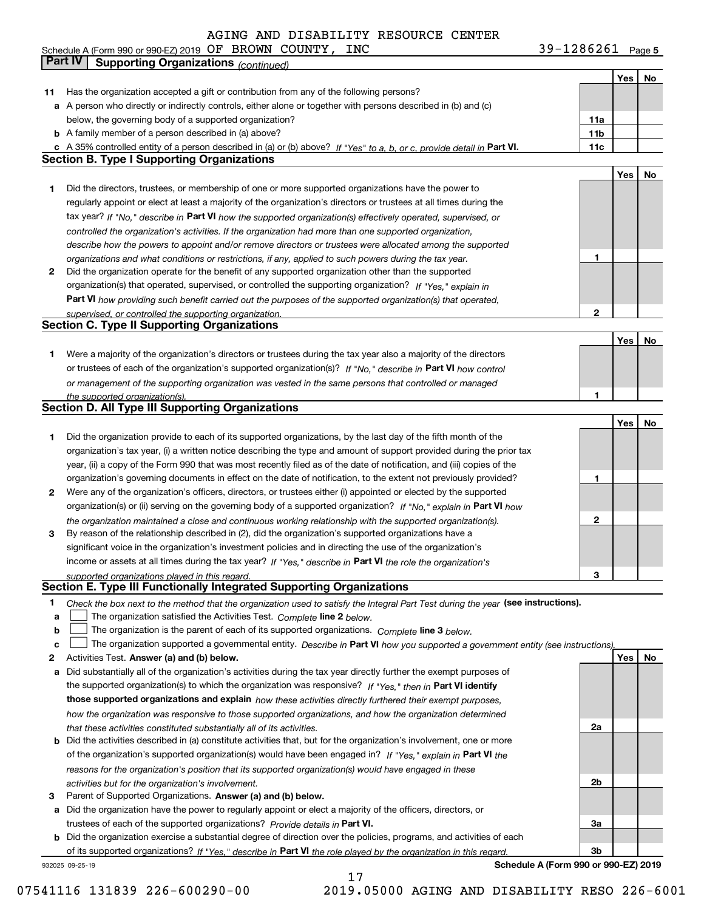AGING AND DISABILITY RESOURCE CENTER

Schedule A (Form 990 or 990-EZ) 2019 OF BROWN COUNTY, INC 39-1286261 Page 5

## Part IV Supporting Organizations *(continued)*

| | | | Yes | No |
|---|---|---|---|---|
| **11** | Has the organization accepted a gift or contribution from any of the following persons? | | | |
| **a** | A person who directly or indirectly controls, either alone or together with persons described in (b) and (c) below, the governing body of a supported organization? | 11a | | |
| **b** | A family member of a person described in (a) above? | 11b | | |
| **c** | A 35% controlled entity of a person described in (a) or (b) above? *If "Yes" to a, b, or c, provide detail in* **Part VI.** | 11c | | |

### Section B. Type I Supporting Organizations

| | | | Yes | No |
|---|---|---|---|---|
| **1** | Did the directors, trustees, or membership of one or more supported organizations have the power to regularly appoint or elect at least a majority of the organization's directors or trustees at all times during the tax year? *If "No," describe in* **Part VI** *how the supported organization(s) effectively operated, supervised, or controlled the organization's activities. If the organization had more than one supported organization, describe how the powers to appoint and/or remove directors or trustees were allocated among the supported organizations and what conditions or restrictions, if any, applied to such powers during the tax year.* | 1 | | |
| **2** | Did the organization operate for the benefit of any supported organization other than the supported organization(s) that operated, supervised, or controlled the supporting organization? *If "Yes," explain in* **Part VI** *how providing such benefit carried out the purposes of the supported organization(s) that operated, supervised, or controlled the supporting organization.* | 2 | | |

### Section C. Type II Supporting Organizations

| | | | Yes | No |
|---|---|---|---|---|
| **1** | Were a majority of the organization's directors or trustees during the tax year also a majority of the directors or trustees of each of the organization's supported organization(s)? *If "No," describe in* **Part VI** *how control or management of the supporting organization was vested in the same persons that controlled or managed the supported organization(s).* | 1 | | |

### Section D. All Type III Supporting Organizations

| | | | Yes | No |
|---|---|---|---|---|
| **1** | Did the organization provide to each of its supported organizations, by the last day of the fifth month of the organization's tax year, (i) a written notice describing the type and amount of support provided during the prior tax year, (ii) a copy of the Form 990 that was most recently filed as of the date of notification, and (iii) copies of the organization's governing documents in effect on the date of notification, to the extent not previously provided? | 1 | | |
| **2** | Were any of the organization's officers, directors, or trustees either (i) appointed or elected by the supported organization(s) or (ii) serving on the governing body of a supported organization? *If "No," explain in* **Part VI** *how the organization maintained a close and continuous working relationship with the supported organization(s).* | 2 | | |
| **3** | By reason of the relationship described in (2), did the organization's supported organizations have a significant voice in the organization's investment policies and in directing the use of the organization's income or assets at all times during the tax year? *If "Yes," describe in* **Part VI** *the role the organization's supported organizations played in this regard.* | 3 | | |

### Section E. Type III Functionally Integrated Supporting Organizations

**1** *Check the box next to the method that the organization used to satisfy the Integral Part Test during the year* **(see instructions).**

- **a** ☐ The organization satisfied the Activities Test. *Complete* **line 2** *below.*
- **b** ☐ The organization is the parent of each of its supported organizations. *Complete* **line 3** *below.*
- **c** ☐ The organization supported a governmental entity. *Describe in* **Part VI** *how you supported a government entity (see instructions).*

| | | | Yes | No |
|---|---|---|---|---|
| **2** | Activities Test. **Answer (a) and (b) below.** | | | |
| **a** | Did substantially all of the organization's activities during the tax year directly further the exempt purposes of the supported organization(s) to which the organization was responsive? *If "Yes," then in* **Part VI identify those supported organizations and explain** *how these activities directly furthered their exempt purposes, how the organization was responsive to those supported organizations, and how the organization determined that these activities constituted substantially all of its activities.* | 2a | | |
| **b** | Did the activities described in (a) constitute activities that, but for the organization's involvement, one or more of the organization's supported organization(s) would have been engaged in? *If "Yes," explain in* **Part VI** *the reasons for the organization's position that its supported organization(s) would have engaged in these activities but for the organization's involvement.* | 2b | | |
| **3** | Parent of Supported Organizations. **Answer (a) and (b) below.** | | | |
| **a** | Did the organization have the power to regularly appoint or elect a majority of the officers, directors, or trustees of each of the supported organizations? *Provide details in* **Part VI.** | 3a | | |
| **b** | Did the organization exercise a substantial degree of direction over the policies, programs, and activities of each of its supported organizations? *If "Yes," describe in* **Part VI** *the role played by the organization in this regard.* | 3b | | |

932025 09-25-19 **Schedule A (Form 990 or 990-EZ) 2019**

07541116 131839 226-600290-00 2019.05000 AGING AND DISABILITY RESO 226-6001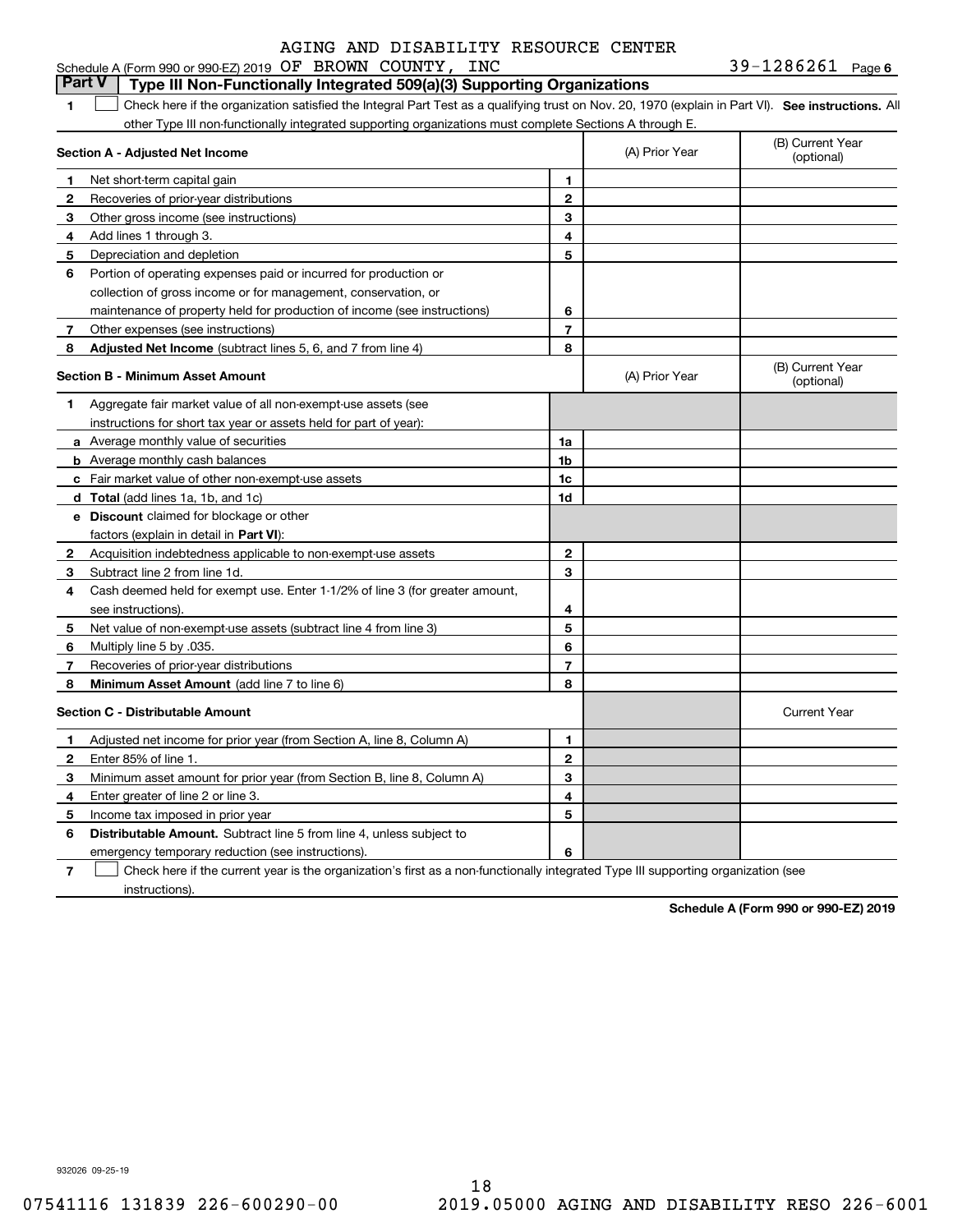AGING AND DISABILITY RESOURCE CENTER

Schedule A (Form 990 or 990-EZ) 2019 OF BROWN COUNTY, INC 39-1286261 Page 6

**Part V | Type III Non-Functionally Integrated 509(a)(3) Supporting Organizations**

1 ☐ Check here if the organization satisfied the Integral Part Test as a qualifying trust on Nov. 20, 1970 (explain in Part VI). **See instructions.** All other Type III non-functionally integrated supporting organizations must complete Sections A through E.

| **Section A - Adjusted Net Income** | | (A) Prior Year | (B) Current Year (optional) |
|---|---|---|---|
| **1** Net short-term capital gain | 1 | | |
| **2** Recoveries of prior-year distributions | 2 | | |
| **3** Other gross income (see instructions) | 3 | | |
| **4** Add lines 1 through 3. | 4 | | |
| **5** Depreciation and depletion | 5 | | |
| **6** Portion of operating expenses paid or incurred for production or collection of gross income or for management, conservation, or maintenance of property held for production of income (see instructions) | 6 | | |
| **7** Other expenses (see instructions) | 7 | | |
| **8** **Adjusted Net Income** (subtract lines 5, 6, and 7 from line 4) | 8 | | |

| **Section B - Minimum Asset Amount** | | (A) Prior Year | (B) Current Year (optional) |
|---|---|---|---|
| **1** Aggregate fair market value of all non-exempt-use assets (see instructions for short tax year or assets held for part of year): | | | |
| **a** Average monthly value of securities | 1a | | |
| **b** Average monthly cash balances | 1b | | |
| **c** Fair market value of other non-exempt-use assets | 1c | | |
| **d** **Total** (add lines 1a, 1b, and 1c) | 1d | | |
| **e** **Discount** claimed for blockage or other factors (explain in detail in **Part VI**): | | | |
| **2** Acquisition indebtedness applicable to non-exempt-use assets | 2 | | |
| **3** Subtract line 2 from line 1d. | 3 | | |
| **4** Cash deemed held for exempt use. Enter 1-1/2% of line 3 (for greater amount, see instructions). | 4 | | |
| **5** Net value of non-exempt-use assets (subtract line 4 from line 3) | 5 | | |
| **6** Multiply line 5 by .035. | 6 | | |
| **7** Recoveries of prior-year distributions | 7 | | |
| **8** **Minimum Asset Amount** (add line 7 to line 6) | 8 | | |

| **Section C - Distributable Amount** | | | Current Year |
|---|---|---|---|
| **1** Adjusted net income for prior year (from Section A, line 8, Column A) | 1 | | |
| **2** Enter 85% of line 1. | 2 | | |
| **3** Minimum asset amount for prior year (from Section B, line 8, Column A) | 3 | | |
| **4** Enter greater of line 2 or line 3. | 4 | | |
| **5** Income tax imposed in prior year | 5 | | |
| **6** **Distributable Amount.** Subtract line 5 from line 4, unless subject to emergency temporary reduction (see instructions). | 6 | | |

7 ☐ Check here if the current year is the organization's first as a non-functionally integrated Type III supporting organization (see instructions).

**Schedule A (Form 990 or 990-EZ) 2019**

932026 09-25-19

07541116 131839 226-600290-00 2019.05000 AGING AND DISABILITY RESO 226-6001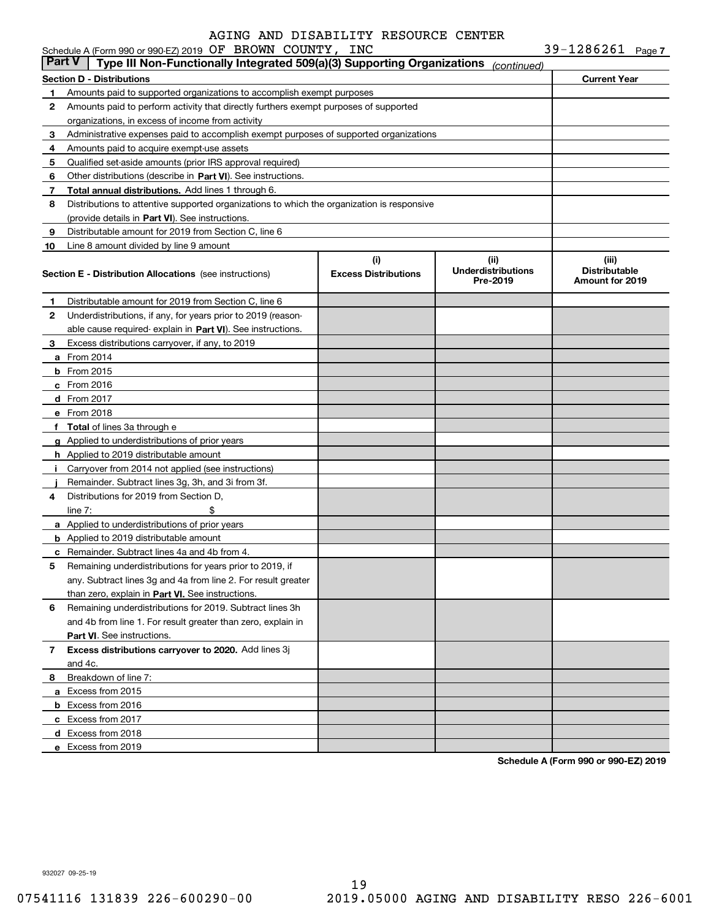AGING AND DISABILITY RESOURCE CENTER

Schedule A (Form 990 or 990-EZ) 2019 OF BROWN COUNTY, INC 39-1286261 Page 7

## Part V Type III Non-Functionally Integrated 509(a)(3) Supporting Organizations *(continued)*

| Section D - Distributions | Current Year |
|---|---|
| 1 Amounts paid to supported organizations to accomplish exempt purposes | |
| 2 Amounts paid to perform activity that directly furthers exempt purposes of supported organizations, in excess of income from activity | |
| 3 Administrative expenses paid to accomplish exempt purposes of supported organizations | |
| 4 Amounts paid to acquire exempt-use assets | |
| 5 Qualified set-aside amounts (prior IRS approval required) | |
| 6 Other distributions (describe in **Part VI**). See instructions. | |
| 7 **Total annual distributions.** Add lines 1 through 6. | |
| 8 Distributions to attentive supported organizations to which the organization is responsive (provide details in **Part VI**). See instructions. | |
| 9 Distributable amount for 2019 from Section C, line 6 | |
| 10 Line 8 amount divided by line 9 amount | |

| Section E - Distribution Allocations (see instructions) | (i) Excess Distributions | (ii) Underdistributions Pre-2019 | (iii) Distributable Amount for 2019 |
|---|---|---|---|
| 1 Distributable amount for 2019 from Section C, line 6 | | | |
| 2 Underdistributions, if any, for years prior to 2019 (reasonable cause required- explain in **Part VI**). See instructions. | | | |
| 3 Excess distributions carryover, if any, to 2019 | | | |
| a From 2014 | | | |
| b From 2015 | | | |
| c From 2016 | | | |
| d From 2017 | | | |
| e From 2018 | | | |
| f **Total** of lines 3a through e | | | |
| g Applied to underdistributions of prior years | | | |
| h Applied to 2019 distributable amount | | | |
| i Carryover from 2014 not applied (see instructions) | | | |
| j Remainder. Subtract lines 3g, 3h, and 3i from 3f. | | | |
| 4 Distributions for 2019 from Section D, line 7: $ | | | |
| a Applied to underdistributions of prior years | | | |
| b Applied to 2019 distributable amount | | | |
| c Remainder. Subtract lines 4a and 4b from 4. | | | |
| 5 Remaining underdistributions for years prior to 2019, if any. Subtract lines 3g and 4a from line 2. For result greater than zero, explain in **Part VI.** See instructions. | | | |
| 6 Remaining underdistributions for 2019. Subtract lines 3h and 4b from line 1. For result greater than zero, explain in **Part VI**. See instructions. | | | |
| 7 **Excess distributions carryover to 2020.** Add lines 3j and 4c. | | | |
| 8 Breakdown of line 7: | | | |
| a Excess from 2015 | | | |
| b Excess from 2016 | | | |
| c Excess from 2017 | | | |
| d Excess from 2018 | | | |
| e Excess from 2019 | | | |

**Schedule A (Form 990 or 990-EZ) 2019**

932027 09-25-19

07541116 131839 226-600290-00 2019.05000 AGING AND DISABILITY RESO 226-6001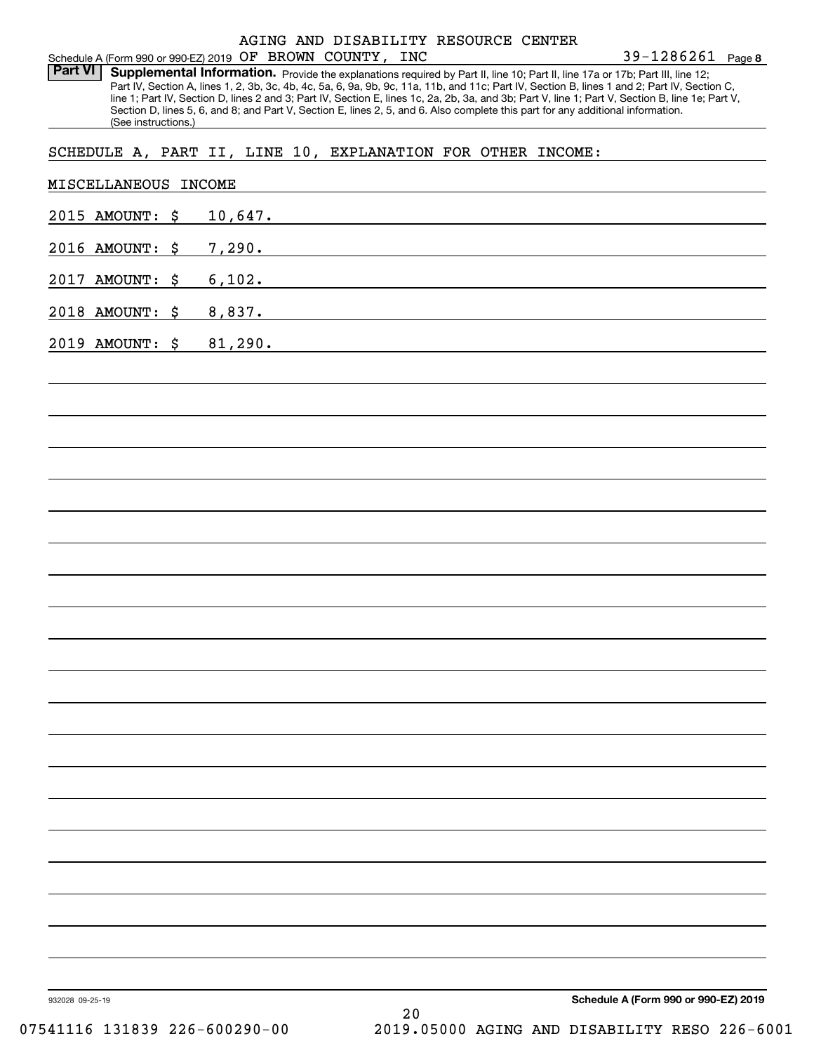AGING AND DISABILITY RESOURCE CENTER

Schedule A (Form 990 or 990-EZ) 2019 OF BROWN COUNTY, INC 39-1286261 Page **8**

**Part VI** **Supplemental Information.** Provide the explanations required by Part II, line 10; Part II, line 17a or 17b; Part III, line 12; Part IV, Section A, lines 1, 2, 3b, 3c, 4b, 4c, 5a, 6, 9a, 9b, 9c, 11a, 11b, and 11c; Part IV, Section B, lines 1 and 2; Part IV, Section C, line 1; Part IV, Section D, lines 2 and 3; Part IV, Section E, lines 1c, 2a, 2b, 3a, and 3b; Part V, line 1; Part V, Section B, line 1e; Part V, Section D, lines 5, 6, and 8; and Part V, Section E, lines 2, 5, and 6. Also complete this part for any additional information. (See instructions.)

SCHEDULE A, PART II, LINE 10, EXPLANATION FOR OTHER INCOME:

MISCELLANEOUS INCOME

2015 AMOUNT: $ 10,647.

2016 AMOUNT: $ 7,290.

2017 AMOUNT: $ 6,102.

2018 AMOUNT: $ 8,837.

2019 AMOUNT: $ 81,290.

932028 09-25-19 **Schedule A (Form 990 or 990-EZ) 2019**

07541116 131839 226-600290-00 2019.05000 AGING AND DISABILITY RESO 226-6001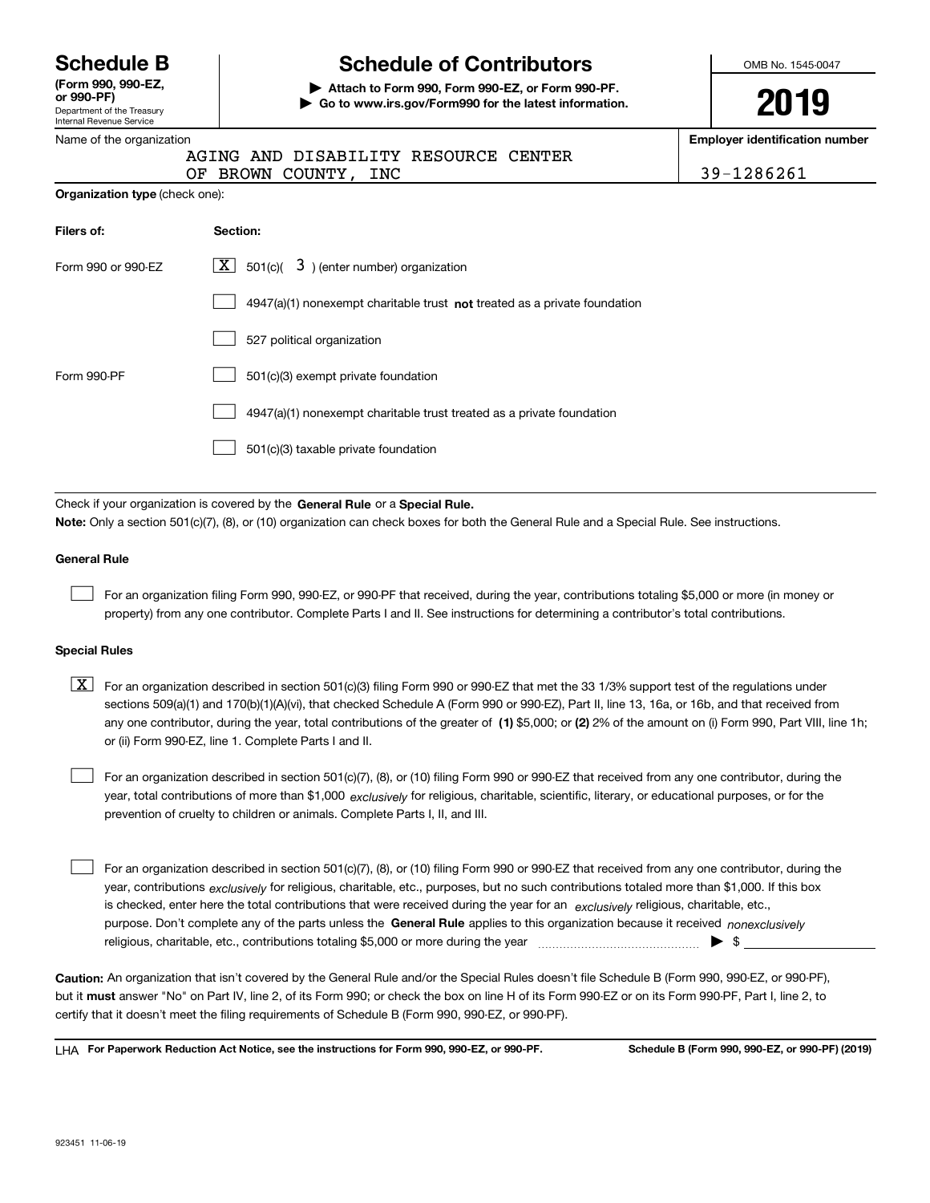# Schedule B

**(Form 990, 990-EZ, or 990-PF)**
Department of the Treasury
Internal Revenue Service

# Schedule of Contributors

**▶ Attach to Form 990, Form 990-EZ, or Form 990-PF.**
**▶ Go to www.irs.gov/Form990 for the latest information.**

OMB No. 1545-0047

**2019**

Name of the organization: AGING AND DISABILITY RESOURCE CENTER OF BROWN COUNTY, INC

**Employer identification number**: 39-1286261

**Organization type** (check one):

| **Filers of:** | **Section:** |
|---|---|
| Form 990 or 990-EZ | [X] 501(c)( 3 ) (enter number) organization |
| | [ ] 4947(a)(1) nonexempt charitable trust **not** treated as a private foundation |
| | [ ] 527 political organization |
| Form 990-PF | [ ] 501(c)(3) exempt private foundation |
| | [ ] 4947(a)(1) nonexempt charitable trust treated as a private foundation |
| | [ ] 501(c)(3) taxable private foundation |

Check if your organization is covered by the **General Rule** or a **Special Rule.**

**Note:** Only a section 501(c)(7), (8), or (10) organization can check boxes for both the General Rule and a Special Rule. See instructions.

### General Rule

[ ] For an organization filing Form 990, 990-EZ, or 990-PF that received, during the year, contributions totaling $5,000 or more (in money or property) from any one contributor. Complete Parts I and II. See instructions for determining a contributor's total contributions.

### Special Rules

[X] For an organization described in section 501(c)(3) filing Form 990 or 990-EZ that met the 33 1/3% support test of the regulations under sections 509(a)(1) and 170(b)(1)(A)(vi), that checked Schedule A (Form 990 or 990-EZ), Part II, line 13, 16a, or 16b, and that received from any one contributor, during the year, total contributions of the greater of **(1)** $5,000; or **(2)** 2% of the amount on (i) Form 990, Part VIII, line 1h; or (ii) Form 990-EZ, line 1. Complete Parts I and II.

[ ] For an organization described in section 501(c)(7), (8), or (10) filing Form 990 or 990-EZ that received from any one contributor, during the year, total contributions of more than $1,000 *exclusively* for religious, charitable, scientific, literary, or educational purposes, or for the prevention of cruelty to children or animals. Complete Parts I, II, and III.

[ ] For an organization described in section 501(c)(7), (8), or (10) filing Form 990 or 990-EZ that received from any one contributor, during the year, contributions *exclusively* for religious, charitable, etc., purposes, but no such contributions totaled more than $1,000. If this box is checked, enter here the total contributions that were received during the year for an *exclusively* religious, charitable, etc., purpose. Don't complete any of the parts unless the **General Rule** applies to this organization because it received *nonexclusively* religious, charitable, etc., contributions totaling $5,000 or more during the year ▶ $ ________

**Caution:** An organization that isn't covered by the General Rule and/or the Special Rules doesn't file Schedule B (Form 990, 990-EZ, or 990-PF), but it **must** answer "No" on Part IV, line 2, of its Form 990; or check the box on line H of its Form 990-EZ or on its Form 990-PF, Part I, line 2, to certify that it doesn't meet the filing requirements of Schedule B (Form 990, 990-EZ, or 990-PF).

LHA **For Paperwork Reduction Act Notice, see the instructions for Form 990, 990-EZ, or 990-PF.** **Schedule B (Form 990, 990-EZ, or 990-PF) (2019)**

923451 11-06-19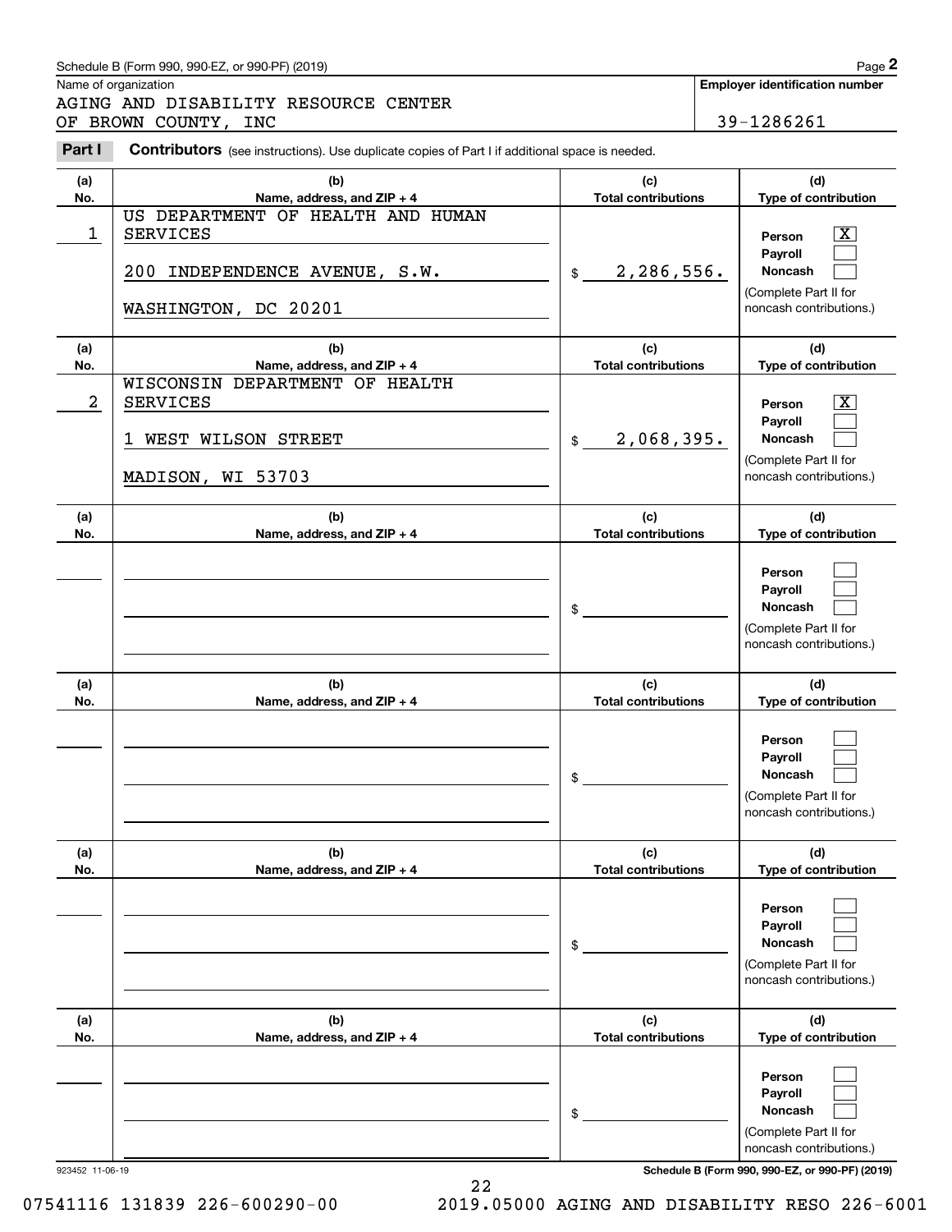Schedule B (Form 990, 990-EZ, or 990-PF) (2019)

Name of organization

AGING AND DISABILITY RESOURCE CENTER OF BROWN COUNTY, INC

**Employer identification number**

39-1286261

**Part I** **Contributors** (see instructions). Use duplicate copies of Part I if additional space is needed.

| (a) No. | (b) Name, address, and ZIP + 4 | (c) Total contributions | (d) Type of contribution |
|---|---|---|---|
| 1 | US DEPARTMENT OF HEALTH AND HUMAN SERVICES<br>200 INDEPENDENCE AVENUE, S.W.<br>WASHINGTON, DC 20201 | $ 2,286,556. | Person [X]<br>Payroll [ ]<br>Noncash [ ]<br>(Complete Part II for noncash contributions.) |
| 2 | WISCONSIN DEPARTMENT OF HEALTH SERVICES<br>1 WEST WILSON STREET<br>MADISON, WI 53703 | $ 2,068,395. | Person [X]<br>Payroll [ ]<br>Noncash [ ]<br>(Complete Part II for noncash contributions.) |
| | | $ | Person [ ]<br>Payroll [ ]<br>Noncash [ ]<br>(Complete Part II for noncash contributions.) |
| | | $ | Person [ ]<br>Payroll [ ]<br>Noncash [ ]<br>(Complete Part II for noncash contributions.) |
| | | $ | Person [ ]<br>Payroll [ ]<br>Noncash [ ]<br>(Complete Part II for noncash contributions.) |
| | | $ | Person [ ]<br>Payroll [ ]<br>Noncash [ ]<br>(Complete Part II for noncash contributions.) |

923452 11-06-19

**Schedule B (Form 990, 990-EZ, or 990-PF) (2019)**

07541116 131839 226-600290-00 2019.05000 AGING AND DISABILITY RESO 226-6001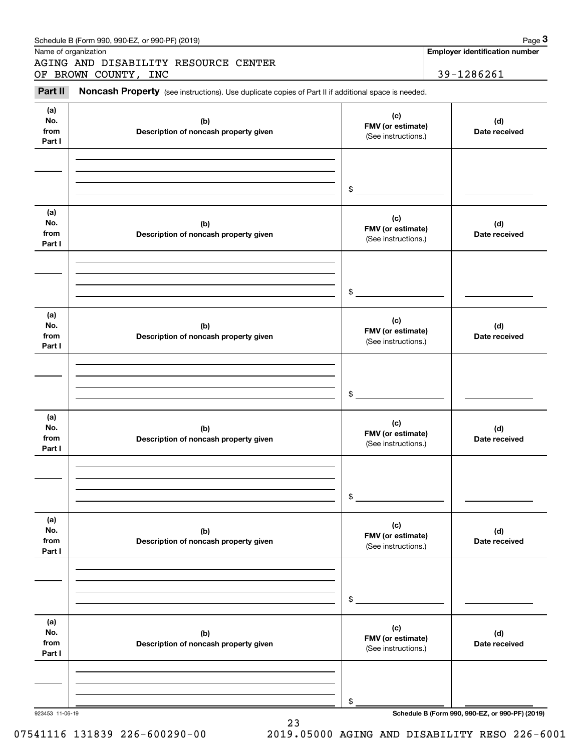Schedule B (Form 990, 990-EZ, or 990-PF) (2019)

Name of organization: AGING AND DISABILITY RESOURCE CENTER OF BROWN COUNTY, INC

Employer identification number: 39-1286261

**Part II** **Noncash Property** (see instructions). Use duplicate copies of Part II if additional space is needed.

| (a) No. from Part I | (b) Description of noncash property given | (c) FMV (or estimate) (See instructions.) | (d) Date received |
|---|---|---|---|
| | | $ | |

| (a) No. from Part I | (b) Description of noncash property given | (c) FMV (or estimate) (See instructions.) | (d) Date received |
|---|---|---|---|
| | | $ | |

| (a) No. from Part I | (b) Description of noncash property given | (c) FMV (or estimate) (See instructions.) | (d) Date received |
|---|---|---|---|
| | | $ | |

| (a) No. from Part I | (b) Description of noncash property given | (c) FMV (or estimate) (See instructions.) | (d) Date received |
|---|---|---|---|
| | | $ | |

| (a) No. from Part I | (b) Description of noncash property given | (c) FMV (or estimate) (See instructions.) | (d) Date received |
|---|---|---|---|
| | | $ | |

| (a) No. from Part I | (b) Description of noncash property given | (c) FMV (or estimate) (See instructions.) | (d) Date received |
|---|---|---|---|
| | | $ | |

923453 11-06-19

**Schedule B (Form 990, 990-EZ, or 990-PF) (2019)**

07541116 131839 226-600290-00 2019.05000 AGING AND DISABILITY RESO 226-6001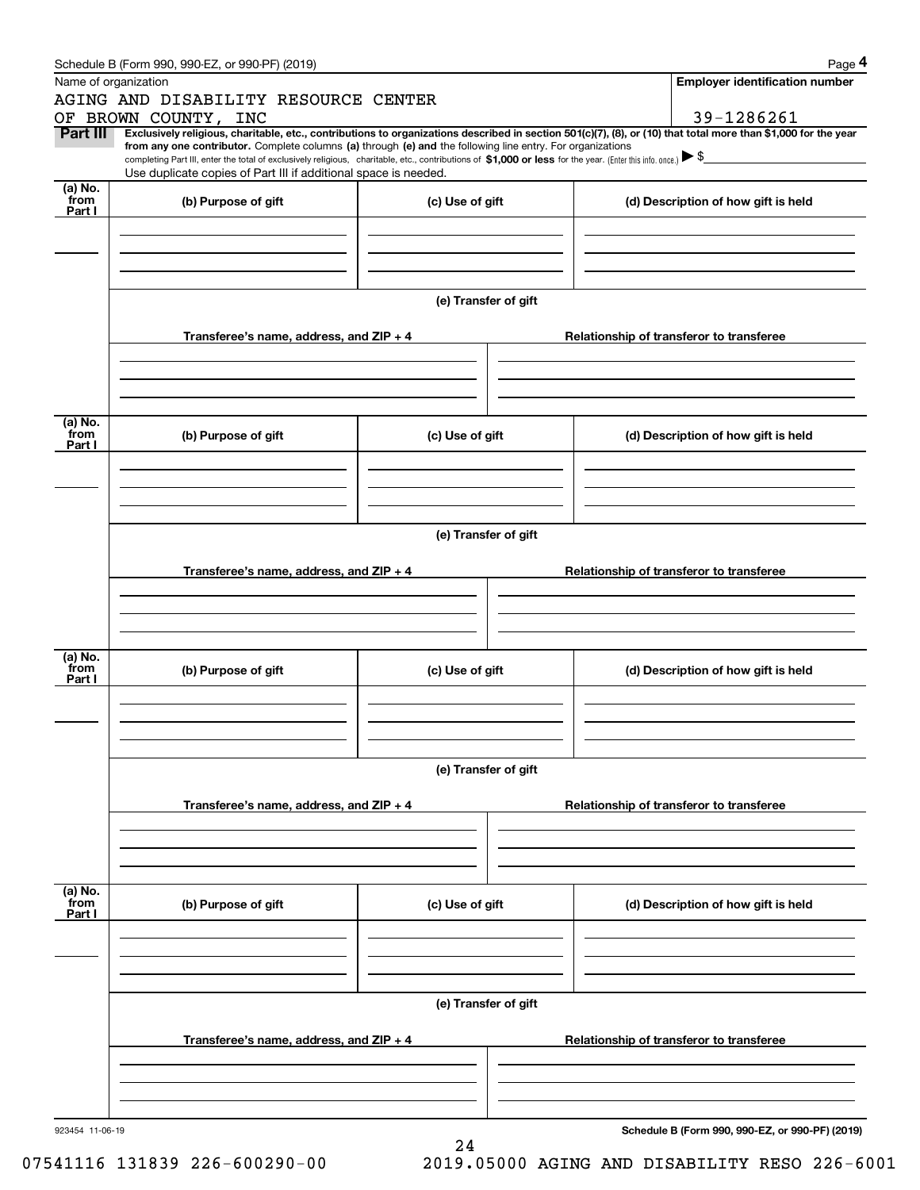Schedule B (Form 990, 990-EZ, or 990-PF) (2019) Page **4**

Name of organization

AGING AND DISABILITY RESOURCE CENTER
OF BROWN COUNTY, INC

**Employer identification number**

39-1286261

**Part III** **Exclusively religious, charitable, etc., contributions to organizations described in section 501(c)(7), (8), or (10) that total more than $1,000 for the year from any one contributor.** Complete columns **(a)** through **(e)** and the following line entry. For organizations completing Part III, enter the total of exclusively religious, charitable, etc., contributions of **$1,000 or less** for the year. (Enter this info. once.) ▶ $

Use duplicate copies of Part III if additional space is needed.

| (a) No. from Part I | (b) Purpose of gift | (c) Use of gift | (d) Description of how gift is held |
|---|---|---|---|
| | | | |

**(e) Transfer of gift**

| Transferee's name, address, and ZIP + 4 | Relationship of transferor to transferee |
|---|---|
| | |

| (a) No. from Part I | (b) Purpose of gift | (c) Use of gift | (d) Description of how gift is held |
|---|---|---|---|
| | | | |

**(e) Transfer of gift**

| Transferee's name, address, and ZIP + 4 | Relationship of transferor to transferee |
|---|---|
| | |

| (a) No. from Part I | (b) Purpose of gift | (c) Use of gift | (d) Description of how gift is held |
|---|---|---|---|
| | | | |

**(e) Transfer of gift**

| Transferee's name, address, and ZIP + 4 | Relationship of transferor to transferee |
|---|---|
| | |

| (a) No. from Part I | (b) Purpose of gift | (c) Use of gift | (d) Description of how gift is held |
|---|---|---|---|
| | | | |

**(e) Transfer of gift**

| Transferee's name, address, and ZIP + 4 | Relationship of transferor to transferee |
|---|---|
| | |

923454 11-06-19

**Schedule B (Form 990, 990-EZ, or 990-PF) (2019)**

07541116 131839 226-600290-00 2019.05000 AGING AND DISABILITY RESO 226-6001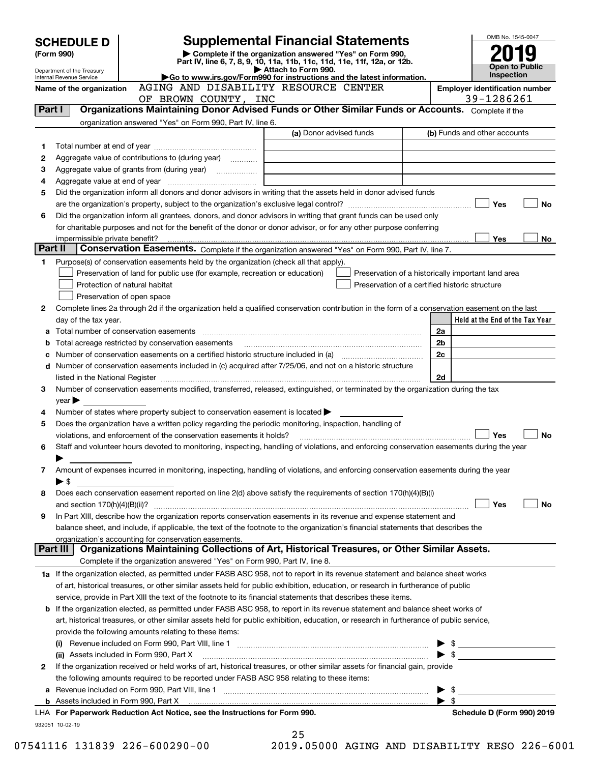# SCHEDULE D (Form 990)

Department of the Treasury
Internal Revenue Service

## Supplemental Financial Statements

▶ Complete if the organization answered "Yes" on Form 990, Part IV, line 6, 7, 8, 9, 10, 11a, 11b, 11c, 11d, 11e, 11f, 12a, or 12b.
▶ Attach to Form 990.
▶Go to www.irs.gov/Form990 for instructions and the latest information.

OMB No. 1545-0047

**2019**

**Open to Public Inspection**

**Name of the organization** AGING AND DISABILITY RESOURCE CENTER OF BROWN COUNTY, INC

**Employer identification number** 39-1286261

## Part I — Organizations Maintaining Donor Advised Funds or Other Similar Funds or Accounts.

Complete if the organization answered "Yes" on Form 990, Part IV, line 6.

| | | (a) Donor advised funds | (b) Funds and other accounts |
|---|---|---|---|
| 1 | Total number at end of year | | |
| 2 | Aggregate value of contributions to (during year) | | |
| 3 | Aggregate value of grants from (during year) | | |
| 4 | Aggregate value at end of year | | |

5 Did the organization inform all donors and donor advisors in writing that the assets held in donor advised funds are the organization's property, subject to the organization's exclusive legal control? ☐ Yes ☐ No

6 Did the organization inform all grantees, donors, and donor advisors in writing that grant funds can be used only for charitable purposes and not for the benefit of the donor or donor advisor, or for any other purpose conferring impermissible private benefit? ☐ Yes ☐ No

## Part II — Conservation Easements.

Complete if the organization answered "Yes" on Form 990, Part IV, line 7.

1 Purpose(s) of conservation easements held by the organization (check all that apply).

- ☐ Preservation of land for public use (for example, recreation or education)
- ☐ Protection of natural habitat
- ☐ Preservation of open space
- ☐ Preservation of a historically important land area
- ☐ Preservation of a certified historic structure

2 Complete lines 2a through 2d if the organization held a qualified conservation contribution in the form of a conservation easement on the last day of the tax year.

| | | | Held at the End of the Tax Year |
|---|---|---|---|
| a | Total number of conservation easements | 2a | |
| b | Total acreage restricted by conservation easements | 2b | |
| c | Number of conservation easements on a certified historic structure included in (a) | 2c | |
| d | Number of conservation easements included in (c) acquired after 7/25/06, and not on a historic structure listed in the National Register | 2d | |

3 Number of conservation easements modified, transferred, released, extinguished, or terminated by the organization during the tax year ▶

4 Number of states where property subject to conservation easement is located ▶

5 Does the organization have a written policy regarding the periodic monitoring, inspection, handling of violations, and enforcement of the conservation easements it holds? ☐ Yes ☐ No

6 Staff and volunteer hours devoted to monitoring, inspecting, handling of violations, and enforcing conservation easements during the year ▶

7 Amount of expenses incurred in monitoring, inspecting, handling of violations, and enforcing conservation easements during the year ▶ $

8 Does each conservation easement reported on line 2(d) above satisfy the requirements of section 170(h)(4)(B)(i) and section 170(h)(4)(B)(ii)? ☐ Yes ☐ No

9 In Part XIII, describe how the organization reports conservation easements in its revenue and expense statement and balance sheet, and include, if applicable, the text of the footnote to the organization's financial statements that describes the organization's accounting for conservation easements.

## Part III — Organizations Maintaining Collections of Art, Historical Treasures, or Other Similar Assets.

Complete if the organization answered "Yes" on Form 990, Part IV, line 8.

1a If the organization elected, as permitted under FASB ASC 958, not to report in its revenue statement and balance sheet works of art, historical treasures, or other similar assets held for public exhibition, education, or research in furtherance of public service, provide in Part XIII the text of the footnote to its financial statements that describes these items.

b If the organization elected, as permitted under FASB ASC 958, to report in its revenue statement and balance sheet works of art, historical treasures, or other similar assets held for public exhibition, education, or research in furtherance of public service, provide the following amounts relating to these items:

(i) Revenue included on Form 990, Part VIII, line 1 ▶ $

(ii) Assets included in Form 990, Part X ▶ $

2 If the organization received or held works of art, historical treasures, or other similar assets for financial gain, provide the following amounts required to be reported under FASB ASC 958 relating to these items:

a Revenue included on Form 990, Part VIII, line 1 ▶ $

b Assets included in Form 990, Part X ▶ $

LHA **For Paperwork Reduction Act Notice, see the Instructions for Form 990.** **Schedule D (Form 990) 2019**

932051 10-02-19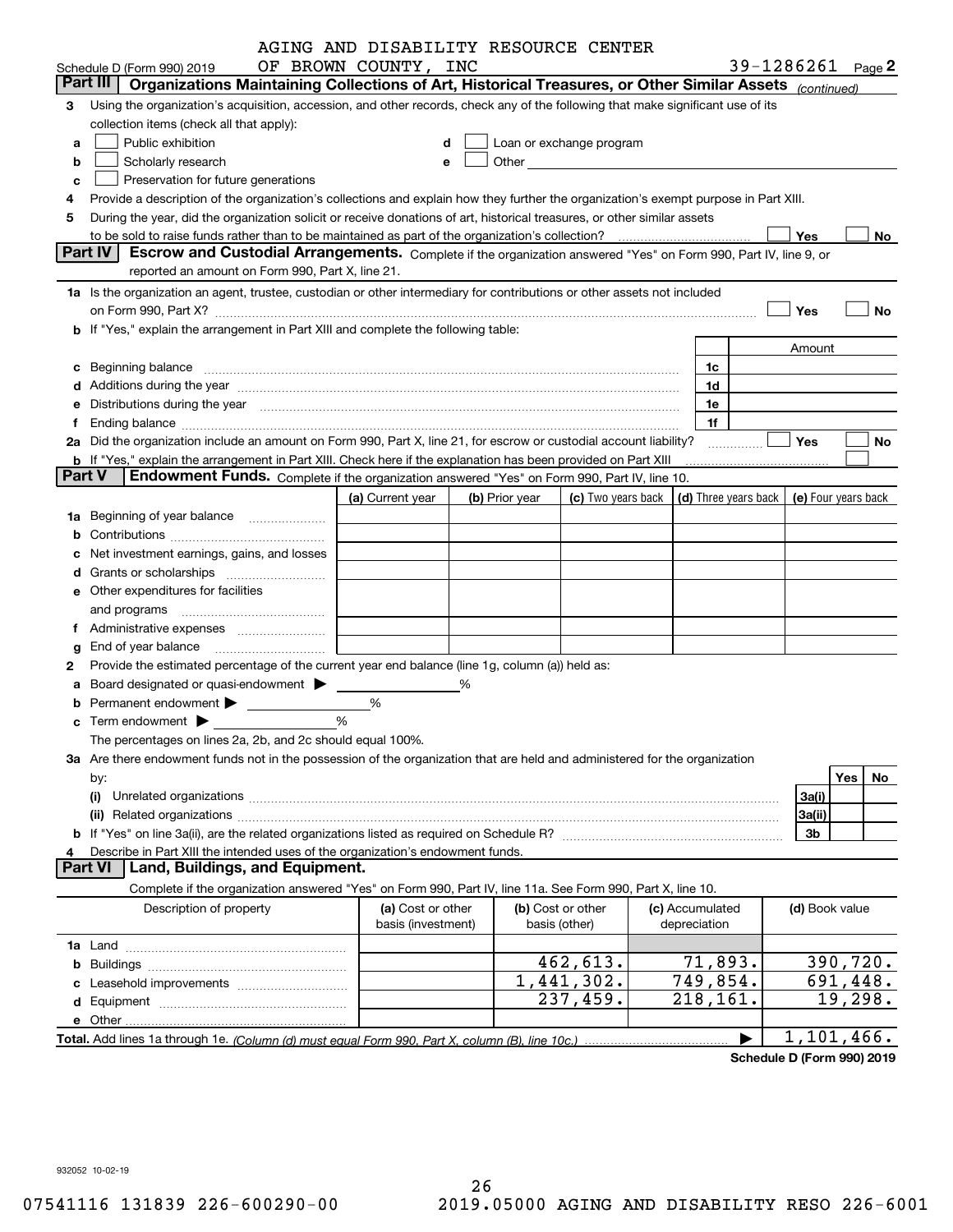AGING AND DISABILITY RESOURCE CENTER OF BROWN COUNTY, INC

Schedule D (Form 990) 2019 — 39-1286261 Page **2**

## Part III Organizations Maintaining Collections of Art, Historical Treasures, or Other Similar Assets *(continued)*

**3** Using the organization's acquisition, accession, and other records, check any of the following that make significant use of its collection items (check all that apply):

- **a** ☐ Public exhibition
- **b** ☐ Scholarly research
- **c** ☐ Preservation for future generations
- **d** ☐ Loan or exchange program
- **e** ☐ Other

**4** Provide a description of the organization's collections and explain how they further the organization's exempt purpose in Part XIII.

**5** During the year, did the organization solicit or receive donations of art, historical treasures, or other similar assets to be sold to raise funds rather than to be maintained as part of the organization's collection? ☐ Yes ☐ No

## Part IV Escrow and Custodial Arrangements.

Complete if the organization answered "Yes" on Form 990, Part IV, line 9, or reported an amount on Form 990, Part X, line 21.

**1a** Is the organization an agent, trustee, custodian or other intermediary for contributions or other assets not included on Form 990, Part X? ☐ Yes ☐ No

**b** If "Yes," explain the arrangement in Part XIII and complete the following table:

| | | Amount |
|---|---|---|
| **c** Beginning balance | 1c | |
| **d** Additions during the year | 1d | |
| **e** Distributions during the year | 1e | |
| **f** Ending balance | 1f | |

**2a** Did the organization include an amount on Form 990, Part X, line 21, for escrow or custodial account liability? ☐ Yes ☐ No

**b** If "Yes," explain the arrangement in Part XIII. Check here if the explanation has been provided on Part XIII ☐

## Part V Endowment Funds.

Complete if the organization answered "Yes" on Form 990, Part IV, line 10.

| | (a) Current year | (b) Prior year | (c) Two years back | (d) Three years back | (e) Four years back |
|---|---|---|---|---|---|
| **1a** Beginning of year balance | | | | | |
| **b** Contributions | | | | | |
| **c** Net investment earnings, gains, and losses | | | | | |
| **d** Grants or scholarships | | | | | |
| **e** Other expenditures for facilities and programs | | | | | |
| **f** Administrative expenses | | | | | |
| **g** End of year balance | | | | | |

**2** Provide the estimated percentage of the current year end balance (line 1g, column (a)) held as:

- **a** Board designated or quasi-endowment ▶ ______ %
- **b** Permanent endowment ▶ ______ %
- **c** Term endowment ▶ ______ %

The percentages on lines 2a, 2b, and 2c should equal 100%.

**3a** Are there endowment funds not in the possession of the organization that are held and administered for the organization by:

| | | Yes | No |
|---|---|---|---|
| **(i)** Unrelated organizations | 3a(i) | | |
| **(ii)** Related organizations | 3a(ii) | | |
| **b** If "Yes" on line 3a(ii), are the related organizations listed as required on Schedule R? | 3b | | |

**4** Describe in Part XIII the intended uses of the organization's endowment funds.

## Part VI Land, Buildings, and Equipment.

Complete if the organization answered "Yes" on Form 990, Part IV, line 11a. See Form 990, Part X, line 10.

| Description of property | (a) Cost or other basis (investment) | (b) Cost or other basis (other) | (c) Accumulated depreciation | (d) Book value |
|---|---|---|---|---|
| **1a** Land | | | | |
| **b** Buildings | | 462,613. | 71,893. | 390,720. |
| **c** Leasehold improvements | | 1,441,302. | 749,854. | 691,448. |
| **d** Equipment | | 237,459. | 218,161. | 19,298. |
| **e** Other | | | | |
| **Total.** Add lines 1a through 1e. *(Column (d) must equal Form 990, Part X, column (B), line 10c.)* | | | ▶ | 1,101,466. |

**Schedule D (Form 990) 2019**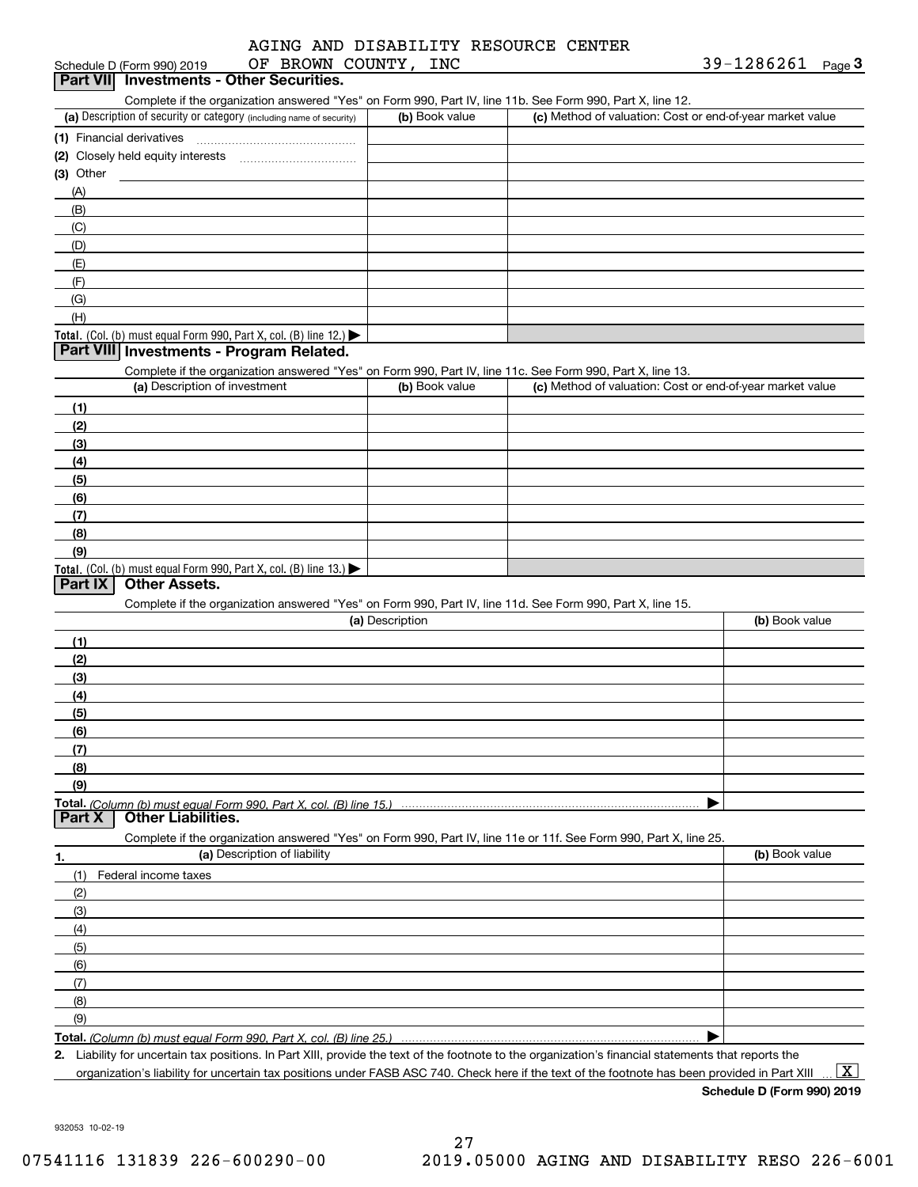Schedule D (Form 990) 2019 AGING AND DISABILITY RESOURCE CENTER OF BROWN COUNTY, INC 39-1286261 Page **3**

## Part VII Investments - Other Securities.

Complete if the organization answered "Yes" on Form 990, Part IV, line 11b. See Form 990, Part X, line 12.

| (a) Description of security or category (including name of security) | (b) Book value | (c) Method of valuation: Cost or end-of-year market value |
|---|---|---|
| (1) Financial derivatives | | |
| (2) Closely held equity interests | | |
| (3) Other | | |
| (A) | | |
| (B) | | |
| (C) | | |
| (D) | | |
| (E) | | |
| (F) | | |
| (G) | | |
| (H) | | |
| **Total.** (Col. (b) must equal Form 990, Part X, col. (B) line 12.) ▶ | | |

## Part VIII Investments - Program Related.

Complete if the organization answered "Yes" on Form 990, Part IV, line 11c. See Form 990, Part X, line 13.

| (a) Description of investment | (b) Book value | (c) Method of valuation: Cost or end-of-year market value |
|---|---|---|
| (1) | | |
| (2) | | |
| (3) | | |
| (4) | | |
| (5) | | |
| (6) | | |
| (7) | | |
| (8) | | |
| (9) | | |
| **Total.** (Col. (b) must equal Form 990, Part X, col. (B) line 13.) ▶ | | |

## Part IX Other Assets.

Complete if the organization answered "Yes" on Form 990, Part IV, line 11d. See Form 990, Part X, line 15.

| (a) Description | (b) Book value |
|---|---|
| (1) | |
| (2) | |
| (3) | |
| (4) | |
| (5) | |
| (6) | |
| (7) | |
| (8) | |
| (9) | |
| **Total.** *(Column (b) must equal Form 990, Part X, col. (B) line 15.)* ▶ | |

## Part X Other Liabilities.

Complete if the organization answered "Yes" on Form 990, Part IV, line 11e or 11f. See Form 990, Part X, line 25.

| 1. (a) Description of liability | (b) Book value |
|---|---|
| (1) Federal income taxes | |
| (2) | |
| (3) | |
| (4) | |
| (5) | |
| (6) | |
| (7) | |
| (8) | |
| (9) | |
| **Total.** *(Column (b) must equal Form 990, Part X, col. (B) line 25.)* ▶ | |

**2.** Liability for uncertain tax positions. In Part XIII, provide the text of the footnote to the organization's financial statements that reports the organization's liability for uncertain tax positions under FASB ASC 740. Check here if the text of the footnote has been provided in Part XIII ... [X]

**Schedule D (Form 990) 2019**

932053 10-02-19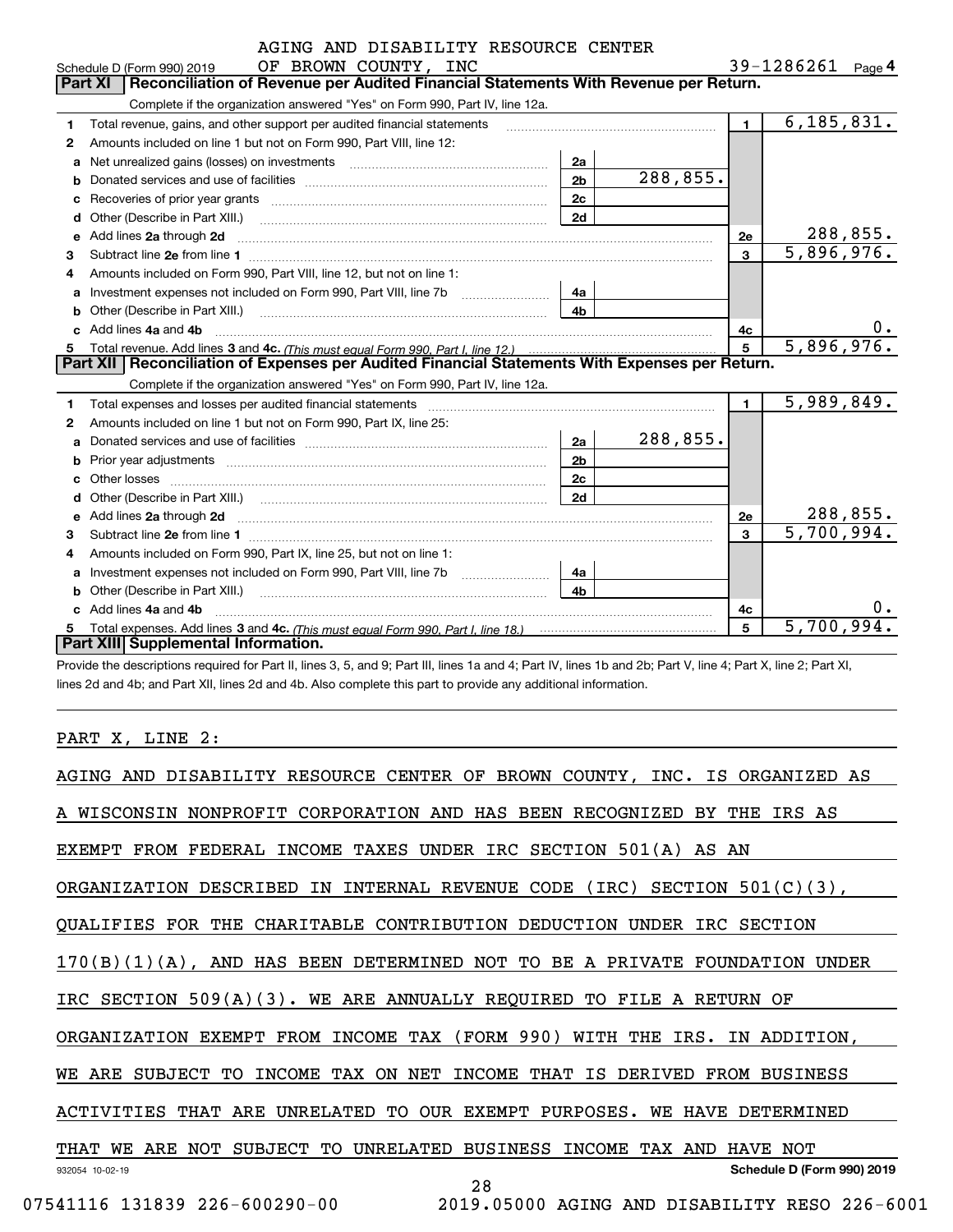AGING AND DISABILITY RESOURCE CENTER

Schedule D (Form 990) 2019 OF BROWN COUNTY, INC 39-1286261 Page 4

## Part XI Reconciliation of Revenue per Audited Financial Statements With Revenue per Return.

Complete if the organization answered "Yes" on Form 990, Part IV, line 12a.

| | | | | | |
|---|---|---|---|---|---|
| 1 | Total revenue, gains, and other support per audited financial statements | | | 1 | 6,185,831. |
| 2 | Amounts included on line 1 but not on Form 990, Part VIII, line 12: | | | | |
| a | Net unrealized gains (losses) on investments | 2a | | | |
| b | Donated services and use of facilities | 2b | 288,855. | | |
| c | Recoveries of prior year grants | 2c | | | |
| d | Other (Describe in Part XIII.) | 2d | | | |
| e | Add lines 2a through 2d | | | 2e | 288,855. |
| 3 | Subtract line 2e from line 1 | | | 3 | 5,896,976. |
| 4 | Amounts included on Form 990, Part VIII, line 12, but not on line 1: | | | | |
| a | Investment expenses not included on Form 990, Part VIII, line 7b | 4a | | | |
| b | Other (Describe in Part XIII.) | 4b | | | |
| c | Add lines 4a and 4b | | | 4c | 0. |
| 5 | Total revenue. Add lines 3 and 4c. *(This must equal Form 990, Part I, line 12.)* | | | 5 | 5,896,976. |

## Part XII Reconciliation of Expenses per Audited Financial Statements With Expenses per Return.

Complete if the organization answered "Yes" on Form 990, Part IV, line 12a.

| | | | | | |
|---|---|---|---|---|---|
| 1 | Total expenses and losses per audited financial statements | | | 1 | 5,989,849. |
| 2 | Amounts included on line 1 but not on Form 990, Part IX, line 25: | | | | |
| a | Donated services and use of facilities | 2a | 288,855. | | |
| b | Prior year adjustments | 2b | | | |
| c | Other losses | 2c | | | |
| d | Other (Describe in Part XIII.) | 2d | | | |
| e | Add lines 2a through 2d | | | 2e | 288,855. |
| 3 | Subtract line 2e from line 1 | | | 3 | 5,700,994. |
| 4 | Amounts included on Form 990, Part IX, line 25, but not on line 1: | | | | |
| a | Investment expenses not included on Form 990, Part VIII, line 7b | 4a | | | |
| b | Other (Describe in Part XIII.) | 4b | | | |
| c | Add lines 4a and 4b | | | 4c | 0. |
| 5 | Total expenses. Add lines 3 and 4c. *(This must equal Form 990, Part I, line 18.)* | | | 5 | 5,700,994. |

## Part XIII Supplemental Information.

Provide the descriptions required for Part II, lines 3, 5, and 9; Part III, lines 1a and 4; Part IV, lines 1b and 2b; Part V, line 4; Part X, line 2; Part XI, lines 2d and 4b; and Part XII, lines 2d and 4b. Also complete this part to provide any additional information.

PART X, LINE 2:

AGING AND DISABILITY RESOURCE CENTER OF BROWN COUNTY, INC. IS ORGANIZED AS A WISCONSIN NONPROFIT CORPORATION AND HAS BEEN RECOGNIZED BY THE IRS AS EXEMPT FROM FEDERAL INCOME TAXES UNDER IRC SECTION 501(A) AS AN ORGANIZATION DESCRIBED IN INTERNAL REVENUE CODE (IRC) SECTION 501(C)(3), QUALIFIES FOR THE CHARITABLE CONTRIBUTION DEDUCTION UNDER IRC SECTION 170(B)(1)(A), AND HAS BEEN DETERMINED NOT TO BE A PRIVATE FOUNDATION UNDER IRC SECTION 509(A)(3). WE ARE ANNUALLY REQUIRED TO FILE A RETURN OF ORGANIZATION EXEMPT FROM INCOME TAX (FORM 990) WITH THE IRS. IN ADDITION, WE ARE SUBJECT TO INCOME TAX ON NET INCOME THAT IS DERIVED FROM BUSINESS ACTIVITIES THAT ARE UNRELATED TO OUR EXEMPT PURPOSES. WE HAVE DETERMINED THAT WE ARE NOT SUBJECT TO UNRELATED BUSINESS INCOME TAX AND HAVE NOT

932054 10-02-19 **Schedule D (Form 990) 2019**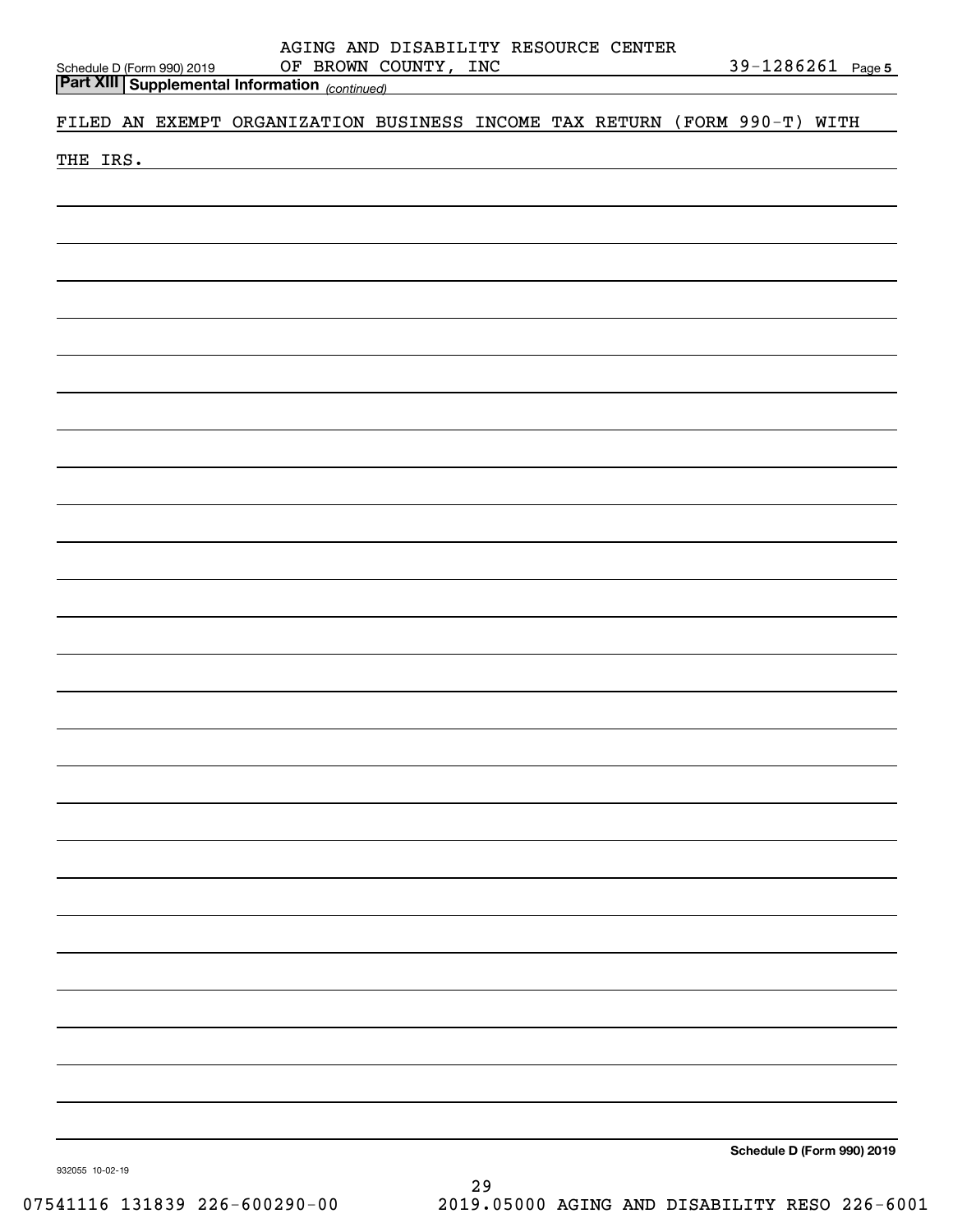AGING AND DISABILITY RESOURCE CENTER
Schedule D (Form 990) 2019 OF BROWN COUNTY, INC 39-1286261 Page **5**

**Part XIII Supplemental Information** *(continued)*

FILED AN EXEMPT ORGANIZATION BUSINESS INCOME TAX RETURN (FORM 990-T) WITH THE IRS.

**Schedule D (Form 990) 2019**

932055 10-02-19

07541116 131839 226-600290-00 2019.05000 AGING AND DISABILITY RESO 226-6001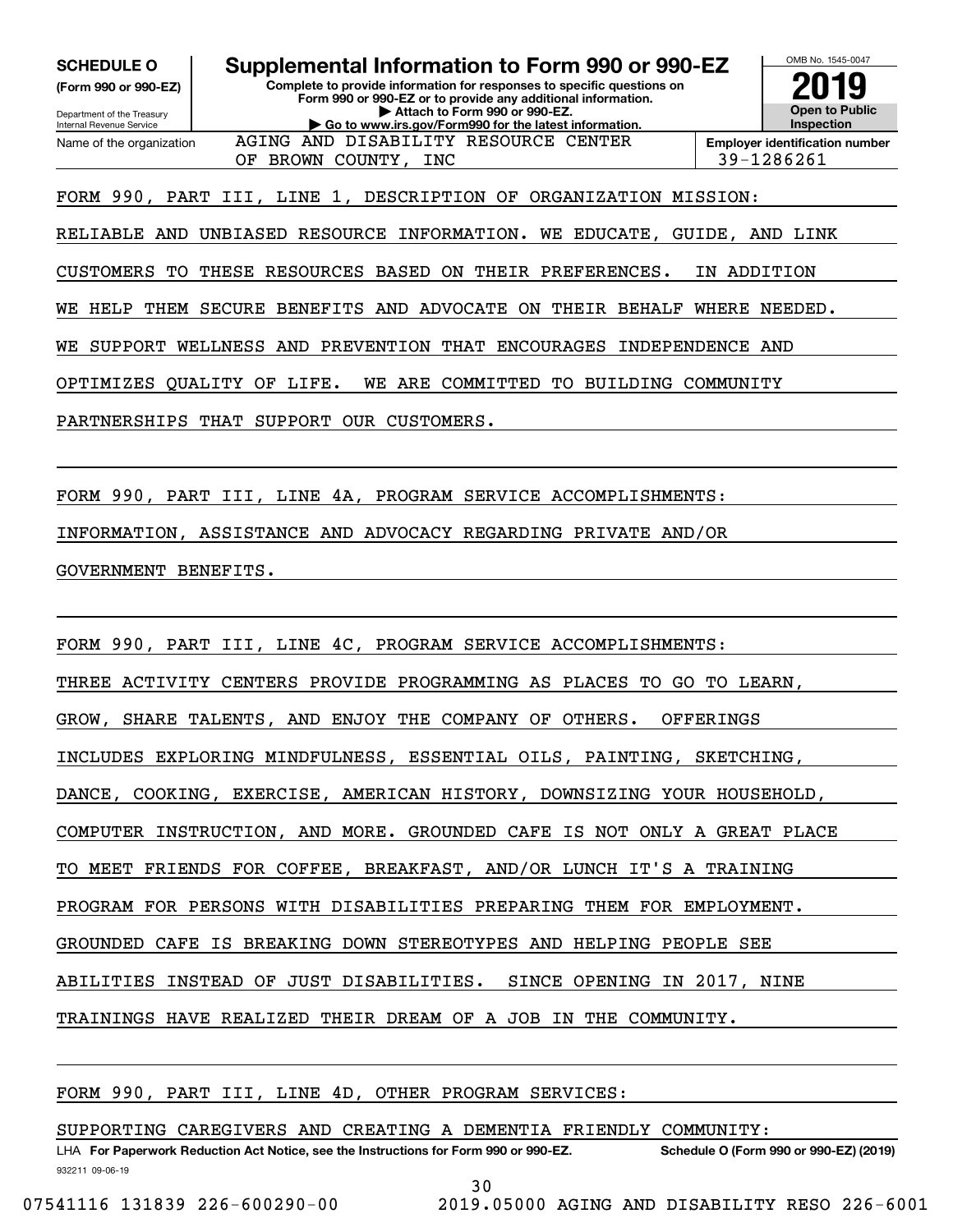**SCHEDULE O** (Form 990 or 990-EZ)

Department of the Treasury
Internal Revenue Service

# Supplemental Information to Form 990 or 990-EZ

**Complete to provide information for responses to specific questions on Form 990 or 990-EZ or to provide any additional information.**
**▶ Attach to Form 990 or 990-EZ.**
**▶ Go to www.irs.gov/Form990 for the latest information.**

OMB No. 1545-0047

**2019**

**Open to Public Inspection**

Name of the organization: AGING AND DISABILITY RESOURCE CENTER OF BROWN COUNTY, INC

**Employer identification number:** 39-1286261

FORM 990, PART III, LINE 1, DESCRIPTION OF ORGANIZATION MISSION:

RELIABLE AND UNBIASED RESOURCE INFORMATION. WE EDUCATE, GUIDE, AND LINK CUSTOMERS TO THESE RESOURCES BASED ON THEIR PREFERENCES. IN ADDITION WE HELP THEM SECURE BENEFITS AND ADVOCATE ON THEIR BEHALF WHERE NEEDED. WE SUPPORT WELLNESS AND PREVENTION THAT ENCOURAGES INDEPENDENCE AND OPTIMIZES QUALITY OF LIFE. WE ARE COMMITTED TO BUILDING COMMUNITY PARTNERSHIPS THAT SUPPORT OUR CUSTOMERS.

FORM 990, PART III, LINE 4A, PROGRAM SERVICE ACCOMPLISHMENTS:

INFORMATION, ASSISTANCE AND ADVOCACY REGARDING PRIVATE AND/OR GOVERNMENT BENEFITS.

FORM 990, PART III, LINE 4C, PROGRAM SERVICE ACCOMPLISHMENTS:

THREE ACTIVITY CENTERS PROVIDE PROGRAMMING AS PLACES TO GO TO LEARN, GROW, SHARE TALENTS, AND ENJOY THE COMPANY OF OTHERS. OFFERINGS INCLUDES EXPLORING MINDFULNESS, ESSENTIAL OILS, PAINTING, SKETCHING, DANCE, COOKING, EXERCISE, AMERICAN HISTORY, DOWNSIZING YOUR HOUSEHOLD, COMPUTER INSTRUCTION, AND MORE. GROUNDED CAFE IS NOT ONLY A GREAT PLACE TO MEET FRIENDS FOR COFFEE, BREAKFAST, AND/OR LUNCH IT'S A TRAINING PROGRAM FOR PERSONS WITH DISABILITIES PREPARING THEM FOR EMPLOYMENT. GROUNDED CAFE IS BREAKING DOWN STEREOTYPES AND HELPING PEOPLE SEE ABILITIES INSTEAD OF JUST DISABILITIES. SINCE OPENING IN 2017, NINE TRAININGS HAVE REALIZED THEIR DREAM OF A JOB IN THE COMMUNITY.

FORM 990, PART III, LINE 4D, OTHER PROGRAM SERVICES:

SUPPORTING CAREGIVERS AND CREATING A DEMENTIA FRIENDLY COMMUNITY:

LHA **For Paperwork Reduction Act Notice, see the Instructions for Form 990 or 990-EZ.** **Schedule O (Form 990 or 990-EZ) (2019)**

932211 09-06-19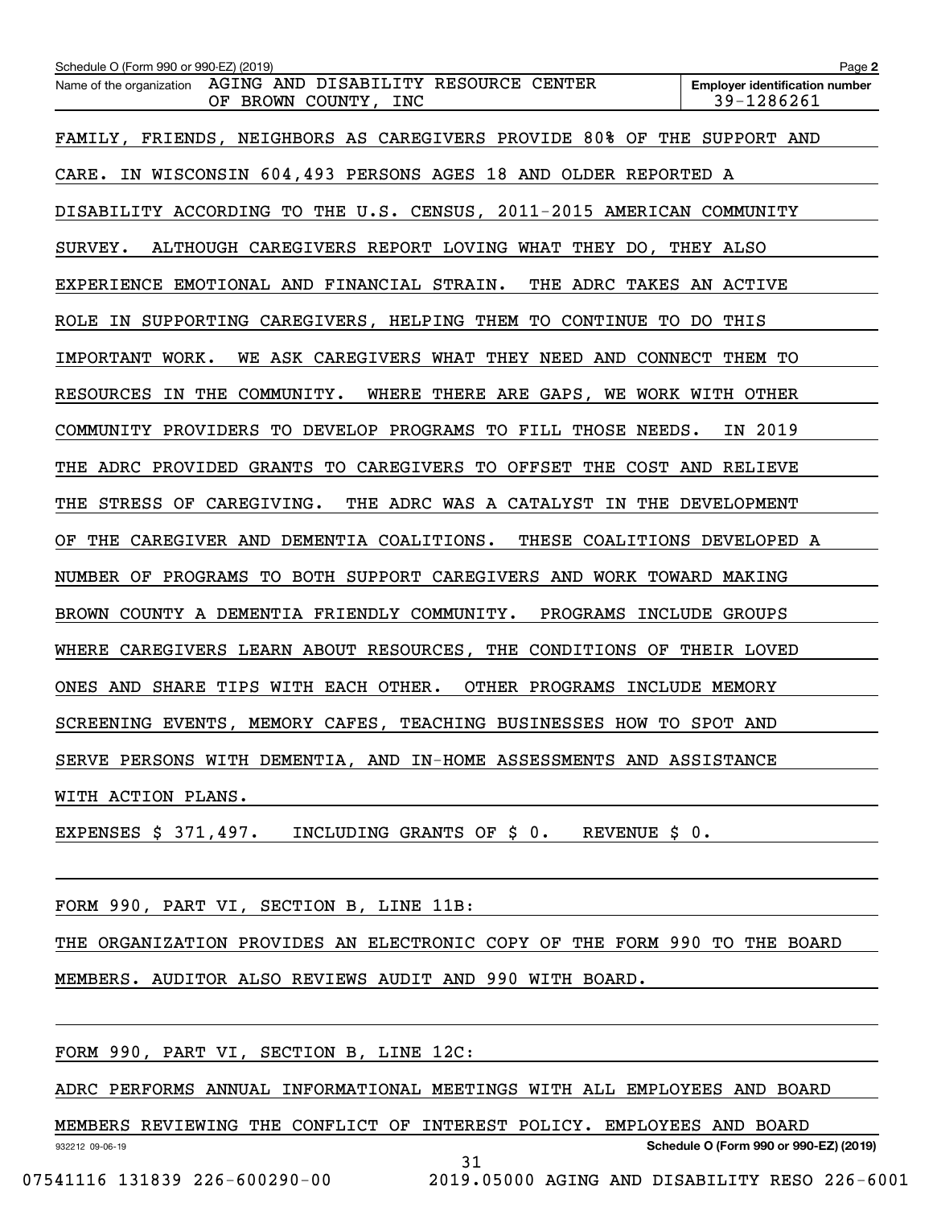Schedule O (Form 990 or 990-EZ) (2019)

Name of the organization AGING AND DISABILITY RESOURCE CENTER OF BROWN COUNTY, INC

Employer identification number 39-1286261

FAMILY, FRIENDS, NEIGHBORS AS CAREGIVERS PROVIDE 80% OF THE SUPPORT AND CARE. IN WISCONSIN 604,493 PERSONS AGES 18 AND OLDER REPORTED A DISABILITY ACCORDING TO THE U.S. CENSUS, 2011-2015 AMERICAN COMMUNITY SURVEY. ALTHOUGH CAREGIVERS REPORT LOVING WHAT THEY DO, THEY ALSO EXPERIENCE EMOTIONAL AND FINANCIAL STRAIN. THE ADRC TAKES AN ACTIVE ROLE IN SUPPORTING CAREGIVERS, HELPING THEM TO CONTINUE TO DO THIS IMPORTANT WORK. WE ASK CAREGIVERS WHAT THEY NEED AND CONNECT THEM TO RESOURCES IN THE COMMUNITY. WHERE THERE ARE GAPS, WE WORK WITH OTHER COMMUNITY PROVIDERS TO DEVELOP PROGRAMS TO FILL THOSE NEEDS. IN 2019 THE ADRC PROVIDED GRANTS TO CAREGIVERS TO OFFSET THE COST AND RELIEVE THE STRESS OF CAREGIVING. THE ADRC WAS A CATALYST IN THE DEVELOPMENT OF THE CAREGIVER AND DEMENTIA COALITIONS. THESE COALITIONS DEVELOPED A NUMBER OF PROGRAMS TO BOTH SUPPORT CAREGIVERS AND WORK TOWARD MAKING BROWN COUNTY A DEMENTIA FRIENDLY COMMUNITY. PROGRAMS INCLUDE GROUPS WHERE CAREGIVERS LEARN ABOUT RESOURCES, THE CONDITIONS OF THEIR LOVED ONES AND SHARE TIPS WITH EACH OTHER. OTHER PROGRAMS INCLUDE MEMORY SCREENING EVENTS, MEMORY CAFES, TEACHING BUSINESSES HOW TO SPOT AND SERVE PERSONS WITH DEMENTIA, AND IN-HOME ASSESSMENTS AND ASSISTANCE WITH ACTION PLANS.

EXPENSES $ 371,497. INCLUDING GRANTS OF $ 0. REVENUE $ 0.

FORM 990, PART VI, SECTION B, LINE 11B:

THE ORGANIZATION PROVIDES AN ELECTRONIC COPY OF THE FORM 990 TO THE BOARD MEMBERS. AUDITOR ALSO REVIEWS AUDIT AND 990 WITH BOARD.

FORM 990, PART VI, SECTION B, LINE 12C:

ADRC PERFORMS ANNUAL INFORMATIONAL MEETINGS WITH ALL EMPLOYEES AND BOARD MEMBERS REVIEWING THE CONFLICT OF INTEREST POLICY. EMPLOYEES AND BOARD

932212 09-06-19

Schedule O (Form 990 or 990-EZ) (2019)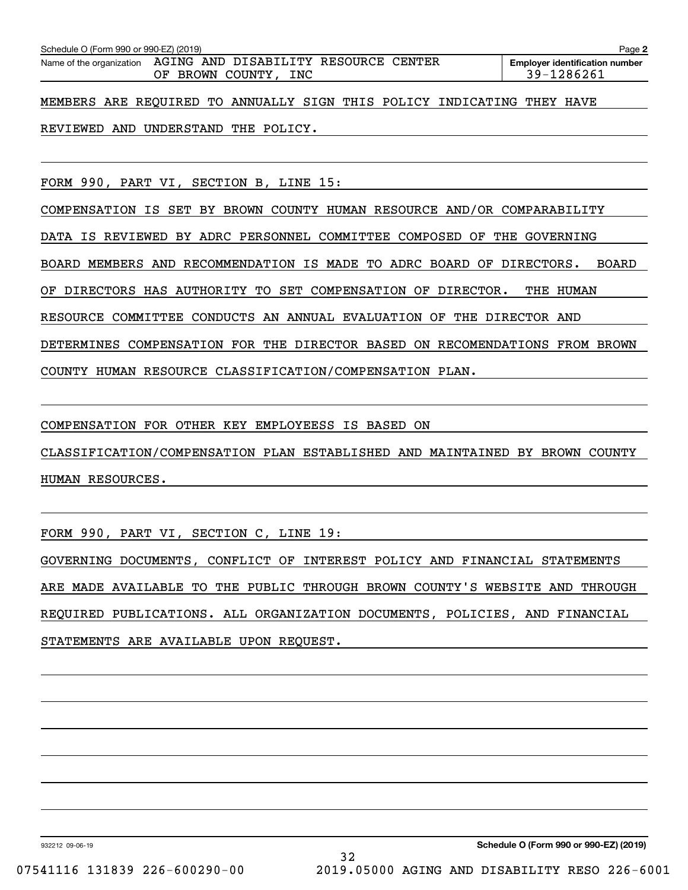Schedule O (Form 990 or 990-EZ) (2019) Page **2**

Name of the organization AGING AND DISABILITY RESOURCE CENTER OF BROWN COUNTY, INC

**Employer identification number** 39-1286261

MEMBERS ARE REQUIRED TO ANNUALLY SIGN THIS POLICY INDICATING THEY HAVE REVIEWED AND UNDERSTAND THE POLICY.

FORM 990, PART VI, SECTION B, LINE 15:

COMPENSATION IS SET BY BROWN COUNTY HUMAN RESOURCE AND/OR COMPARABILITY DATA IS REVIEWED BY ADRC PERSONNEL COMMITTEE COMPOSED OF THE GOVERNING BOARD MEMBERS AND RECOMMENDATION IS MADE TO ADRC BOARD OF DIRECTORS. BOARD OF DIRECTORS HAS AUTHORITY TO SET COMPENSATION OF DIRECTOR. THE HUMAN RESOURCE COMMITTEE CONDUCTS AN ANNUAL EVALUATION OF THE DIRECTOR AND DETERMINES COMPENSATION FOR THE DIRECTOR BASED ON RECOMENDATIONS FROM BROWN COUNTY HUMAN RESOURCE CLASSIFICATION/COMPENSATION PLAN.

COMPENSATION FOR OTHER KEY EMPLOYEESS IS BASED ON CLASSIFICATION/COMPENSATION PLAN ESTABLISHED AND MAINTAINED BY BROWN COUNTY HUMAN RESOURCES.

FORM 990, PART VI, SECTION C, LINE 19:

GOVERNING DOCUMENTS, CONFLICT OF INTEREST POLICY AND FINANCIAL STATEMENTS ARE MADE AVAILABLE TO THE PUBLIC THROUGH BROWN COUNTY'S WEBSITE AND THROUGH REQUIRED PUBLICATIONS. ALL ORGANIZATION DOCUMENTS, POLICIES, AND FINANCIAL STATEMENTS ARE AVAILABLE UPON REQUEST.

932212 09-06-19 **Schedule O (Form 990 or 990-EZ) (2019)**

07541116 131839 226-600290-00 2019.05000 AGING AND DISABILITY RESO 226-6001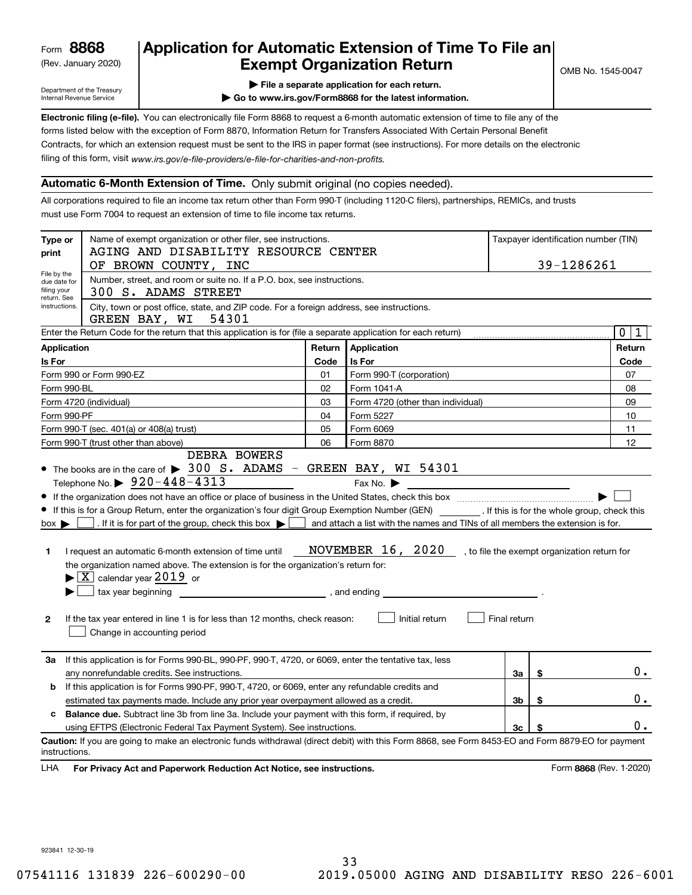Form **8868**
(Rev. January 2020)

Department of the Treasury
Internal Revenue Service

# Application for Automatic Extension of Time To File an Exempt Organization Return

OMB No. 1545-0047

▶ File a separate application for each return.

▶ Go to www.irs.gov/Form8868 for the latest information.

**Electronic filing (e-file).** You can electronically file Form 8868 to request a 6-month automatic extension of time to file any of the forms listed below with the exception of Form 8870, Information Return for Transfers Associated With Certain Personal Benefit Contracts, for which an extension request must be sent to the IRS in paper format (see instructions). For more details on the electronic filing of this form, visit *www.irs.gov/e-file-providers/e-file-for-charities-and-non-profits.*

## Automatic 6-Month Extension of Time. Only submit original (no copies needed).

All corporations required to file an income tax return other than Form 990-T (including 1120-C filers), partnerships, REMICs, and trusts must use Form 7004 to request an extension of time to file income tax returns.

**Type or print**

File by the due date for filing your return. See instructions.

Name of exempt organization or other filer, see instructions.
AGING AND DISABILITY RESOURCE CENTER OF BROWN COUNTY, INC

Taxpayer identification number (TIN)
39-1286261

Number, street, and room or suite no. If a P.O. box, see instructions.
300 S. ADAMS STREET

City, town or post office, state, and ZIP code. For a foreign address, see instructions.
GREEN BAY, WI 54301

Enter the Return Code for the return that this application is for (file a separate application for each return): 0 1

| Application Is For | Return Code | Application Is For | Return Code |
|---|---|---|---|
| Form 990 or Form 990-EZ | 01 | Form 990-T (corporation) | 07 |
| Form 990-BL | 02 | Form 1041-A | 08 |
| Form 4720 (individual) | 03 | Form 4720 (other than individual) | 09 |
| Form 990-PF | 04 | Form 5227 | 10 |
| Form 990-T (sec. 401(a) or 408(a) trust) | 05 | Form 6069 | 11 |
| Form 990-T (trust other than above) | 06 | Form 8870 | 12 |

- The books are in the care of ▶ DEBRA BOWERS 300 S. ADAMS - GREEN BAY, WI 54301
  Telephone No. ▶ 920-448-4313 Fax No. ▶
- If the organization does not have an office or place of business in the United States, check this box ▶ ☐
- If this is for a Group Return, enter the organization's four digit Group Exemption Number (GEN) ______ . If this is for the whole group, check this box ▶ ☐ . If it is for part of the group, check this box ▶ ☐ and attach a list with the names and TINs of all members the extension is for.

**1** I request an automatic 6-month extension of time until NOVEMBER 16, 2020 , to file the exempt organization return for the organization named above. The extension is for the organization's return for:
▶ ☒ calendar year 2019 or
▶ ☐ tax year beginning ______________, and ending ______________ .

**2** If the tax year entered in line 1 is for less than 12 months, check reason: ☐ Initial return ☐ Final return
☐ Change in accounting period

| | | | |
|---|---|---|---|
| **3a** | If this application is for Forms 990-BL, 990-PF, 990-T, 4720, or 6069, enter the tentative tax, less any nonrefundable credits. See instructions. | 3a | $ 0. |
| **b** | If this application is for Forms 990-PF, 990-T, 4720, or 6069, enter any refundable credits and estimated tax payments made. Include any prior year overpayment allowed as a credit. | 3b | $ 0. |
| **c** | **Balance due.** Subtract line 3b from line 3a. Include your payment with this form, if required, by using EFTPS (Electronic Federal Tax Payment System). See instructions. | 3c | $ 0. |

**Caution:** If you are going to make an electronic funds withdrawal (direct debit) with this Form 8868, see Form 8453-EO and Form 8879-EO for payment instructions.

LHA **For Privacy Act and Paperwork Reduction Act Notice, see instructions.** Form **8868** (Rev. 1-2020)

923841 12-30-19

07541116 131839 226-600290-00 2019.05000 AGING AND DISABILITY RESO 226-6001